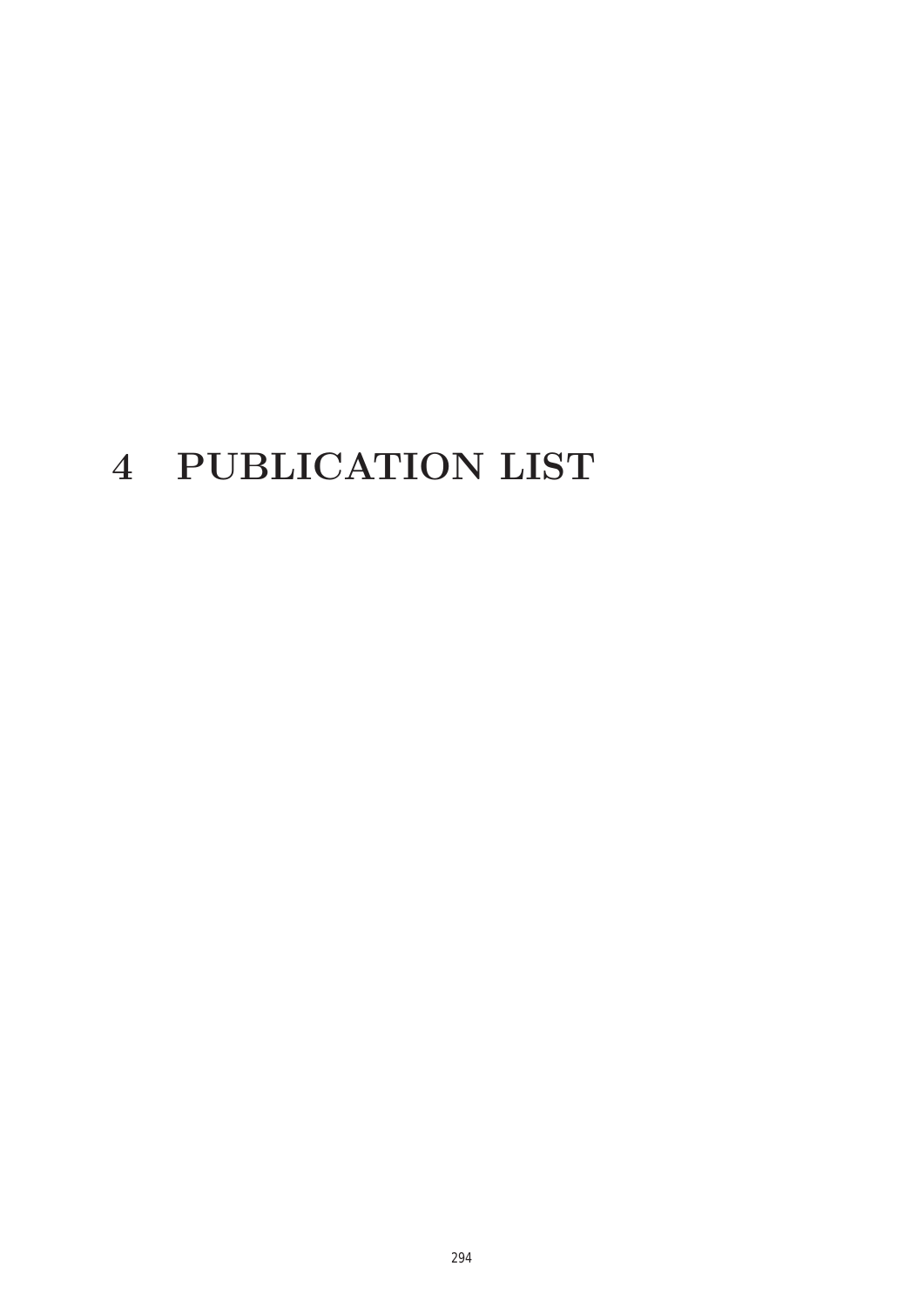# 4 PUBLICATION LIST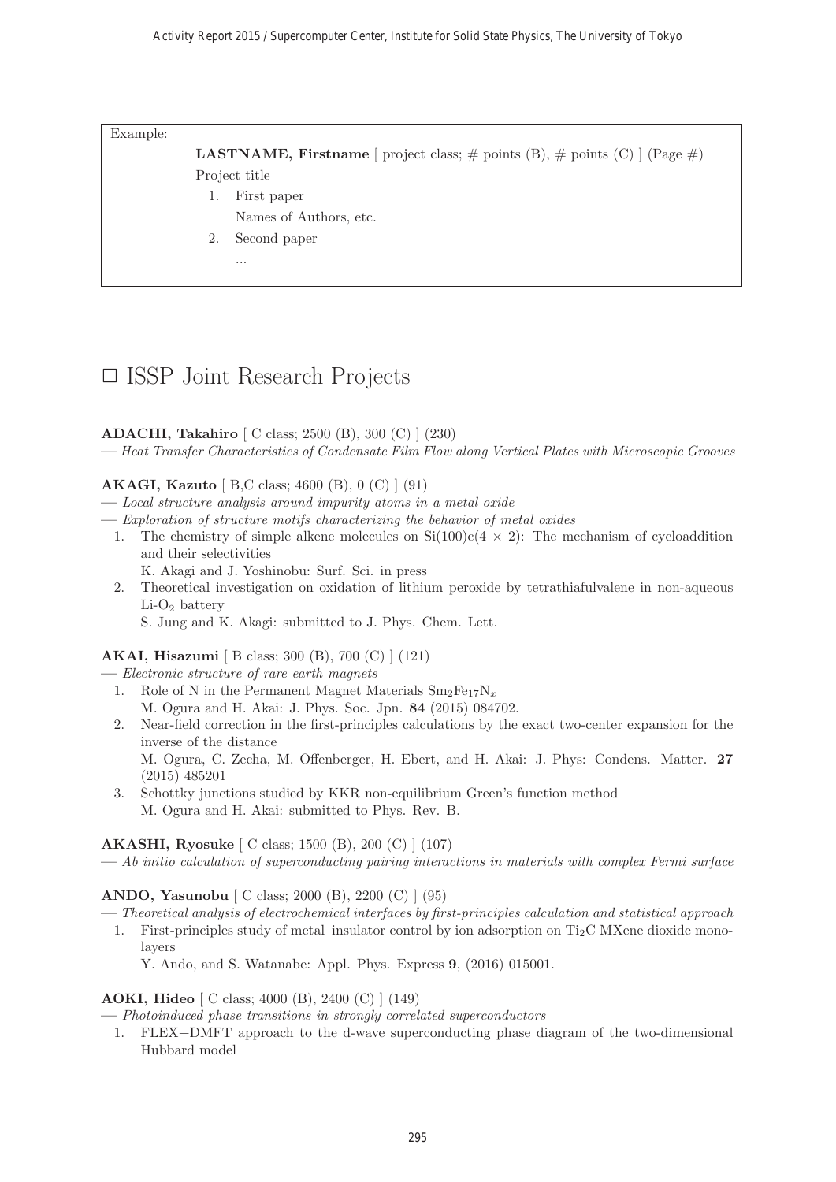Example:

**LASTNAME, Firstname** [ project class; # points (B), # points (C) ] (Page #)
Project title

1. First paper
   Names of Authors, etc.
2. Second paper
   ...

# □ ISSP Joint Research Projects

**ADACHI, Takahiro** [ C class; 2500 (B), 300 (C) ] (230)
— *Heat Transfer Characteristics of Condensate Film Flow along Vertical Plates with Microscopic Grooves*

**AKAGI, Kazuto** [ B,C class; 4600 (B), 0 (C) ] (91)
— *Local structure analysis around impurity atoms in a metal oxide*
— *Exploration of structure motifs characterizing the behavior of metal oxides*

1. The chemistry of simple alkene molecules on Si(100)c(4 × 2): The mechanism of cycloaddition and their selectivities
   K. Akagi and J. Yoshinobu: Surf. Sci. in press
2. Theoretical investigation on oxidation of lithium peroxide by tetrathiafulvalene in non-aqueous Li-$O_2$ battery
   S. Jung and K. Akagi: submitted to J. Phys. Chem. Lett.

**AKAI, Hisazumi** [ B class; 300 (B), 700 (C) ] (121)
— *Electronic structure of rare earth magnets*

1. Role of N in the Permanent Magnet Materials $Sm_2Fe_{17}N_x$
   M. Ogura and H. Akai: J. Phys. Soc. Jpn. **84** (2015) 084702.
2. Near-field correction in the first-principles calculations by the exact two-center expansion for the inverse of the distance
   M. Ogura, C. Zecha, M. Offenberger, H. Ebert, and H. Akai: J. Phys: Condens. Matter. **27** (2015) 485201
3. Schottky junctions studied by KKR non-equilibrium Green's function method
   M. Ogura and H. Akai: submitted to Phys. Rev. B.

**AKASHI, Ryosuke** [ C class; 1500 (B), 200 (C) ] (107)
— *Ab initio calculation of superconducting pairing interactions in materials with complex Fermi surface*

**ANDO, Yasunobu** [ C class; 2000 (B), 2200 (C) ] (95)
— *Theoretical analysis of electrochemical interfaces by first-principles calculation and statistical approach*

1. First-principles study of metal–insulator control by ion adsorption on $Ti_2C$ MXene dioxide monolayers
   Y. Ando, and S. Watanabe: Appl. Phys. Express **9**, (2016) 015001.

**AOKI, Hideo** [ C class; 4000 (B), 2400 (C) ] (149)
— *Photoinduced phase transitions in strongly correlated superconductors*

1. FLEX+DMFT approach to the d-wave superconducting phase diagram of the two-dimensional Hubbard model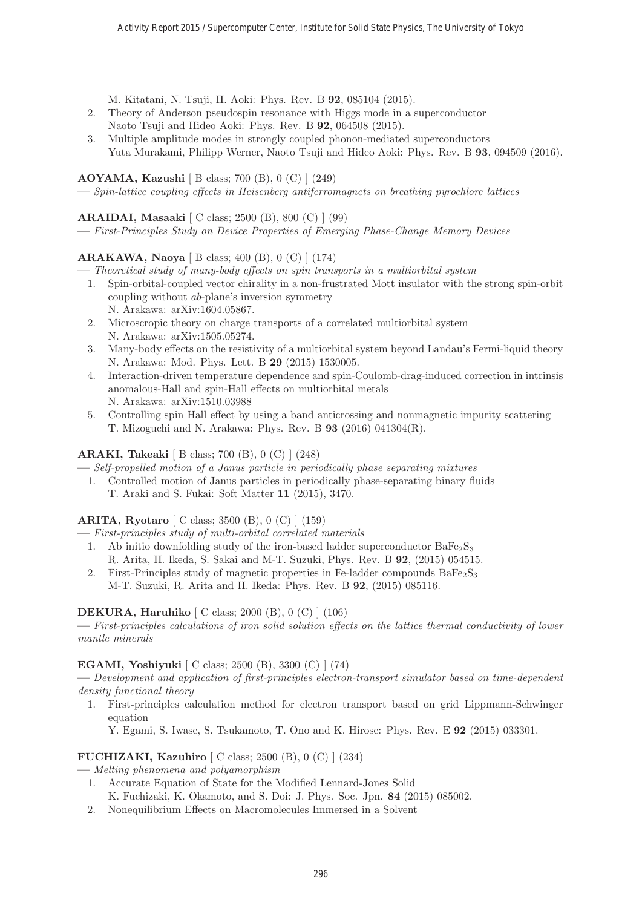M. Kitatani, N. Tsuji, H. Aoki: Phys. Rev. B **92**, 085104 (2015).

2. Theory of Anderson pseudospin resonance with Higgs mode in a superconductor
   Naoto Tsuji and Hideo Aoki: Phys. Rev. B **92**, 064508 (2015).
3. Multiple amplitude modes in strongly coupled phonon-mediated superconductors
   Yuta Murakami, Philipp Werner, Naoto Tsuji and Hideo Aoki: Phys. Rev. B **93**, 094509 (2016).

**AOYAMA, Kazushi** [ B class; 700 (B), 0 (C) ] (249)
— *Spin-lattice coupling effects in Heisenberg antiferromagnets on breathing pyrochlore lattices*

**ARAIDAI, Masaaki** [ C class; 2500 (B), 800 (C) ] (99)
— *First-Principles Study on Device Properties of Emerging Phase-Change Memory Devices*

**ARAKAWA, Naoya** [ B class; 400 (B), 0 (C) ] (174)
— *Theoretical study of many-body effects on spin transports in a multiorbital system*

1. Spin-orbital-coupled vector chirality in a non-frustrated Mott insulator with the strong spin-orbit coupling without *ab*-plane's inversion symmetry
   N. Arakawa: arXiv:1604.05867.
2. Microscropic theory on charge transports of a correlated multiorbital system
   N. Arakawa: arXiv:1505.05274.
3. Many-body effects on the resistivity of a multiorbital system beyond Landau's Fermi-liquid theory
   N. Arakawa: Mod. Phys. Lett. B **29** (2015) 1530005.
4. Interaction-driven temperature dependence and spin-Coulomb-drag-induced correction in intrinsis anomalous-Hall and spin-Hall effects on multiorbital metals
   N. Arakawa: arXiv:1510.03988
5. Controlling spin Hall effect by using a band anticrossing and nonmagnetic impurity scattering
   T. Mizoguchi and N. Arakawa: Phys. Rev. B **93** (2016) 041304(R).

**ARAKI, Takeaki** [ B class; 700 (B), 0 (C) ] (248)
— *Self-propelled motion of a Janus particle in periodically phase separating mixtures*

1. Controlled motion of Janus particles in periodically phase-separating binary fluids
   T. Araki and S. Fukai: Soft Matter **11** (2015), 3470.

**ARITA, Ryotaro** [ C class; 3500 (B), 0 (C) ] (159)
— *First-principles study of multi-orbital correlated materials*

1. Ab initio downfolding study of the iron-based ladder superconductor $BaFe_2S_3$
   R. Arita, H. Ikeda, S. Sakai and M-T. Suzuki, Phys. Rev. B **92**, (2015) 054515.
2. First-Principles study of magnetic properties in Fe-ladder compounds $BaFe_2S_3$
   M-T. Suzuki, R. Arita and H. Ikeda: Phys. Rev. B **92**, (2015) 085116.

**DEKURA, Haruhiko** [ C class; 2000 (B), 0 (C) ] (106)
— *First-principles calculations of iron solid solution effects on the lattice thermal conductivity of lower mantle minerals*

**EGAMI, Yoshiyuki** [ C class; 2500 (B), 3300 (C) ] (74)
— *Development and application of first-principles electron-transport simulator based on time-dependent density functional theory*

1. First-principles calculation method for electron transport based on grid Lippmann-Schwinger equation
   Y. Egami, S. Iwase, S. Tsukamoto, T. Ono and K. Hirose: Phys. Rev. E **92** (2015) 033301.

**FUCHIZAKI, Kazuhiro** [ C class; 2500 (B), 0 (C) ] (234)
— *Melting phenomena and polyamorphism*

1. Accurate Equation of State for the Modified Lennard-Jones Solid
   K. Fuchizaki, K. Okamoto, and S. Doi: J. Phys. Soc. Jpn. **84** (2015) 085002.
2. Nonequilibrium Effects on Macromolecules Immersed in a Solvent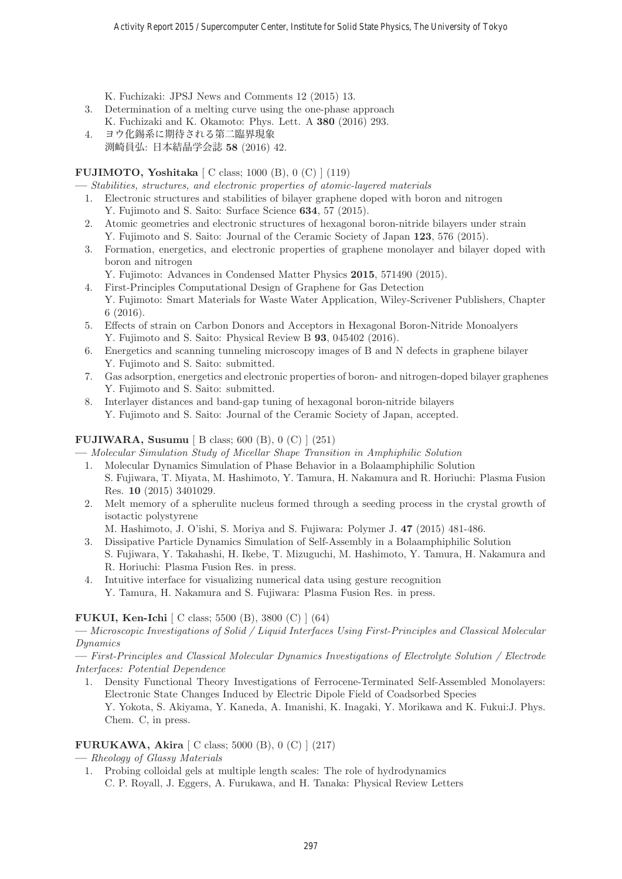K. Fuchizaki: JPSJ News and Comments 12 (2015) 13.

3. Determination of a melting curve using the one-phase approach
   K. Fuchizaki and K. Okamoto: Phys. Lett. A **380** (2016) 293.
4. ヨウ化錫系に期待される第二臨界現象
   渕崎員弘: 日本結晶学会誌 **58** (2016) 42.

**FUJIMOTO, Yoshitaka** [ C class; 1000 (B), 0 (C) ] (119)

— *Stabilities, structures, and electronic properties of atomic-layered materials*

1. Electronic structures and stabilities of bilayer graphene doped with boron and nitrogen
   Y. Fujimoto and S. Saito: Surface Science **634**, 57 (2015).
2. Atomic geometries and electronic structures of hexagonal boron-nitride bilayers under strain
   Y. Fujimoto and S. Saito: Journal of the Ceramic Society of Japan **123**, 576 (2015).
3. Formation, energetics, and electronic properties of graphene monolayer and bilayer doped with boron and nitrogen
   Y. Fujimoto: Advances in Condensed Matter Physics **2015**, 571490 (2015).
4. First-Principles Computational Design of Graphene for Gas Detection
   Y. Fujimoto: Smart Materials for Waste Water Application, Wiley-Scrivener Publishers, Chapter 6 (2016).
5. Effects of strain on Carbon Donors and Acceptors in Hexagonal Boron-Nitride Monoalyers
   Y. Fujimoto and S. Saito: Physical Review B **93**, 045402 (2016).
6. Energetics and scanning tunneling microscopy images of B and N defects in graphene bilayer
   Y. Fujimoto and S. Saito: submitted.
7. Gas adsorption, energetics and electronic properties of boron- and nitrogen-doped bilayer graphenes
   Y. Fujimoto and S. Saito: submitted.
8. Interlayer distances and band-gap tuning of hexagonal boron-nitride bilayers
   Y. Fujimoto and S. Saito: Journal of the Ceramic Society of Japan, accepted.

**FUJIWARA, Susumu** [ B class; 600 (B), 0 (C) ] (251)

— *Molecular Simulation Study of Micellar Shape Transition in Amphiphilic Solution*

1. Molecular Dynamics Simulation of Phase Behavior in a Bolaamphiphilic Solution
   S. Fujiwara, T. Miyata, M. Hashimoto, Y. Tamura, H. Nakamura and R. Horiuchi: Plasma Fusion Res. **10** (2015) 3401029.
2. Melt memory of a spherulite nucleus formed through a seeding process in the crystal growth of isotactic polystyrene
   M. Hashimoto, J. O'ishi, S. Moriya and S. Fujiwara: Polymer J. **47** (2015) 481-486.
3. Dissipative Particle Dynamics Simulation of Self-Assembly in a Bolaamphiphilic Solution
   S. Fujiwara, Y. Takahashi, H. Ikebe, T. Mizuguchi, M. Hashimoto, Y. Tamura, H. Nakamura and R. Horiuchi: Plasma Fusion Res. in press.
4. Intuitive interface for visualizing numerical data using gesture recognition
   Y. Tamura, H. Nakamura and S. Fujiwara: Plasma Fusion Res. in press.

**FUKUI, Ken-Ichi** [ C class; 5500 (B), 3800 (C) ] (64)

— *Microscopic Investigations of Solid / Liquid Interfaces Using First-Principles and Classical Molecular Dynamics*

— *First-Principles and Classical Molecular Dynamics Investigations of Electrolyte Solution / Electrode Interfaces: Potential Dependence*

1. Density Functional Theory Investigations of Ferrocene-Terminated Self-Assembled Monolayers: Electronic State Changes Induced by Electric Dipole Field of Coadsorbed Species
   Y. Yokota, S. Akiyama, Y. Kaneda, A. Imanishi, K. Inagaki, Y. Morikawa and K. Fukui:J. Phys. Chem. C, in press.

**FURUKAWA, Akira** [ C class; 5000 (B), 0 (C) ] (217)

— *Rheology of Glassy Materials*

1. Probing colloidal gels at multiple length scales: The role of hydrodynamics
   C. P. Royall, J. Eggers, A. Furukawa, and H. Tanaka: Physical Review Letters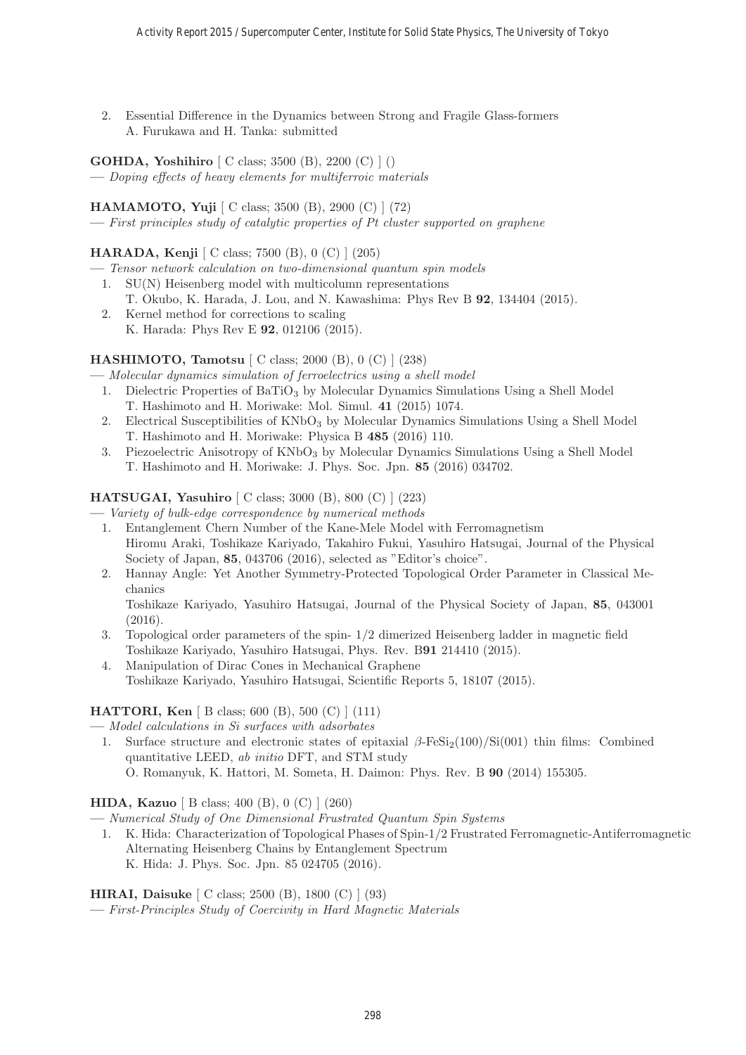2. Essential Difference in the Dynamics between Strong and Fragile Glass-formers
   A. Furukawa and H. Tanka: submitted

**GOHDA, Yoshihiro** [ C class; 3500 (B), 2200 (C) ] ()

— *Doping effects of heavy elements for multiferroic materials*

**HAMAMOTO, Yuji** [ C class; 3500 (B), 2900 (C) ] (72)

— *First principles study of catalytic properties of Pt cluster supported on graphene*

**HARADA, Kenji** [ C class; 7500 (B), 0 (C) ] (205)

— *Tensor network calculation on two-dimensional quantum spin models*

1. SU(N) Heisenberg model with multicolumn representations
   T. Okubo, K. Harada, J. Lou, and N. Kawashima: Phys Rev B **92**, 134404 (2015).
2. Kernel method for corrections to scaling
   K. Harada: Phys Rev E **92**, 012106 (2015).

**HASHIMOTO, Tamotsu** [ C class; 2000 (B), 0 (C) ] (238)

— *Molecular dynamics simulation of ferroelectrics using a shell model*

1. Dielectric Properties of $BaTiO_3$ by Molecular Dynamics Simulations Using a Shell Model
   T. Hashimoto and H. Moriwake: Mol. Simul. **41** (2015) 1074.
2. Electrical Susceptibilities of $KNbO_3$ by Molecular Dynamics Simulations Using a Shell Model
   T. Hashimoto and H. Moriwake: Physica B **485** (2016) 110.
3. Piezoelectric Anisotropy of $KNbO_3$ by Molecular Dynamics Simulations Using a Shell Model
   T. Hashimoto and H. Moriwake: J. Phys. Soc. Jpn. **85** (2016) 034702.

**HATSUGAI, Yasuhiro** [ C class; 3000 (B), 800 (C) ] (223)

— *Variety of bulk-edge correspondence by numerical methods*

1. Entanglement Chern Number of the Kane-Mele Model with Ferromagnetism
   Hiromu Araki, Toshikaze Kariyado, Takahiro Fukui, Yasuhiro Hatsugai, Journal of the Physical Society of Japan, **85**, 043706 (2016), selected as "Editor's choice".
2. Hannay Angle: Yet Another Symmetry-Protected Topological Order Parameter in Classical Mechanics
   Toshikaze Kariyado, Yasuhiro Hatsugai, Journal of the Physical Society of Japan, **85**, 043001 (2016).
3. Topological order parameters of the spin- 1/2 dimerized Heisenberg ladder in magnetic field
   Toshikaze Kariyado, Yasuhiro Hatsugai, Phys. Rev. B**91** 214410 (2015).
4. Manipulation of Dirac Cones in Mechanical Graphene
   Toshikaze Kariyado, Yasuhiro Hatsugai, Scientific Reports 5, 18107 (2015).

**HATTORI, Ken** [ B class; 600 (B), 500 (C) ] (111)

— *Model calculations in Si surfaces with adsorbates*

1. Surface structure and electronic states of epitaxial $\beta$-$FeSi_2$(100)/Si(001) thin films: Combined quantitative LEED, *ab initio* DFT, and STM study
   O. Romanyuk, K. Hattori, M. Someta, H. Daimon: Phys. Rev. B **90** (2014) 155305.

**HIDA, Kazuo** [ B class; 400 (B), 0 (C) ] (260)

— *Numerical Study of One Dimensional Frustrated Quantum Spin Systems*

1. K. Hida: Characterization of Topological Phases of Spin-1/2 Frustrated Ferromagnetic-Antiferromagnetic Alternating Heisenberg Chains by Entanglement Spectrum
   K. Hida: J. Phys. Soc. Jpn. 85 024705 (2016).

**HIRAI, Daisuke** [ C class; 2500 (B), 1800 (C) ] (93)

— *First-Principles Study of Coercivity in Hard Magnetic Materials*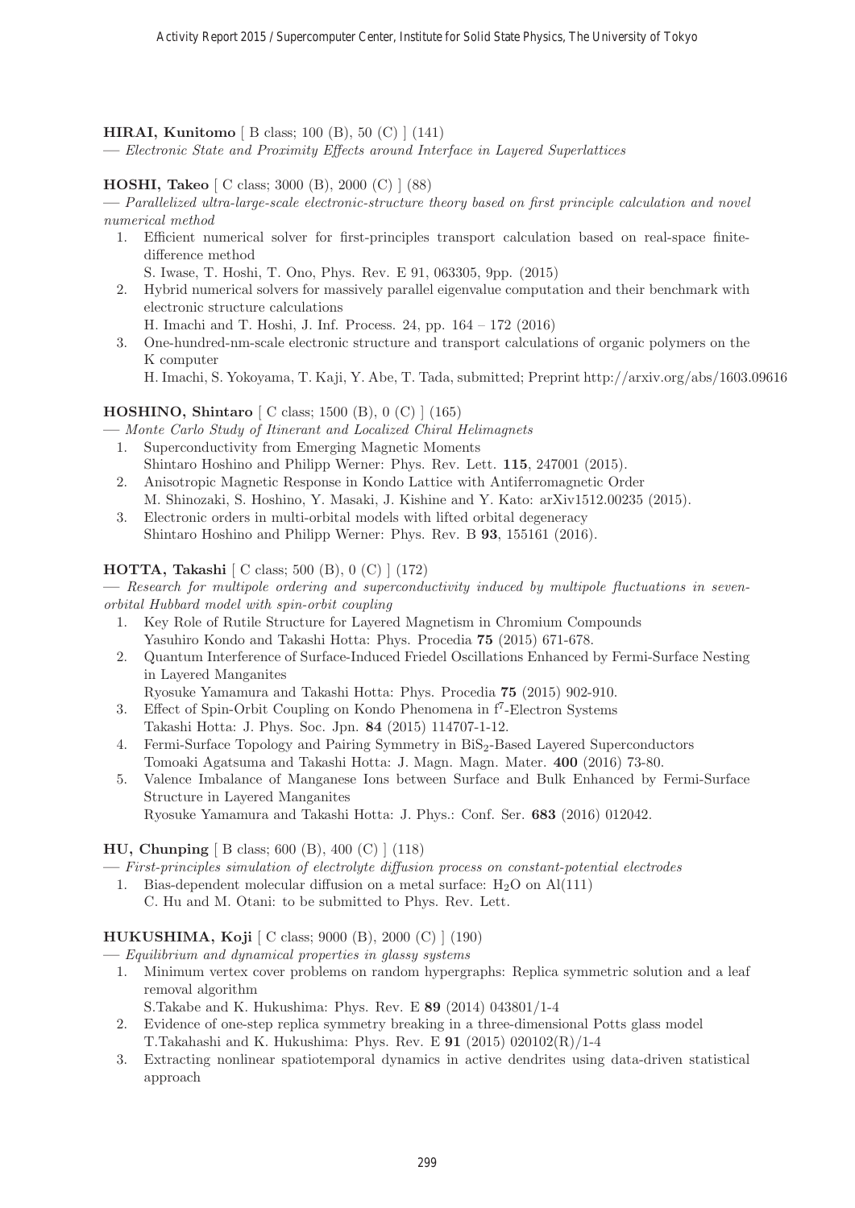**HIRAI, Kunitomo** [ B class; 100 (B), 50 (C) ] (141)

— *Electronic State and Proximity Effects around Interface in Layered Superlattices*

**HOSHI, Takeo** [ C class; 3000 (B), 2000 (C) ] (88)

— *Parallelized ultra-large-scale electronic-structure theory based on first principle calculation and novel numerical method*

1. Efficient numerical solver for first-principles transport calculation based on real-space finite-difference method
   S. Iwase, T. Hoshi, T. Ono, Phys. Rev. E 91, 063305, 9pp. (2015)
2. Hybrid numerical solvers for massively parallel eigenvalue computation and their benchmark with electronic structure calculations
   H. Imachi and T. Hoshi, J. Inf. Process. 24, pp. 164 – 172 (2016)
3. One-hundred-nm-scale electronic structure and transport calculations of organic polymers on the K computer
   H. Imachi, S. Yokoyama, T. Kaji, Y. Abe, T. Tada, submitted; Preprint http://arxiv.org/abs/1603.09616

**HOSHINO, Shintaro** [ C class; 1500 (B), 0 (C) ] (165)

— *Monte Carlo Study of Itinerant and Localized Chiral Helimagnets*

1. Superconductivity from Emerging Magnetic Moments
   Shintaro Hoshino and Philipp Werner: Phys. Rev. Lett. **115**, 247001 (2015).
2. Anisotropic Magnetic Response in Kondo Lattice with Antiferromagnetic Order
   M. Shinozaki, S. Hoshino, Y. Masaki, J. Kishine and Y. Kato: arXiv1512.00235 (2015).
3. Electronic orders in multi-orbital models with lifted orbital degeneracy
   Shintaro Hoshino and Philipp Werner: Phys. Rev. B **93**, 155161 (2016).

**HOTTA, Takashi** [ C class; 500 (B), 0 (C) ] (172)

— *Research for multipole ordering and superconductivity induced by multipole fluctuations in seven-orbital Hubbard model with spin-orbit coupling*

1. Key Role of Rutile Structure for Layered Magnetism in Chromium Compounds
   Yasuhiro Kondo and Takashi Hotta: Phys. Procedia **75** (2015) 671-678.
2. Quantum Interference of Surface-Induced Friedel Oscillations Enhanced by Fermi-Surface Nesting in Layered Manganites
   Ryosuke Yamamura and Takashi Hotta: Phys. Procedia **75** (2015) 902-910.
3. Effect of Spin-Orbit Coupling on Kondo Phenomena in $f^7$-Electron Systems
   Takashi Hotta: J. Phys. Soc. Jpn. **84** (2015) 114707-1-12.
4. Fermi-Surface Topology and Pairing Symmetry in $BiS_2$-Based Layered Superconductors
   Tomoaki Agatsuma and Takashi Hotta: J. Magn. Magn. Mater. **400** (2016) 73-80.
5. Valence Imbalance of Manganese Ions between Surface and Bulk Enhanced by Fermi-Surface Structure in Layered Manganites
   Ryosuke Yamamura and Takashi Hotta: J. Phys.: Conf. Ser. **683** (2016) 012042.

**HU, Chunping** [ B class; 600 (B), 400 (C) ] (118)

— *First-principles simulation of electrolyte diffusion process on constant-potential electrodes*

1. Bias-dependent molecular diffusion on a metal surface: $H_2O$ on Al(111)
   C. Hu and M. Otani: to be submitted to Phys. Rev. Lett.

**HUKUSHIMA, Koji** [ C class; 9000 (B), 2000 (C) ] (190)

— *Equilibrium and dynamical properties in glassy systems*

1. Minimum vertex cover problems on random hypergraphs: Replica symmetric solution and a leaf removal algorithm
   S.Takabe and K. Hukushima: Phys. Rev. E **89** (2014) 043801/1-4
2. Evidence of one-step replica symmetry breaking in a three-dimensional Potts glass model
   T.Takahashi and K. Hukushima: Phys. Rev. E **91** (2015) 020102(R)/1-4
3. Extracting nonlinear spatiotemporal dynamics in active dendrites using data-driven statistical approach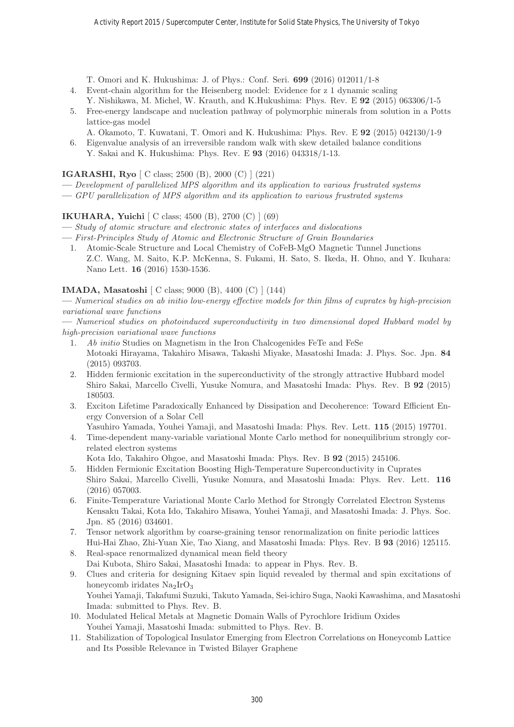T. Omori and K. Hukushima: J. of Phys.: Conf. Seri. **699** (2016) 012011/1-8

4. Event-chain algorithm for the Heisenberg model: Evidence for z 1 dynamic scaling
   Y. Nishikawa, M. Michel, W. Krauth, and K.Hukushima: Phys. Rev. E **92** (2015) 063306/1-5
5. Free-energy landscape and nucleation pathway of polymorphic minerals from solution in a Potts lattice-gas model
   A. Okamoto, T. Kuwatani, T. Omori and K. Hukushima: Phys. Rev. E **92** (2015) 042130/1-9
6. Eigenvalue analysis of an irreversible random walk with skew detailed balance conditions
   Y. Sakai and K. Hukushima: Phys. Rev. E **93** (2016) 043318/1-13.

**IGARASHI, Ryo** [ C class; 2500 (B), 2000 (C) ] (221)

— *Development of parallelized MPS algorithm and its application to various frustrated systems*

— *GPU parallelization of MPS algorithm and its application to various frustrated systems*

**IKUHARA, Yuichi** [ C class; 4500 (B), 2700 (C) ] (69)

— *Study of atomic structure and electronic states of interfaces and dislocations*

— *First-Principles Study of Atomic and Electronic Structure of Grain Boundaries*

1. Atomic-Scale Structure and Local Chemistry of CoFeB-MgO Magnetic Tunnel Junctions
   Z.C. Wang, M. Saito, K.P. McKenna, S. Fukami, H. Sato, S. Ikeda, H. Ohno, and Y. Ikuhara: Nano Lett. **16** (2016) 1530-1536.

**IMADA, Masatoshi** [ C class; 9000 (B), 4400 (C) ] (144)

— *Numerical studies on ab initio low-energy effective models for thin films of cuprates by high-precision variational wave functions*

— *Numerical studies on photoinduced superconductivity in two dimensional doped Hubbard model by high-precision variational wave functions*

1. *Ab initio* Studies on Magnetism in the Iron Chalcogenides FeTe and FeSe
   Motoaki Hirayama, Takahiro Misawa, Takashi Miyake, Masatoshi Imada: J. Phys. Soc. Jpn. **84** (2015) 093703.
2. Hidden fermionic excitation in the superconductivity of the strongly attractive Hubbard model
   Shiro Sakai, Marcello Civelli, Yusuke Nomura, and Masatoshi Imada: Phys. Rev. B **92** (2015) 180503.
3. Exciton Lifetime Paradoxically Enhanced by Dissipation and Decoherence: Toward Efficient Energy Conversion of a Solar Cell
   Yasuhiro Yamada, Youhei Yamaji, and Masatoshi Imada: Phys. Rev. Lett. **115** (2015) 197701.
4. Time-dependent many-variable variational Monte Carlo method for nonequilibrium strongly correlated electron systems
   Kota Ido, Takahiro Ohgoe, and Masatoshi Imada: Phys. Rev. B **92** (2015) 245106.
5. Hidden Fermionic Excitation Boosting High-Temperature Superconductivity in Cuprates
   Shiro Sakai, Marcello Civelli, Yusuke Nomura, and Masatoshi Imada: Phys. Rev. Lett. **116** (2016) 057003.
6. Finite-Temperature Variational Monte Carlo Method for Strongly Correlated Electron Systems
   Kensaku Takai, Kota Ido, Takahiro Misawa, Youhei Yamaji, and Masatoshi Imada: J. Phys. Soc. Jpn. 85 (2016) 034601.
7. Tensor network algorithm by coarse-graining tensor renormalization on finite periodic lattices
   Hui-Hai Zhao, Zhi-Yuan Xie, Tao Xiang, and Masatoshi Imada: Phys. Rev. B **93** (2016) 125115.
8. Real-space renormalized dynamical mean field theory
   Dai Kubota, Shiro Sakai, Masatoshi Imada: to appear in Phys. Rev. B.
9. Clues and criteria for designing Kitaev spin liquid revealed by thermal and spin excitations of honeycomb iridates $Na_2IrO_3$
   Youhei Yamaji, Takafumi Suzuki, Takuto Yamada, Sei-ichiro Suga, Naoki Kawashima, and Masatoshi Imada: submitted to Phys. Rev. B.
10. Modulated Helical Metals at Magnetic Domain Walls of Pyrochlore Iridium Oxides
    Youhei Yamaji, Masatoshi Imada: submitted to Phys. Rev. B.
11. Stabilization of Topological Insulator Emerging from Electron Correlations on Honeycomb Lattice and Its Possible Relevance in Twisted Bilayer Graphene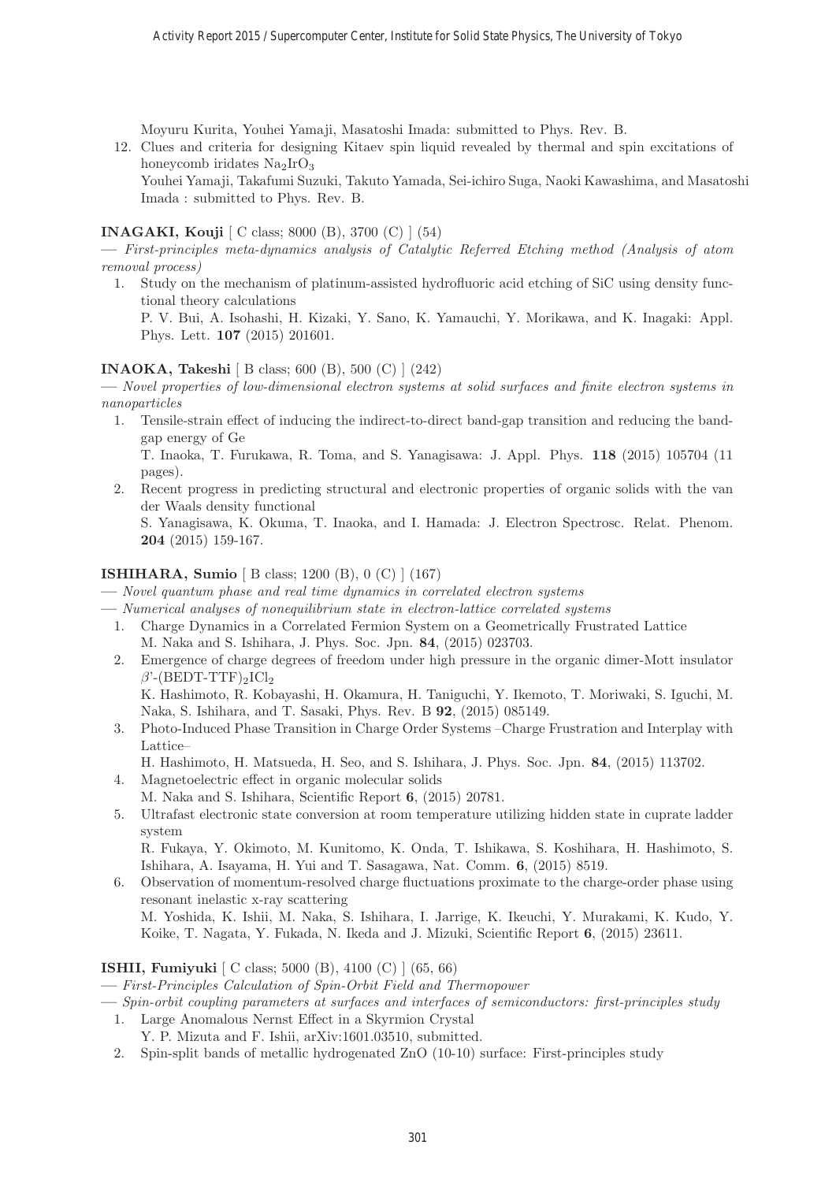Moyuru Kurita, Youhei Yamaji, Masatoshi Imada: submitted to Phys. Rev. B.

12. Clues and criteria for designing Kitaev spin liquid revealed by thermal and spin excitations of honeycomb iridates $Na_2IrO_3$
    Youhei Yamaji, Takafumi Suzuki, Takuto Yamada, Sei-ichiro Suga, Naoki Kawashima, and Masatoshi Imada : submitted to Phys. Rev. B.

**INAGAKI, Kouji** [ C class; 8000 (B), 3700 (C) ] (54)

— *First-principles meta-dynamics analysis of Catalytic Referred Etching method (Analysis of atom removal process)*

1. Study on the mechanism of platinum-assisted hydrofluoric acid etching of SiC using density functional theory calculations
   P. V. Bui, A. Isohashi, H. Kizaki, Y. Sano, K. Yamauchi, Y. Morikawa, and K. Inagaki: Appl. Phys. Lett. **107** (2015) 201601.

**INAOKA, Takeshi** [ B class; 600 (B), 500 (C) ] (242)

— *Novel properties of low-dimensional electron systems at solid surfaces and finite electron systems in nanoparticles*

1. Tensile-strain effect of inducing the indirect-to-direct band-gap transition and reducing the band-gap energy of Ge
   T. Inaoka, T. Furukawa, R. Toma, and S. Yanagisawa: J. Appl. Phys. **118** (2015) 105704 (11 pages).
2. Recent progress in predicting structural and electronic properties of organic solids with the van der Waals density functional
   S. Yanagisawa, K. Okuma, T. Inaoka, and I. Hamada: J. Electron Spectrosc. Relat. Phenom. **204** (2015) 159-167.

**ISHIHARA, Sumio** [ B class; 1200 (B), 0 (C) ] (167)

— *Novel quantum phase and real time dynamics in correlated electron systems*

— *Numerical analyses of nonequilibrium state in electron-lattice correlated systems*

1. Charge Dynamics in a Correlated Fermion System on a Geometrically Frustrated Lattice
   M. Naka and S. Ishihara, J. Phys. Soc. Jpn. **84**, (2015) 023703.
2. Emergence of charge degrees of freedom under high pressure in the organic dimer-Mott insulator $\beta$'-$(BEDT\text{-}TTF)_2ICl_2$
   K. Hashimoto, R. Kobayashi, H. Okamura, H. Taniguchi, Y. Ikemoto, T. Moriwaki, S. Iguchi, M. Naka, S. Ishihara, and T. Sasaki, Phys. Rev. B **92**, (2015) 085149.
3. Photo-Induced Phase Transition in Charge Order Systems –Charge Frustration and Interplay with Lattice–
   H. Hashimoto, H. Matsueda, H. Seo, and S. Ishihara, J. Phys. Soc. Jpn. **84**, (2015) 113702.
4. Magnetoelectric effect in organic molecular solids
   M. Naka and S. Ishihara, Scientific Report **6**, (2015) 20781.
5. Ultrafast electronic state conversion at room temperature utilizing hidden state in cuprate ladder system
   R. Fukaya, Y. Okimoto, M. Kunitomo, K. Onda, T. Ishikawa, S. Koshihara, H. Hashimoto, S. Ishihara, A. Isayama, H. Yui and T. Sasagawa, Nat. Comm. **6**, (2015) 8519.
6. Observation of momentum-resolved charge fluctuations proximate to the charge-order phase using resonant inelastic x-ray scattering
   M. Yoshida, K. Ishii, M. Naka, S. Ishihara, I. Jarrige, K. Ikeuchi, Y. Murakami, K. Kudo, Y. Koike, T. Nagata, Y. Fukada, N. Ikeda and J. Mizuki, Scientific Report **6**, (2015) 23611.

**ISHII, Fumiyuki** [ C class; 5000 (B), 4100 (C) ] (65, 66)

— *First-Principles Calculation of Spin-Orbit Field and Thermopower*

— *Spin-orbit coupling parameters at surfaces and interfaces of semiconductors: first-principles study*

1. Large Anomalous Nernst Effect in a Skyrmion Crystal
   Y. P. Mizuta and F. Ishii, arXiv:1601.03510, submitted.
2. Spin-split bands of metallic hydrogenated ZnO (10-10) surface: First-principles study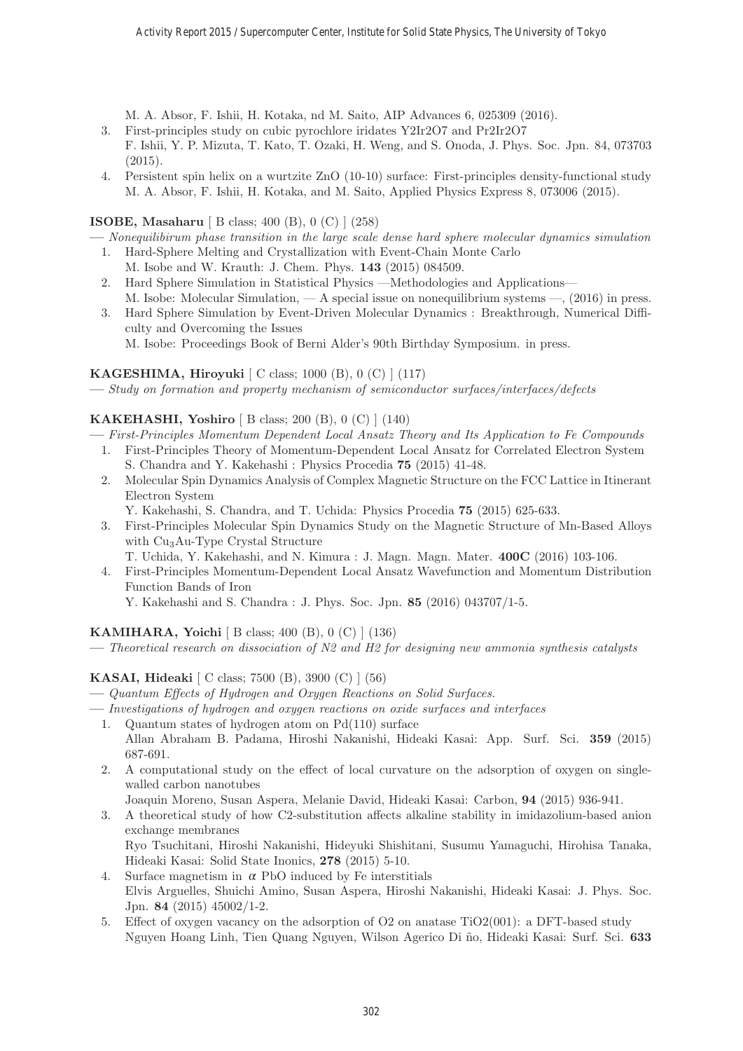M. A. Absor, F. Ishii, H. Kotaka, nd M. Saito, AIP Advances 6, 025309 (2016).

3. First-principles study on cubic pyrochlore iridates Y2Ir2O7 and Pr2Ir2O7
   F. Ishii, Y. P. Mizuta, T. Kato, T. Ozaki, H. Weng, and S. Onoda, J. Phys. Soc. Jpn. 84, 073703 (2015).
4. Persistent spin helix on a wurtzite ZnO (10-10) surface: First-principles density-functional study
   M. A. Absor, F. Ishii, H. Kotaka, and M. Saito, Applied Physics Express 8, 073006 (2015).

**ISOBE, Masaharu** [ B class; 400 (B), 0 (C) ] (258)

— *Nonequilibirum phase transition in the large scale dense hard sphere molecular dynamics simulation*

1. Hard-Sphere Melting and Crystallization with Event-Chain Monte Carlo
   M. Isobe and W. Krauth: J. Chem. Phys. **143** (2015) 084509.
2. Hard Sphere Simulation in Statistical Physics —Methodologies and Applications—
   M. Isobe: Molecular Simulation, — A special issue on nonequilibrium systems —, (2016) in press.
3. Hard Sphere Simulation by Event-Driven Molecular Dynamics : Breakthrough, Numerical Difficulty and Overcoming the Issues
   M. Isobe: Proceedings Book of Berni Alder's 90th Birthday Symposium. in press.

**KAGESHIMA, Hiroyuki** [ C class; 1000 (B), 0 (C) ] (117)

— *Study on formation and property mechanism of semiconductor surfaces/interfaces/defects*

**KAKEHASHI, Yoshiro** [ B class; 200 (B), 0 (C) ] (140)

— *First-Principles Momentum Dependent Local Ansatz Theory and Its Application to Fe Compounds*

1. First-Principles Theory of Momentum-Dependent Local Ansatz for Correlated Electron System
   S. Chandra and Y. Kakehashi : Physics Procedia **75** (2015) 41-48.
2. Molecular Spin Dynamics Analysis of Complex Magnetic Structure on the FCC Lattice in Itinerant Electron System
   Y. Kakehashi, S. Chandra, and T. Uchida: Physics Procedia **75** (2015) 625-633.
3. First-Principles Molecular Spin Dynamics Study on the Magnetic Structure of Mn-Based Alloys with $Cu_3Au$-Type Crystal Structure
   T. Uchida, Y. Kakehashi, and N. Kimura : J. Magn. Magn. Mater. **400C** (2016) 103-106.
4. First-Principles Momentum-Dependent Local Ansatz Wavefunction and Momentum Distribution Function Bands of Iron
   Y. Kakehashi and S. Chandra : J. Phys. Soc. Jpn. **85** (2016) 043707/1-5.

**KAMIHARA, Yoichi** [ B class; 400 (B), 0 (C) ] (136)

— *Theoretical research on dissociation of N2 and H2 for designing new ammonia synthesis catalysts*

**KASAI, Hideaki** [ C class; 7500 (B), 3900 (C) ] (56)

— *Quantum Effects of Hydrogen and Oxygen Reactions on Solid Surfaces.*

— *Investigations of hydrogen and oxygen reactions on oxide surfaces and interfaces*

1. Quantum states of hydrogen atom on Pd(110) surface
   Allan Abraham B. Padama, Hiroshi Nakanishi, Hideaki Kasai: App. Surf. Sci. **359** (2015) 687-691.
2. A computational study on the effect of local curvature on the adsorption of oxygen on single-walled carbon nanotubes
   Joaquin Moreno, Susan Aspera, Melanie David, Hideaki Kasai: Carbon, **94** (2015) 936-941.
3. A theoretical study of how C2-substitution affects alkaline stability in imidazolium-based anion exchange membranes
   Ryo Tsuchitani, Hiroshi Nakanishi, Hideyuki Shishitani, Susumu Yamaguchi, Hirohisa Tanaka, Hideaki Kasai: Solid State Inonics, **278** (2015) 5-10.
4. Surface magnetism in $\alpha$ PbO induced by Fe interstitials
   Elvis Arguelles, Shuichi Amino, Susan Aspera, Hiroshi Nakanishi, Hideaki Kasai: J. Phys. Soc. Jpn. **84** (2015) 45002/1-2.
5. Effect of oxygen vacancy on the adsorption of O2 on anatase TiO2(001): a DFT-based study
   Nguyen Hoang Linh, Tien Quang Nguyen, Wilson Agerico Di ño, Hideaki Kasai: Surf. Sci. **633**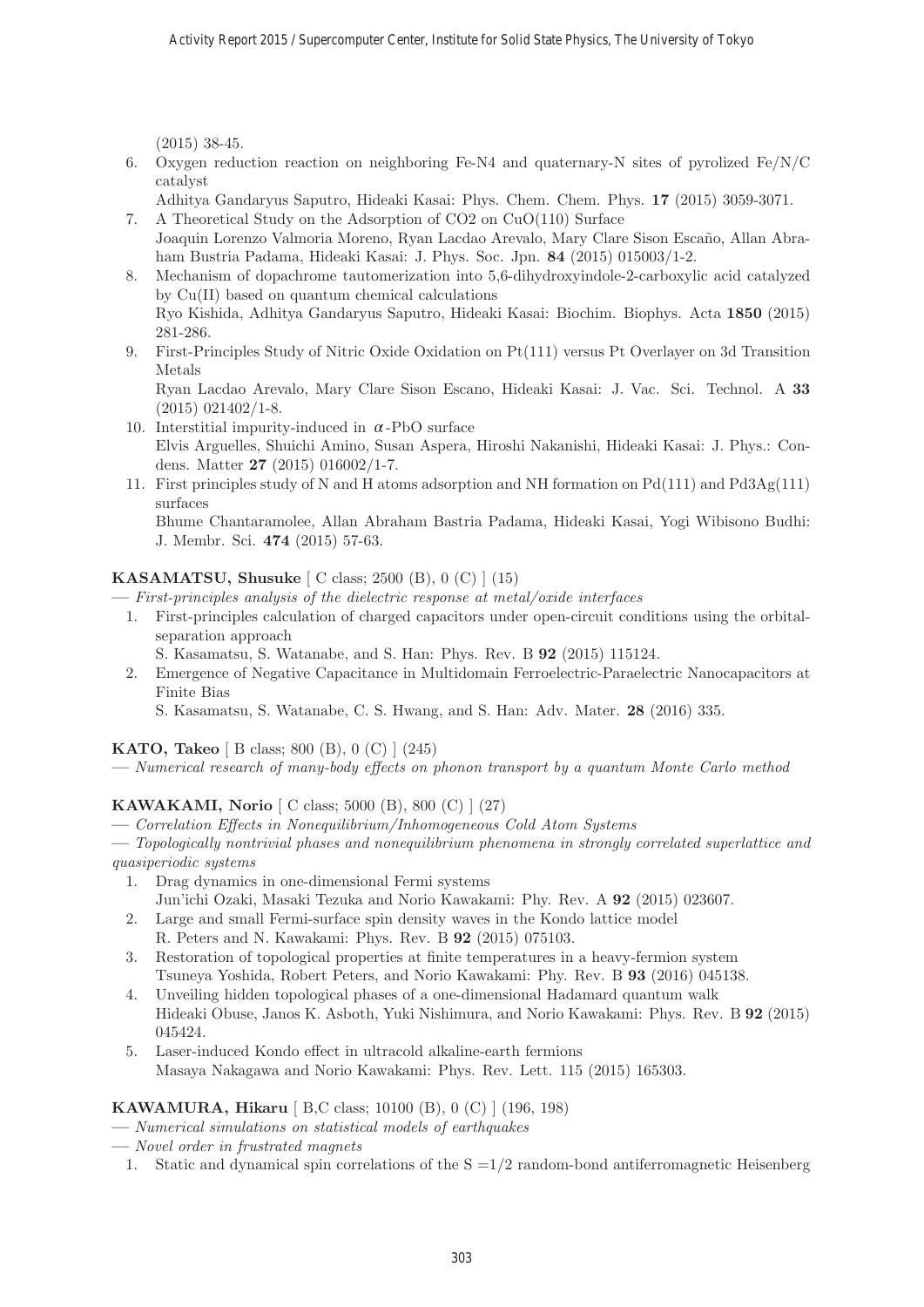(2015) 38-45.

6. Oxygen reduction reaction on neighboring Fe-N4 and quaternary-N sites of pyrolized Fe/N/C catalyst
   Adhitya Gandaryus Saputro, Hideaki Kasai: Phys. Chem. Chem. Phys. **17** (2015) 3059-3071.
7. A Theoretical Study on the Adsorption of CO2 on CuO(110) Surface
   Joaquin Lorenzo Valmoria Moreno, Ryan Lacdao Arevalo, Mary Clare Sison Escaño, Allan Abraham Bustria Padama, Hideaki Kasai: J. Phys. Soc. Jpn. **84** (2015) 015003/1-2.
8. Mechanism of dopachrome tautomerization into 5,6-dihydroxyindole-2-carboxylic acid catalyzed by Cu(II) based on quantum chemical calculations
   Ryo Kishida, Adhitya Gandaryus Saputro, Hideaki Kasai: Biochim. Biophys. Acta **1850** (2015) 281-286.
9. First-Principles Study of Nitric Oxide Oxidation on Pt(111) versus Pt Overlayer on 3d Transition Metals
   Ryan Lacdao Arevalo, Mary Clare Sison Escano, Hideaki Kasai: J. Vac. Sci. Technol. A **33** (2015) 021402/1-8.
10. Interstitial impurity-induced in $\alpha$-PbO surface
    Elvis Arguelles, Shuichi Amino, Susan Aspera, Hiroshi Nakanishi, Hideaki Kasai: J. Phys.: Condens. Matter **27** (2015) 016002/1-7.
11. First principles study of N and H atoms adsorption and NH formation on Pd(111) and Pd3Ag(111) surfaces
    Bhume Chantaramolee, Allan Abraham Bastria Padama, Hideaki Kasai, Yogi Wibisono Budhi: J. Membr. Sci. **474** (2015) 57-63.

**KASAMATSU, Shusuke** [ C class; 2500 (B), 0 (C) ] (15)

— *First-principles analysis of the dielectric response at metal/oxide interfaces*

1. First-principles calculation of charged capacitors under open-circuit conditions using the orbital-separation approach
   S. Kasamatsu, S. Watanabe, and S. Han: Phys. Rev. B **92** (2015) 115124.
2. Emergence of Negative Capacitance in Multidomain Ferroelectric-Paraelectric Nanocapacitors at Finite Bias
   S. Kasamatsu, S. Watanabe, C. S. Hwang, and S. Han: Adv. Mater. **28** (2016) 335.

**KATO, Takeo** [ B class; 800 (B), 0 (C) ] (245)

— *Numerical research of many-body effects on phonon transport by a quantum Monte Carlo method*

**KAWAKAMI, Norio** [ C class; 5000 (B), 800 (C) ] (27)

— *Correlation Effects in Nonequilibrium/Inhomogeneous Cold Atom Systems*

— *Topologically nontrivial phases and nonequilibrium phenomena in strongly correlated superlattice and quasiperiodic systems*

1. Drag dynamics in one-dimensional Fermi systems
   Jun'ichi Ozaki, Masaki Tezuka and Norio Kawakami: Phy. Rev. A **92** (2015) 023607.
2. Large and small Fermi-surface spin density waves in the Kondo lattice model
   R. Peters and N. Kawakami: Phys. Rev. B **92** (2015) 075103.
3. Restoration of topological properties at finite temperatures in a heavy-fermion system
   Tsuneya Yoshida, Robert Peters, and Norio Kawakami: Phy. Rev. B **93** (2016) 045138.
4. Unveiling hidden topological phases of a one-dimensional Hadamard quantum walk
   Hideaki Obuse, Janos K. Asboth, Yuki Nishimura, and Norio Kawakami: Phys. Rev. B **92** (2015) 045424.
5. Laser-induced Kondo effect in ultracold alkaline-earth fermions
   Masaya Nakagawa and Norio Kawakami: Phys. Rev. Lett. 115 (2015) 165303.

**KAWAMURA, Hikaru** [ B,C class; 10100 (B), 0 (C) ] (196, 198)

— *Numerical simulations on statistical models of earthquakes*

— *Novel order in frustrated magnets*

1. Static and dynamical spin correlations of the S =1/2 random-bond antiferromagnetic Heisenberg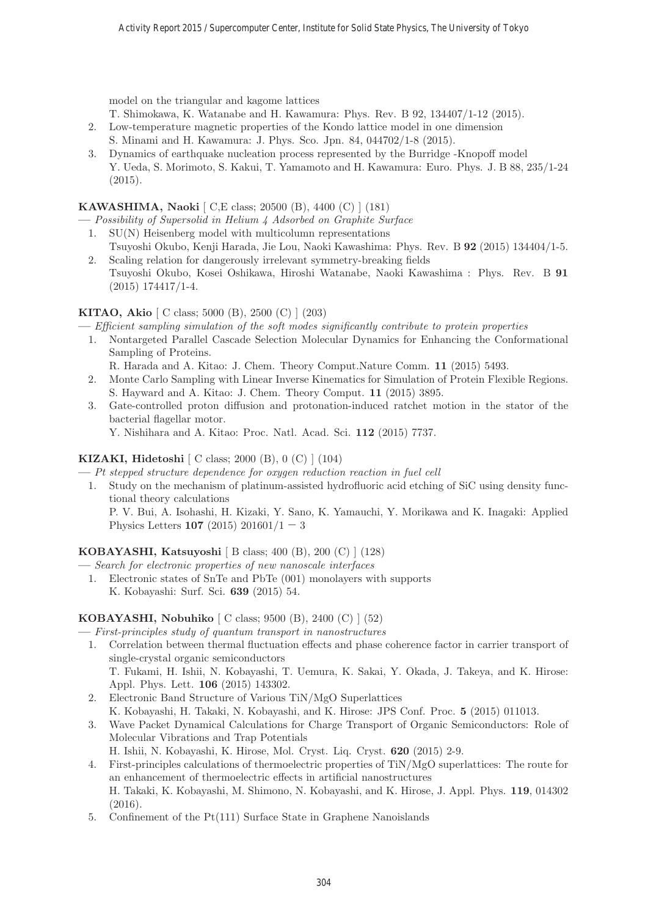model on the triangular and kagome lattices
T. Shimokawa, K. Watanabe and H. Kawamura: Phys. Rev. B 92, 134407/1-12 (2015).

2. Low-temperature magnetic properties of the Kondo lattice model in one dimension
S. Minami and H. Kawamura: J. Phys. Sco. Jpn. 84, 044702/1-8 (2015).
3. Dynamics of earthquake nucleation process represented by the Burridge -Knopoff model
Y. Ueda, S. Morimoto, S. Kakui, T. Yamamoto and H. Kawamura: Euro. Phys. J. B 88, 235/1-24 (2015).

**KAWASHIMA, Naoki** [ C,E class; 20500 (B), 4400 (C) ] (181)

— *Possibility of Supersolid in Helium 4 Adsorbed on Graphite Surface*

1. SU(N) Heisenberg model with multicolumn representations
Tsuyoshi Okubo, Kenji Harada, Jie Lou, Naoki Kawashima: Phys. Rev. B **92** (2015) 134404/1-5.
2. Scaling relation for dangerously irrelevant symmetry-breaking fields
Tsuyoshi Okubo, Kosei Oshikawa, Hiroshi Watanabe, Naoki Kawashima : Phys. Rev. B **91** (2015) 174417/1-4.

**KITAO, Akio** [ C class; 5000 (B), 2500 (C) ] (203)

— *Efficient sampling simulation of the soft modes significantly contribute to protein properties*

1. Nontargeted Parallel Cascade Selection Molecular Dynamics for Enhancing the Conformational Sampling of Proteins.
R. Harada and A. Kitao: J. Chem. Theory Comput.Nature Comm. **11** (2015) 5493.
2. Monte Carlo Sampling with Linear Inverse Kinematics for Simulation of Protein Flexible Regions.
S. Hayward and A. Kitao: J. Chem. Theory Comput. **11** (2015) 3895.
3. Gate-controlled proton diffusion and protonation-induced ratchet motion in the stator of the bacterial flagellar motor.
Y. Nishihara and A. Kitao: Proc. Natl. Acad. Sci. **112** (2015) 7737.

**KIZAKI, Hidetoshi** [ C class; 2000 (B), 0 (C) ] (104)

— *Pt stepped structure dependence for oxygen reduction reaction in fuel cell*

1. Study on the mechanism of platinum-assisted hydrofluoric acid etching of SiC using density functional theory calculations
P. V. Bui, A. Isohashi, H. Kizaki, Y. Sano, K. Yamauchi, Y. Morikawa and K. Inagaki: Applied Physics Letters **107** (2015) 201601/1 − 3

**KOBAYASHI, Katsuyoshi** [ B class; 400 (B), 200 (C) ] (128)

— *Search for electronic properties of new nanoscale interfaces*

1. Electronic states of SnTe and PbTe (001) monolayers with supports
K. Kobayashi: Surf. Sci. **639** (2015) 54.

**KOBAYASHI, Nobuhiko** [ C class; 9500 (B), 2400 (C) ] (52)

— *First-principles study of quantum transport in nanostructures*

1. Correlation between thermal fluctuation effects and phase coherence factor in carrier transport of single-crystal organic semiconductors
T. Fukami, H. Ishii, N. Kobayashi, T. Uemura, K. Sakai, Y. Okada, J. Takeya, and K. Hirose: Appl. Phys. Lett. **106** (2015) 143302.
2. Electronic Band Structure of Various TiN/MgO Superlattices
K. Kobayashi, H. Takaki, N. Kobayashi, and K. Hirose: JPS Conf. Proc. **5** (2015) 011013.
3. Wave Packet Dynamical Calculations for Charge Transport of Organic Semiconductors: Role of Molecular Vibrations and Trap Potentials
H. Ishii, N. Kobayashi, K. Hirose, Mol. Cryst. Liq. Cryst. **620** (2015) 2-9.
4. First-principles calculations of thermoelectric properties of TiN/MgO superlattices: The route for an enhancement of thermoelectric effects in artificial nanostructures
H. Takaki, K. Kobayashi, M. Shimono, N. Kobayashi, and K. Hirose, J. Appl. Phys. **119**, 014302 (2016).
5. Confinement of the Pt(111) Surface State in Graphene Nanoislands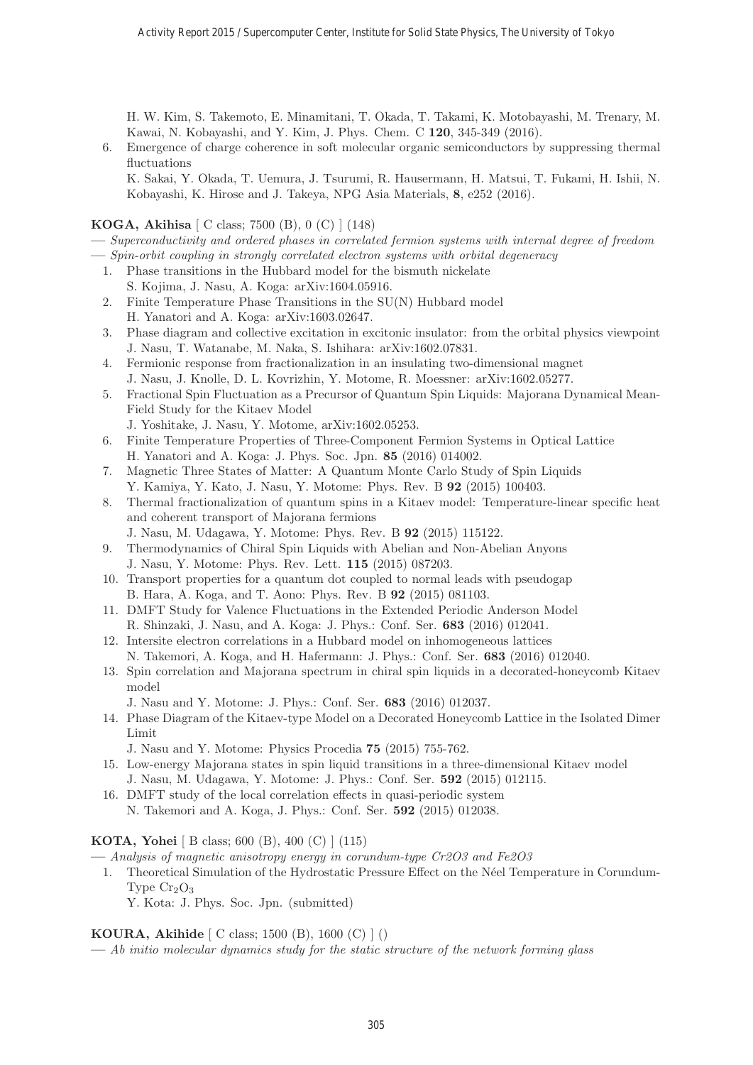H. W. Kim, S. Takemoto, E. Minamitani, T. Okada, T. Takami, K. Motobayashi, M. Trenary, M. Kawai, N. Kobayashi, and Y. Kim, J. Phys. Chem. C **120**, 345-349 (2016).

6. Emergence of charge coherence in soft molecular organic semiconductors by suppressing thermal fluctuations
   K. Sakai, Y. Okada, T. Uemura, J. Tsurumi, R. Hausermann, H. Matsui, T. Fukami, H. Ishii, N. Kobayashi, K. Hirose and J. Takeya, NPG Asia Materials, **8**, e252 (2016).

**KOGA, Akihisa** [ C class; 7500 (B), 0 (C) ] (148)

— *Superconductivity and ordered phases in correlated fermion systems with internal degree of freedom*

— *Spin-orbit coupling in strongly correlated electron systems with orbital degeneracy*

1. Phase transitions in the Hubbard model for the bismuth nickelate
   S. Kojima, J. Nasu, A. Koga: arXiv:1604.05916.
2. Finite Temperature Phase Transitions in the SU(N) Hubbard model
   H. Yanatori and A. Koga: arXiv:1603.02647.
3. Phase diagram and collective excitation in excitonic insulator: from the orbital physics viewpoint
   J. Nasu, T. Watanabe, M. Naka, S. Ishihara: arXiv:1602.07831.
4. Fermionic response from fractionalization in an insulating two-dimensional magnet
   J. Nasu, J. Knolle, D. L. Kovrizhin, Y. Motome, R. Moessner: arXiv:1602.05277.
5. Fractional Spin Fluctuation as a Precursor of Quantum Spin Liquids: Majorana Dynamical Mean-Field Study for the Kitaev Model
   J. Yoshitake, J. Nasu, Y. Motome, arXiv:1602.05253.
6. Finite Temperature Properties of Three-Component Fermion Systems in Optical Lattice
   H. Yanatori and A. Koga: J. Phys. Soc. Jpn. **85** (2016) 014002.
7. Magnetic Three States of Matter: A Quantum Monte Carlo Study of Spin Liquids
   Y. Kamiya, Y. Kato, J. Nasu, Y. Motome: Phys. Rev. B **92** (2015) 100403.
8. Thermal fractionalization of quantum spins in a Kitaev model: Temperature-linear specific heat and coherent transport of Majorana fermions
   J. Nasu, M. Udagawa, Y. Motome: Phys. Rev. B **92** (2015) 115122.
9. Thermodynamics of Chiral Spin Liquids with Abelian and Non-Abelian Anyons
   J. Nasu, Y. Motome: Phys. Rev. Lett. **115** (2015) 087203.
10. Transport properties for a quantum dot coupled to normal leads with pseudogap
    B. Hara, A. Koga, and T. Aono: Phys. Rev. B **92** (2015) 081103.
11. DMFT Study for Valence Fluctuations in the Extended Periodic Anderson Model
    R. Shinzaki, J. Nasu, and A. Koga: J. Phys.: Conf. Ser. **683** (2016) 012041.
12. Intersite electron correlations in a Hubbard model on inhomogeneous lattices
    N. Takemori, A. Koga, and H. Hafermann: J. Phys.: Conf. Ser. **683** (2016) 012040.
13. Spin correlation and Majorana spectrum in chiral spin liquids in a decorated-honeycomb Kitaev model
    J. Nasu and Y. Motome: J. Phys.: Conf. Ser. **683** (2016) 012037.
14. Phase Diagram of the Kitaev-type Model on a Decorated Honeycomb Lattice in the Isolated Dimer Limit
    J. Nasu and Y. Motome: Physics Procedia **75** (2015) 755-762.
15. Low-energy Majorana states in spin liquid transitions in a three-dimensional Kitaev model
    J. Nasu, M. Udagawa, Y. Motome: J. Phys.: Conf. Ser. **592** (2015) 012115.
16. DMFT study of the local correlation effects in quasi-periodic system
    N. Takemori and A. Koga, J. Phys.: Conf. Ser. **592** (2015) 012038.

**KOTA, Yohei** [ B class; 600 (B), 400 (C) ] (115)

— *Analysis of magnetic anisotropy energy in corundum-type Cr2O3 and Fe2O3*

1. Theoretical Simulation of the Hydrostatic Pressure Effect on the Néel Temperature in Corundum-Type $Cr_2O_3$
   Y. Kota: J. Phys. Soc. Jpn. (submitted)

**KOURA, Akihide** [ C class; 1500 (B), 1600 (C) ] ()

— *Ab initio molecular dynamics study for the static structure of the network forming glass*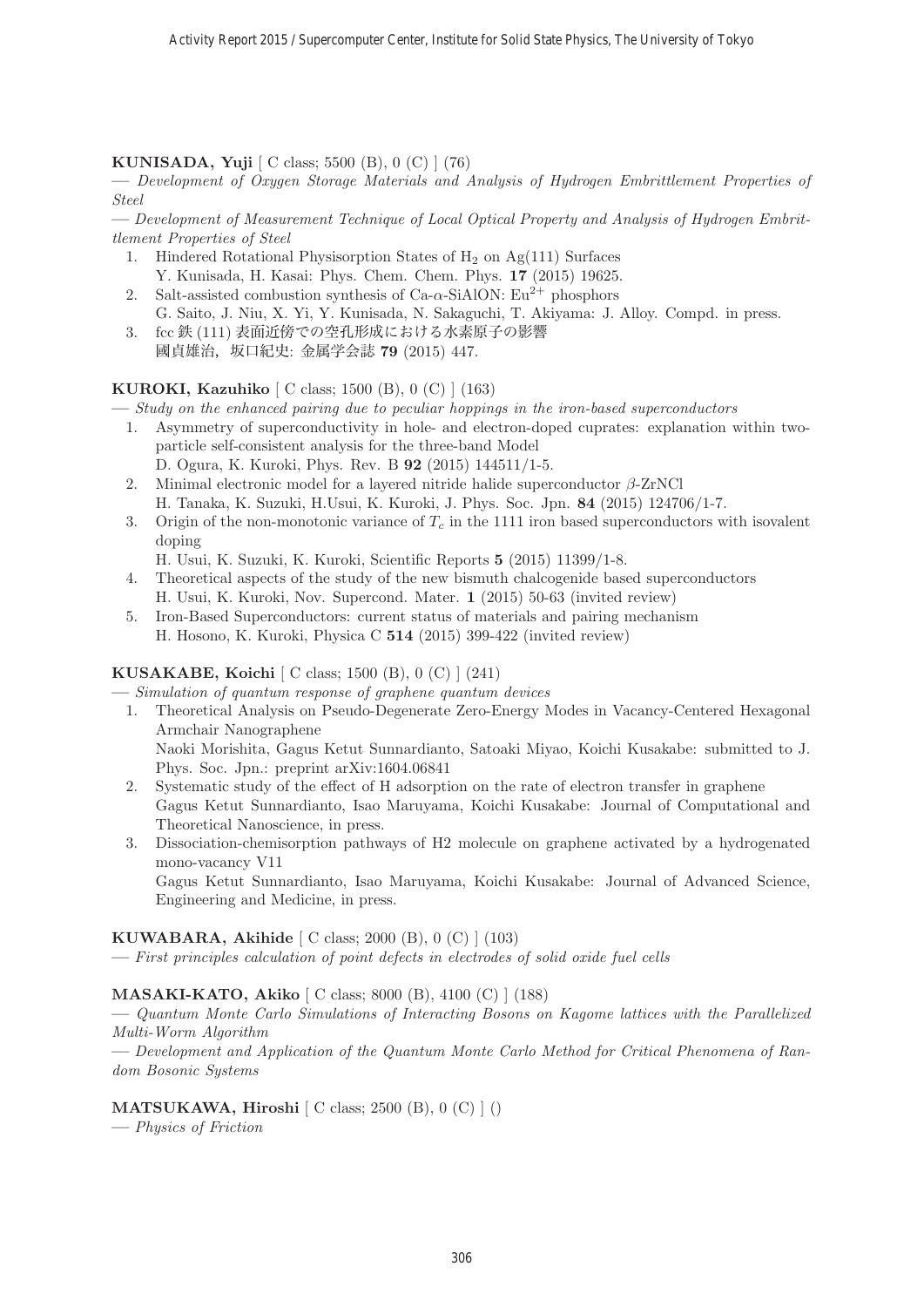**KUNISADA, Yuji** [ C class; 5500 (B), 0 (C) ] (76)

— *Development of Oxygen Storage Materials and Analysis of Hydrogen Embrittlement Properties of Steel*

— *Development of Measurement Technique of Local Optical Property and Analysis of Hydrogen Embrittlement Properties of Steel*

1. Hindered Rotational Physisorption States of $H_2$ on Ag(111) Surfaces
   Y. Kunisada, H. Kasai: Phys. Chem. Chem. Phys. **17** (2015) 19625.
2. Salt-assisted combustion synthesis of Ca-$\alpha$-SiAlON: $Eu^{2+}$ phosphors
   G. Saito, J. Niu, X. Yi, Y. Kunisada, N. Sakaguchi, T. Akiyama: J. Alloy. Compd. in press.
3. fcc 鉄 (111) 表面近傍での空孔形成における水素原子の影響
   國貞雄治，坂口紀史: 金属学会誌 **79** (2015) 447.

**KUROKI, Kazuhiko** [ C class; 1500 (B), 0 (C) ] (163)

— *Study on the enhanced pairing due to peculiar hoppings in the iron-based superconductors*

1. Asymmetry of superconductivity in hole- and electron-doped cuprates: explanation within two-particle self-consistent analysis for the three-band Model
   D. Ogura, K. Kuroki, Phys. Rev. B **92** (2015) 144511/1-5.
2. Minimal electronic model for a layered nitride halide superconductor $\beta$-ZrNCl
   H. Tanaka, K. Suzuki, H.Usui, K. Kuroki, J. Phys. Soc. Jpn. **84** (2015) 124706/1-7.
3. Origin of the non-monotonic variance of $T_c$ in the 1111 iron based superconductors with isovalent doping
   H. Usui, K. Suzuki, K. Kuroki, Scientific Reports **5** (2015) 11399/1-8.
4. Theoretical aspects of the study of the new bismuth chalcogenide based superconductors
   H. Usui, K. Kuroki, Nov. Supercond. Mater. **1** (2015) 50-63 (invited review)
5. Iron-Based Superconductors: current status of materials and pairing mechanism
   H. Hosono, K. Kuroki, Physica C **514** (2015) 399-422 (invited review)

**KUSAKABE, Koichi** [ C class; 1500 (B), 0 (C) ] (241)

— *Simulation of quantum response of graphene quantum devices*

1. Theoretical Analysis on Pseudo-Degenerate Zero-Energy Modes in Vacancy-Centered Hexagonal Armchair Nanographene
   Naoki Morishita, Gagus Ketut Sunnardianto, Satoaki Miyao, Koichi Kusakabe: submitted to J. Phys. Soc. Jpn.: preprint arXiv:1604.06841
2. Systematic study of the effect of H adsorption on the rate of electron transfer in graphene
   Gagus Ketut Sunnardianto, Isao Maruyama, Koichi Kusakabe: Journal of Computational and Theoretical Nanoscience, in press.
3. Dissociation-chemisorption pathways of H2 molecule on graphene activated by a hydrogenated mono-vacancy V11
   Gagus Ketut Sunnardianto, Isao Maruyama, Koichi Kusakabe: Journal of Advanced Science, Engineering and Medicine, in press.

**KUWABARA, Akihide** [ C class; 2000 (B), 0 (C) ] (103)

— *First principles calculation of point defects in electrodes of solid oxide fuel cells*

**MASAKI-KATO, Akiko** [ C class; 8000 (B), 4100 (C) ] (188)

— *Quantum Monte Carlo Simulations of Interacting Bosons on Kagome lattices with the Parallelized Multi-Worm Algorithm*

— *Development and Application of the Quantum Monte Carlo Method for Critical Phenomena of Random Bosonic Systems*

**MATSUKAWA, Hiroshi** [ C class; 2500 (B), 0 (C) ] ()

— *Physics of Friction*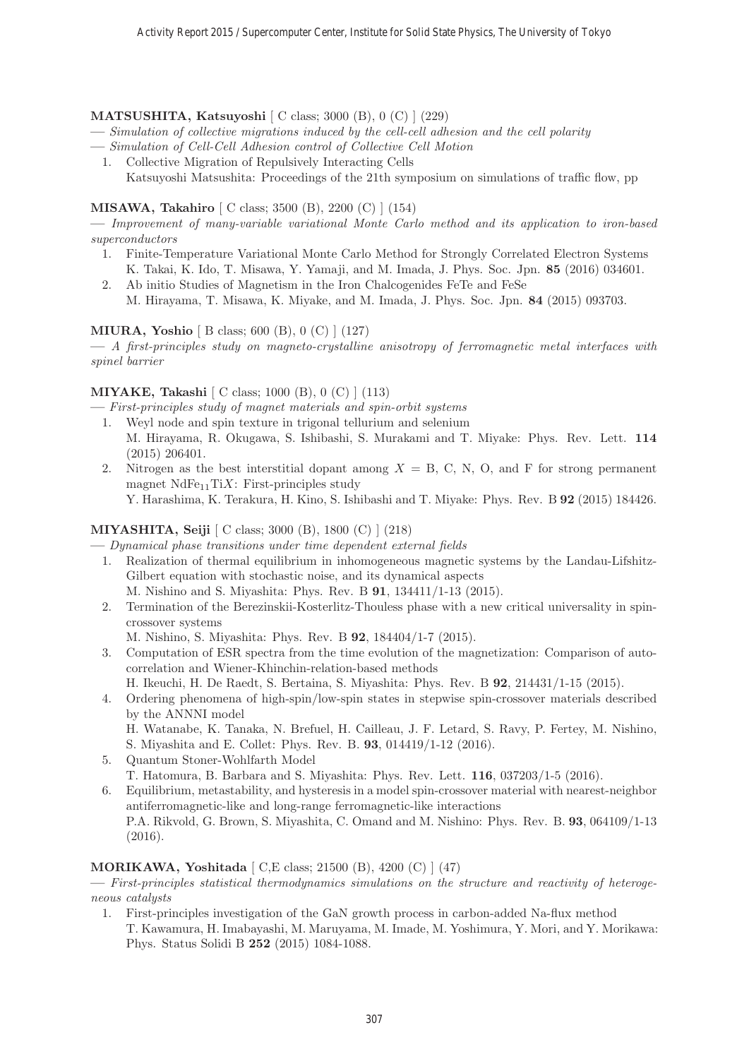**MATSUSHITA, Katsuyoshi** [ C class; 3000 (B), 0 (C) ] (229)

— *Simulation of collective migrations induced by the cell-cell adhesion and the cell polarity*

— *Simulation of Cell-Cell Adhesion control of Collective Cell Motion*

1. Collective Migration of Repulsively Interacting Cells
   Katsuyoshi Matsushita: Proceedings of the 21th symposium on simulations of traffic flow, pp

**MISAWA, Takahiro** [ C class; 3500 (B), 2200 (C) ] (154)

— *Improvement of many-variable variational Monte Carlo method and its application to iron-based superconductors*

1. Finite-Temperature Variational Monte Carlo Method for Strongly Correlated Electron Systems
   K. Takai, K. Ido, T. Misawa, Y. Yamaji, and M. Imada, J. Phys. Soc. Jpn. **85** (2016) 034601.
2. Ab initio Studies of Magnetism in the Iron Chalcogenides FeTe and FeSe
   M. Hirayama, T. Misawa, K. Miyake, and M. Imada, J. Phys. Soc. Jpn. **84** (2015) 093703.

**MIURA, Yoshio** [ B class; 600 (B), 0 (C) ] (127)

— *A first-principles study on magneto-crystalline anisotropy of ferromagnetic metal interfaces with spinel barrier*

**MIYAKE, Takashi** [ C class; 1000 (B), 0 (C) ] (113)

— *First-principles study of magnet materials and spin-orbit systems*

1. Weyl node and spin texture in trigonal tellurium and selenium
   M. Hirayama, R. Okugawa, S. Ishibashi, S. Murakami and T. Miyake: Phys. Rev. Lett. **114** (2015) 206401.
2. Nitrogen as the best interstitial dopant among $X$ = B, C, N, O, and F for strong permanent magnet $NdFe_{11}TiX$: First-principles study
   Y. Harashima, K. Terakura, H. Kino, S. Ishibashi and T. Miyake: Phys. Rev. B **92** (2015) 184426.

**MIYASHITA, Seiji** [ C class; 3000 (B), 1800 (C) ] (218)

— *Dynamical phase transitions under time dependent external fields*

1. Realization of thermal equilibrium in inhomogeneous magnetic systems by the Landau-Lifshitz-Gilbert equation with stochastic noise, and its dynamical aspects
   M. Nishino and S. Miyashita: Phys. Rev. B **91**, 134411/1-13 (2015).
2. Termination of the Berezinskii-Kosterlitz-Thouless phase with a new critical universality in spin-crossover systems
   M. Nishino, S. Miyashita: Phys. Rev. B **92**, 184404/1-7 (2015).
3. Computation of ESR spectra from the time evolution of the magnetization: Comparison of autocorrelation and Wiener-Khinchin-relation-based methods
   H. Ikeuchi, H. De Raedt, S. Bertaina, S. Miyashita: Phys. Rev. B **92**, 214431/1-15 (2015).
4. Ordering phenomena of high-spin/low-spin states in stepwise spin-crossover materials described by the ANNNI model
   H. Watanabe, K. Tanaka, N. Brefuel, H. Cailleau, J. F. Letard, S. Ravy, P. Fertey, M. Nishino, S. Miyashita and E. Collet: Phys. Rev. B. **93**, 014419/1-12 (2016).
5. Quantum Stoner-Wohlfarth Model
   T. Hatomura, B. Barbara and S. Miyashita: Phys. Rev. Lett. **116**, 037203/1-5 (2016).
6. Equilibrium, metastability, and hysteresis in a model spin-crossover material with nearest-neighbor antiferromagnetic-like and long-range ferromagnetic-like interactions
   P.A. Rikvold, G. Brown, S. Miyashita, C. Omand and M. Nishino: Phys. Rev. B. **93**, 064109/1-13 (2016).

**MORIKAWA, Yoshitada** [ C,E class; 21500 (B), 4200 (C) ] (47)

— *First-principles statistical thermodynamics simulations on the structure and reactivity of heterogeneous catalysts*

1. First-principles investigation of the GaN growth process in carbon-added Na-flux method
   T. Kawamura, H. Imabayashi, M. Maruyama, M. Imade, M. Yoshimura, Y. Mori, and Y. Morikawa: Phys. Status Solidi B **252** (2015) 1084-1088.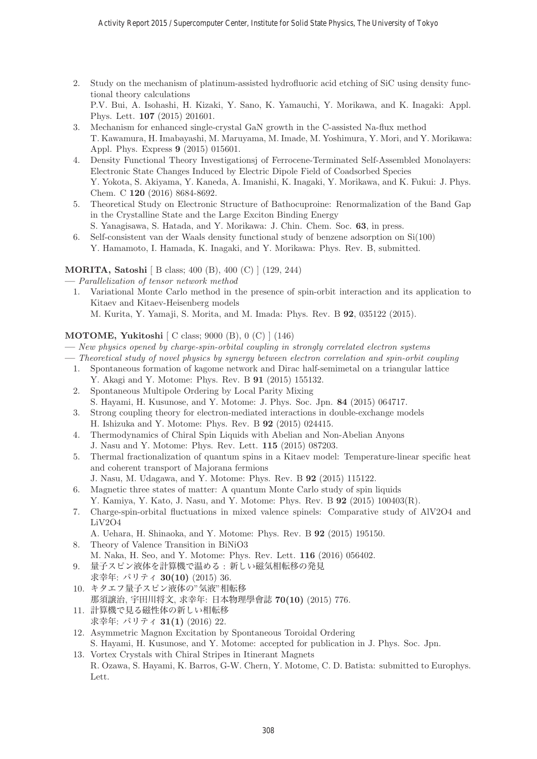2. Study on the mechanism of platinum-assisted hydrofluoric acid etching of SiC using density functional theory calculations
   P.V. Bui, A. Isohashi, H. Kizaki, Y. Sano, K. Yamauchi, Y. Morikawa, and K. Inagaki: Appl. Phys. Lett. **107** (2015) 201601.
3. Mechanism for enhanced single-crystal GaN growth in the C-assisted Na-flux method
   T. Kawamura, H. Imabayashi, M. Maruyama, M. Imade, M. Yoshimura, Y. Mori, and Y. Morikawa: Appl. Phys. Express **9** (2015) 015601.
4. Density Functional Theory Investigationsj of Ferrocene-Terminated Self-Assembled Monolayers: Electronic State Changes Induced by Electric Dipole Field of Coadsorbed Species
   Y. Yokota, S. Akiyama, Y. Kaneda, A. Imanishi, K. Inagaki, Y. Morikawa, and K. Fukui: J. Phys. Chem. C **120** (2016) 8684-8692.
5. Theoretical Study on Electronic Structure of Bathocuproine: Renormalization of the Band Gap in the Crystalline State and the Large Exciton Binding Energy
   S. Yanagisawa, S. Hatada, and Y. Morikawa: J. Chin. Chem. Soc. **63**, in press.
6. Self-consistent van der Waals density functional study of benzene adsorption on Si(100)
   Y. Hamamoto, I. Hamada, K. Inagaki, and Y. Morikawa: Phys. Rev. B, submitted.

**MORITA, Satoshi** [ B class; 400 (B), 400 (C) ] (129, 244)

— *Parallelization of tensor network method*

1. Variational Monte Carlo method in the presence of spin-orbit interaction and its application to Kitaev and Kitaev-Heisenberg models
   M. Kurita, Y. Yamaji, S. Morita, and M. Imada: Phys. Rev. B **92**, 035122 (2015).

**MOTOME, Yukitoshi** [ C class; 9000 (B), 0 (C) ] (146)

— *New physics opened by charge-spin-orbital coupling in strongly correlated electron systems*

— *Theoretical study of novel physics by synergy between electron correlation and spin-orbit coupling*

1. Spontaneous formation of kagome network and Dirac half-semimetal on a triangular lattice
   Y. Akagi and Y. Motome: Phys. Rev. B **91** (2015) 155132.
2. Spontaneous Multipole Ordering by Local Parity Mixing
   S. Hayami, H. Kusunose, and Y. Motome: J. Phys. Soc. Jpn. **84** (2015) 064717.
3. Strong coupling theory for electron-mediated interactions in double-exchange models
   H. Ishizuka and Y. Motome: Phys. Rev. B **92** (2015) 024415.
4. Thermodynamics of Chiral Spin Liquids with Abelian and Non-Abelian Anyons
   J. Nasu and Y. Motome: Phys. Rev. Lett. **115** (2015) 087203.
5. Thermal fractionalization of quantum spins in a Kitaev model: Temperature-linear specific heat and coherent transport of Majorana fermions
   J. Nasu, M. Udagawa, and Y. Motome: Phys. Rev. B **92** (2015) 115122.
6. Magnetic three states of matter: A quantum Monte Carlo study of spin liquids
   Y. Kamiya, Y. Kato, J. Nasu, and Y. Motome: Phys. Rev. B **92** (2015) 100403(R).
7. Charge-spin-orbital fluctuations in mixed valence spinels: Comparative study of AlV2O4 and LiV2O4
   A. Uehara, H. Shinaoka, and Y. Motome: Phys. Rev. B **92** (2015) 195150.
8. Theory of Valence Transition in BiNiO3
   M. Naka, H. Seo, and Y. Motome: Phys. Rev. Lett. **116** (2016) 056402.
9. 量子スピン液体を計算機で温める：新しい磁気相転移の発見
   求幸年: パリティ **30(10)** (2015) 36.
10. キタエフ量子スピン液体の"気液"相転移
    那須譲治, 宇田川将文, 求幸年: 日本物理學會誌 **70(10)** (2015) 776.
11. 計算機で見る磁性体の新しい相転移
    求幸年: パリティ **31(1)** (2016) 22.
12. Asymmetric Magnon Excitation by Spontaneous Toroidal Ordering
    S. Hayami, H. Kusunose, and Y. Motome: accepted for publication in J. Phys. Soc. Jpn.
13. Vortex Crystals with Chiral Stripes in Itinerant Magnets
    R. Ozawa, S. Hayami, K. Barros, G-W. Chern, Y. Motome, C. D. Batista: submitted to Europhys. Lett.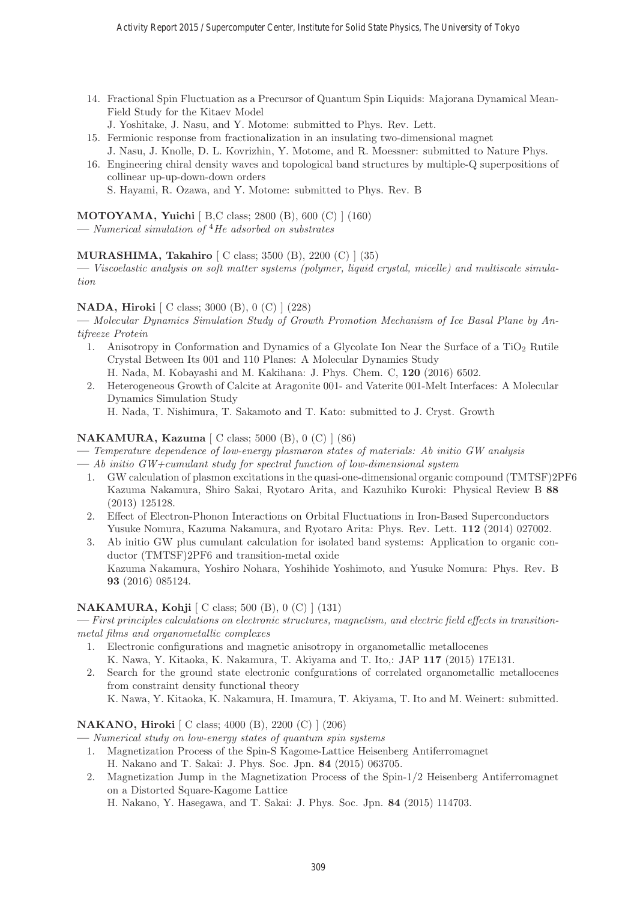14. Fractional Spin Fluctuation as a Precursor of Quantum Spin Liquids: Majorana Dynamical Mean-Field Study for the Kitaev Model
    J. Yoshitake, J. Nasu, and Y. Motome: submitted to Phys. Rev. Lett.
15. Fermionic response from fractionalization in an insulating two-dimensional magnet
    J. Nasu, J. Knolle, D. L. Kovrizhin, Y. Motome, and R. Moessner: submitted to Nature Phys.
16. Engineering chiral density waves and topological band structures by multiple-Q superpositions of collinear up-up-down-down orders
    S. Hayami, R. Ozawa, and Y. Motome: submitted to Phys. Rev. B

**MOTOYAMA, Yuichi** [ B,C class; 2800 (B), 600 (C) ] (160)
— *Numerical simulation of $^4He$ adsorbed on substrates*

**MURASHIMA, Takahiro** [ C class; 3500 (B), 2200 (C) ] (35)
— *Viscoelastic analysis on soft matter systems (polymer, liquid crystal, micelle) and multiscale simulation*

**NADA, Hiroki** [ C class; 3000 (B), 0 (C) ] (228)
— *Molecular Dynamics Simulation Study of Growth Promotion Mechanism of Ice Basal Plane by Antifreeze Protein*

1. Anisotropy in Conformation and Dynamics of a Glycolate Ion Near the Surface of a $TiO_2$ Rutile Crystal Between Its 001 and 110 Planes: A Molecular Dynamics Study
   H. Nada, M. Kobayashi and M. Kakihana: J. Phys. Chem. C, **120** (2016) 6502.
2. Heterogeneous Growth of Calcite at Aragonite 001- and Vaterite 001-Melt Interfaces: A Molecular Dynamics Simulation Study
   H. Nada, T. Nishimura, T. Sakamoto and T. Kato: submitted to J. Cryst. Growth

**NAKAMURA, Kazuma** [ C class; 5000 (B), 0 (C) ] (86)
— *Temperature dependence of low-energy plasmaron states of materials: Ab initio GW analysis*
— *Ab initio GW+cumulant study for spectral function of low-dimensional system*

1. GW calculation of plasmon excitations in the quasi-one-dimensional organic compound (TMTSF)2PF6
   Kazuma Nakamura, Shiro Sakai, Ryotaro Arita, and Kazuhiko Kuroki: Physical Review B **88** (2013) 125128.
2. Effect of Electron-Phonon Interactions on Orbital Fluctuations in Iron-Based Superconductors
   Yusuke Nomura, Kazuma Nakamura, and Ryotaro Arita: Phys. Rev. Lett. **112** (2014) 027002.
3. Ab initio GW plus cumulant calculation for isolated band systems: Application to organic conductor (TMTSF)2PF6 and transition-metal oxide
   Kazuma Nakamura, Yoshiro Nohara, Yoshihide Yoshimoto, and Yusuke Nomura: Phys. Rev. B **93** (2016) 085124.

**NAKAMURA, Kohji** [ C class; 500 (B), 0 (C) ] (131)
— *First principles calculations on electronic structures, magnetism, and electric field effects in transition-metal films and organometallic complexes*

1. Electronic configurations and magnetic anisotropy in organometallic metallocenes
   K. Nawa, Y. Kitaoka, K. Nakamura, T. Akiyama and T. Ito,: JAP **117** (2015) 17E131.
2. Search for the ground state electronic confgurations of correlated organometallic metallocenes from constraint density functional theory
   K. Nawa, Y. Kitaoka, K. Nakamura, H. Imamura, T. Akiyama, T. Ito and M. Weinert: submitted.

**NAKANO, Hiroki** [ C class; 4000 (B), 2200 (C) ] (206)
— *Numerical study on low-energy states of quantum spin systems*

1. Magnetization Process of the Spin-S Kagome-Lattice Heisenberg Antiferromagnet
   H. Nakano and T. Sakai: J. Phys. Soc. Jpn. **84** (2015) 063705.
2. Magnetization Jump in the Magnetization Process of the Spin-1/2 Heisenberg Antiferromagnet on a Distorted Square-Kagome Lattice
   H. Nakano, Y. Hasegawa, and T. Sakai: J. Phys. Soc. Jpn. **84** (2015) 114703.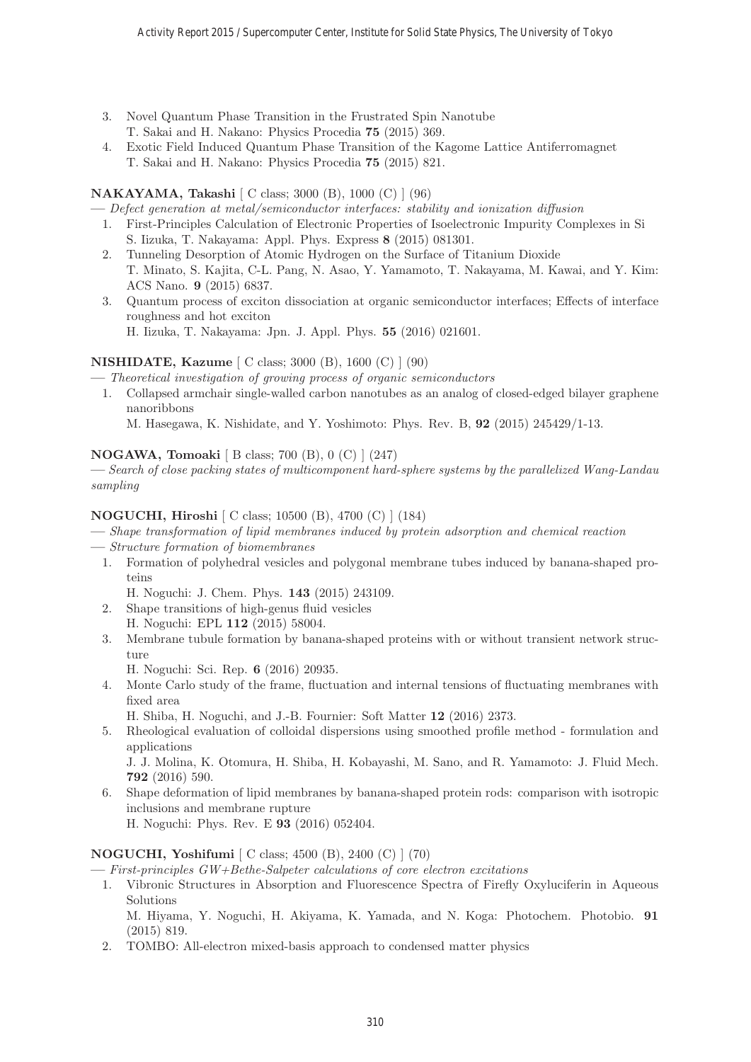3. Novel Quantum Phase Transition in the Frustrated Spin Nanotube
   T. Sakai and H. Nakano: Physics Procedia **75** (2015) 369.
4. Exotic Field Induced Quantum Phase Transition of the Kagome Lattice Antiferromagnet
   T. Sakai and H. Nakano: Physics Procedia **75** (2015) 821.

**NAKAYAMA, Takashi** [ C class; 3000 (B), 1000 (C) ] (96)

— *Defect generation at metal/semiconductor interfaces: stability and ionization diffusion*

1. First-Principles Calculation of Electronic Properties of Isoelectronic Impurity Complexes in Si
   S. Iizuka, T. Nakayama: Appl. Phys. Express **8** (2015) 081301.
2. Tunneling Desorption of Atomic Hydrogen on the Surface of Titanium Dioxide
   T. Minato, S. Kajita, C-L. Pang, N. Asao, Y. Yamamoto, T. Nakayama, M. Kawai, and Y. Kim: ACS Nano. **9** (2015) 6837.
3. Quantum process of exciton dissociation at organic semiconductor interfaces; Effects of interface roughness and hot exciton
   H. Iizuka, T. Nakayama: Jpn. J. Appl. Phys. **55** (2016) 021601.

**NISHIDATE, Kazume** [ C class; 3000 (B), 1600 (C) ] (90)

— *Theoretical investigation of growing process of organic semiconductors*

1. Collapsed armchair single-walled carbon nanotubes as an analog of closed-edged bilayer graphene nanoribbons
   M. Hasegawa, K. Nishidate, and Y. Yoshimoto: Phys. Rev. B, **92** (2015) 245429/1-13.

**NOGAWA, Tomoaki** [ B class; 700 (B), 0 (C) ] (247)

— *Search of close packing states of multicomponent hard-sphere systems by the parallelized Wang-Landau sampling*

**NOGUCHI, Hiroshi** [ C class; 10500 (B), 4700 (C) ] (184)

— *Shape transformation of lipid membranes induced by protein adsorption and chemical reaction*

— *Structure formation of biomembranes*

1. Formation of polyhedral vesicles and polygonal membrane tubes induced by banana-shaped proteins
   H. Noguchi: J. Chem. Phys. **143** (2015) 243109.
2. Shape transitions of high-genus fluid vesicles
   H. Noguchi: EPL **112** (2015) 58004.
3. Membrane tubule formation by banana-shaped proteins with or without transient network structure
   H. Noguchi: Sci. Rep. **6** (2016) 20935.
4. Monte Carlo study of the frame, fluctuation and internal tensions of fluctuating membranes with fixed area
   H. Shiba, H. Noguchi, and J.-B. Fournier: Soft Matter **12** (2016) 2373.
5. Rheological evaluation of colloidal dispersions using smoothed profile method - formulation and applications
   J. J. Molina, K. Otomura, H. Shiba, H. Kobayashi, M. Sano, and R. Yamamoto: J. Fluid Mech. **792** (2016) 590.
6. Shape deformation of lipid membranes by banana-shaped protein rods: comparison with isotropic inclusions and membrane rupture
   H. Noguchi: Phys. Rev. E **93** (2016) 052404.

**NOGUCHI, Yoshifumi** [ C class; 4500 (B), 2400 (C) ] (70)

— *First-principles GW+Bethe-Salpeter calculations of core electron excitations*

1. Vibronic Structures in Absorption and Fluorescence Spectra of Firefly Oxyluciferin in Aqueous Solutions
   M. Hiyama, Y. Noguchi, H. Akiyama, K. Yamada, and N. Koga: Photochem. Photobio. **91** (2015) 819.
2. TOMBO: All-electron mixed-basis approach to condensed matter physics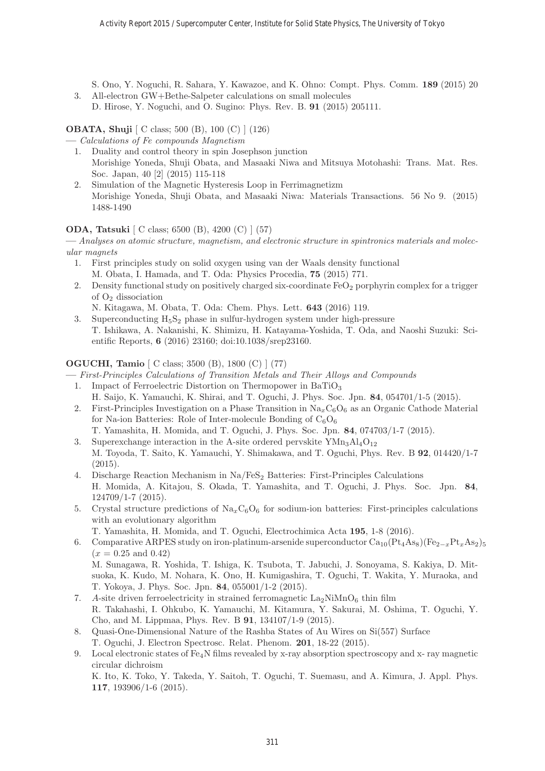S. Ono, Y. Noguchi, R. Sahara, Y. Kawazoe, and K. Ohno: Compt. Phys. Comm. **189** (2015) 20

3. All-electron GW+Bethe-Salpeter calculations on small molecules
   D. Hirose, Y. Noguchi, and O. Sugino: Phys. Rev. B. **91** (2015) 205111.

**OBATA, Shuji** [ C class; 500 (B), 100 (C) ] (126)

— *Calculations of Fe compounds Magnetism*

1. Duality and control theory in spin Josephson junction
   Morishige Yoneda, Shuji Obata, and Masaaki Niwa and Mitsuya Motohashi: Trans. Mat. Res. Soc. Japan, 40 [2] (2015) 115-118
2. Simulation of the Magnetic Hysteresis Loop in Ferrimagnetizm
   Morishige Yoneda, Shuji Obata, and Masaaki Niwa: Materials Transactions. 56 No 9. (2015) 1488-1490

**ODA, Tatsuki** [ C class; 6500 (B), 4200 (C) ] (57)

— *Analyses on atomic structure, magnetism, and electronic structure in spintronics materials and molecular magnets*

1. First principles study on solid oxygen using van der Waals density functional
   M. Obata, I. Hamada, and T. Oda: Physics Procedia, **75** (2015) 771.
2. Density functional study on positively charged six-coordinate $FeO_2$ porphyrin complex for a trigger of $O_2$ dissociation
   N. Kitagawa, M. Obata, T. Oda: Chem. Phys. Lett. **643** (2016) 119.
3. Superconducting $H_5S_2$ phase in sulfur-hydrogen system under high-pressure
   T. Ishikawa, A. Nakanishi, K. Shimizu, H. Katayama-Yoshida, T. Oda, and Naoshi Suzuki: Scientific Reports, **6** (2016) 23160; doi:10.1038/srep23160.

**OGUCHI, Tamio** [ C class; 3500 (B), 1800 (C) ] (77)

— *First-Principles Calculations of Transition Metals and Their Alloys and Compounds*

1. Impact of Ferroelectric Distortion on Thermopower in $BaTiO_3$
   H. Saijo, K. Yamauchi, K. Shirai, and T. Oguchi, J. Phys. Soc. Jpn. **84**, 054701/1-5 (2015).
2. First-Principles Investigation on a Phase Transition in $Na_xC_6O_6$ as an Organic Cathode Material for Na-ion Batteries: Role of Inter-molecule Bonding of $C_6O_6$
   T. Yamashita, H. Momida, and T. Oguchi, J. Phys. Soc. Jpn. **84**, 074703/1-7 (2015).
3. Superexchange interaction in the A-site ordered pervskite $YMn_3Al_4O_{12}$
   M. Toyoda, T. Saito, K. Yamauchi, Y. Shimakawa, and T. Oguchi, Phys. Rev. B **92**, 014420/1-7 (2015).
4. Discharge Reaction Mechanism in $Na/FeS_2$ Batteries: First-Principles Calculations
   H. Momida, A. Kitajou, S. Okada, T. Yamashita, and T. Oguchi, J. Phys. Soc. Jpn. **84**, 124709/1-7 (2015).
5. Crystal structure predictions of $Na_xC_6O_6$ for sodium-ion batteries: First-principles calculations with an evolutionary algorithm
   T. Yamashita, H. Momida, and T. Oguchi, Electrochimica Acta **195**, 1-8 (2016).
6. Comparative ARPES study on iron-platinum-arsenide superconductor $Ca_{10}(Pt_4As_8)(Fe_{2-x}Pt_xAs_2)_5$ ($x = 0.25$ and $0.42$)
   M. Sunagawa, R. Yoshida, T. Ishiga, K. Tsubota, T. Jabuchi, J. Sonoyama, S. Kakiya, D. Mitsuoka, K. Kudo, M. Nohara, K. Ono, H. Kumigashira, T. Oguchi, T. Wakita, Y. Muraoka, and T. Yokoya, J. Phys. Soc. Jpn. **84**, 055001/1-2 (2015).
7. *A*-site driven ferroelectricity in strained ferromagnetic $La_2NiMnO_6$ thin film
   R. Takahashi, I. Ohkubo, K. Yamauchi, M. Kitamura, Y. Sakurai, M. Oshima, T. Oguchi, Y. Cho, and M. Lippmaa, Phys. Rev. B **91**, 134107/1-9 (2015).
8. Quasi-One-Dimensional Nature of the Rashba States of Au Wires on Si(557) Surface
   T. Oguchi, J. Electron Spectrosc. Relat. Phenom. **201**, 18-22 (2015).
9. Local electronic states of $Fe_4N$ films revealed by x-ray absorption spectroscopy and x- ray magnetic circular dichroism
   K. Ito, K. Toko, Y. Takeda, Y. Saitoh, T. Oguchi, T. Suemasu, and A. Kimura, J. Appl. Phys. **117**, 193906/1-6 (2015).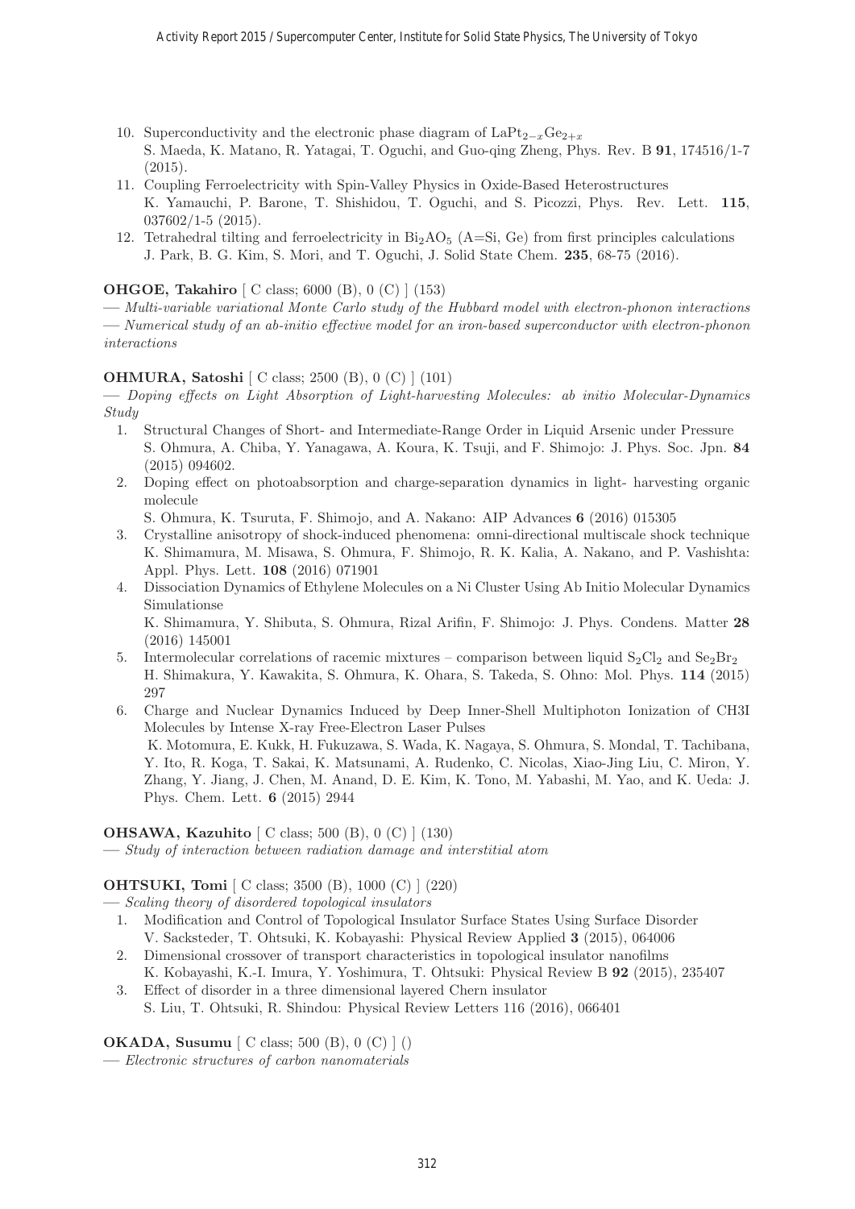10. Superconductivity and the electronic phase diagram of $LaPt_{2-x}Ge_{2+x}$
    S. Maeda, K. Matano, R. Yatagai, T. Oguchi, and Guo-qing Zheng, Phys. Rev. B **91**, 174516/1-7 (2015).
11. Coupling Ferroelectricity with Spin-Valley Physics in Oxide-Based Heterostructures
    K. Yamauchi, P. Barone, T. Shishidou, T. Oguchi, and S. Picozzi, Phys. Rev. Lett. **115**, 037602/1-5 (2015).
12. Tetrahedral tilting and ferroelectricity in $Bi_2AO_5$ (A=Si, Ge) from first principles calculations
    J. Park, B. G. Kim, S. Mori, and T. Oguchi, J. Solid State Chem. **235**, 68-75 (2016).

**OHGOE, Takahiro** [ C class; 6000 (B), 0 (C) ] (153)

— *Multi-variable variational Monte Carlo study of the Hubbard model with electron-phonon interactions*

— *Numerical study of an ab-initio effective model for an iron-based superconductor with electron-phonon interactions*

**OHMURA, Satoshi** [ C class; 2500 (B), 0 (C) ] (101)

— *Doping effects on Light Absorption of Light-harvesting Molecules: ab initio Molecular-Dynamics Study*

1. Structural Changes of Short- and Intermediate-Range Order in Liquid Arsenic under Pressure
   S. Ohmura, A. Chiba, Y. Yanagawa, A. Koura, K. Tsuji, and F. Shimojo: J. Phys. Soc. Jpn. **84** (2015) 094602.
2. Doping effect on photoabsorption and charge-separation dynamics in light- harvesting organic molecule
   S. Ohmura, K. Tsuruta, F. Shimojo, and A. Nakano: AIP Advances **6** (2016) 015305
3. Crystalline anisotropy of shock-induced phenomena: omni-directional multiscale shock technique
   K. Shimamura, M. Misawa, S. Ohmura, F. Shimojo, R. K. Kalia, A. Nakano, and P. Vashishta: Appl. Phys. Lett. **108** (2016) 071901
4. Dissociation Dynamics of Ethylene Molecules on a Ni Cluster Using Ab Initio Molecular Dynamics Simulationse
   K. Shimamura, Y. Shibuta, S. Ohmura, Rizal Arifin, F. Shimojo: J. Phys. Condens. Matter **28** (2016) 145001
5. Intermolecular correlations of racemic mixtures – comparison between liquid $S_2Cl_2$ and $Se_2Br_2$
   H. Shimakura, Y. Kawakita, S. Ohmura, K. Ohara, S. Takeda, S. Ohno: Mol. Phys. **114** (2015) 297
6. Charge and Nuclear Dynamics Induced by Deep Inner-Shell Multiphoton Ionization of CH3I Molecules by Intense X-ray Free-Electron Laser Pulses
   K. Motomura, E. Kukk, H. Fukuzawa, S. Wada, K. Nagaya, S. Ohmura, S. Mondal, T. Tachibana, Y. Ito, R. Koga, T. Sakai, K. Matsunami, A. Rudenko, C. Nicolas, Xiao-Jing Liu, C. Miron, Y. Zhang, Y. Jiang, J. Chen, M. Anand, D. E. Kim, K. Tono, M. Yabashi, M. Yao, and K. Ueda: J. Phys. Chem. Lett. **6** (2015) 2944

**OHSAWA, Kazuhito** [ C class; 500 (B), 0 (C) ] (130)

— *Study of interaction between radiation damage and interstitial atom*

**OHTSUKI, Tomi** [ C class; 3500 (B), 1000 (C) ] (220)

— *Scaling theory of disordered topological insulators*

1. Modification and Control of Topological Insulator Surface States Using Surface Disorder
   V. Sacksteder, T. Ohtsuki, K. Kobayashi: Physical Review Applied **3** (2015), 064006
2. Dimensional crossover of transport characteristics in topological insulator nanofilms
   K. Kobayashi, K.-I. Imura, Y. Yoshimura, T. Ohtsuki: Physical Review B **92** (2015), 235407
3. Effect of disorder in a three dimensional layered Chern insulator
   S. Liu, T. Ohtsuki, R. Shindou: Physical Review Letters 116 (2016), 066401

**OKADA, Susumu** [ C class; 500 (B), 0 (C) ] ()

— *Electronic structures of carbon nanomaterials*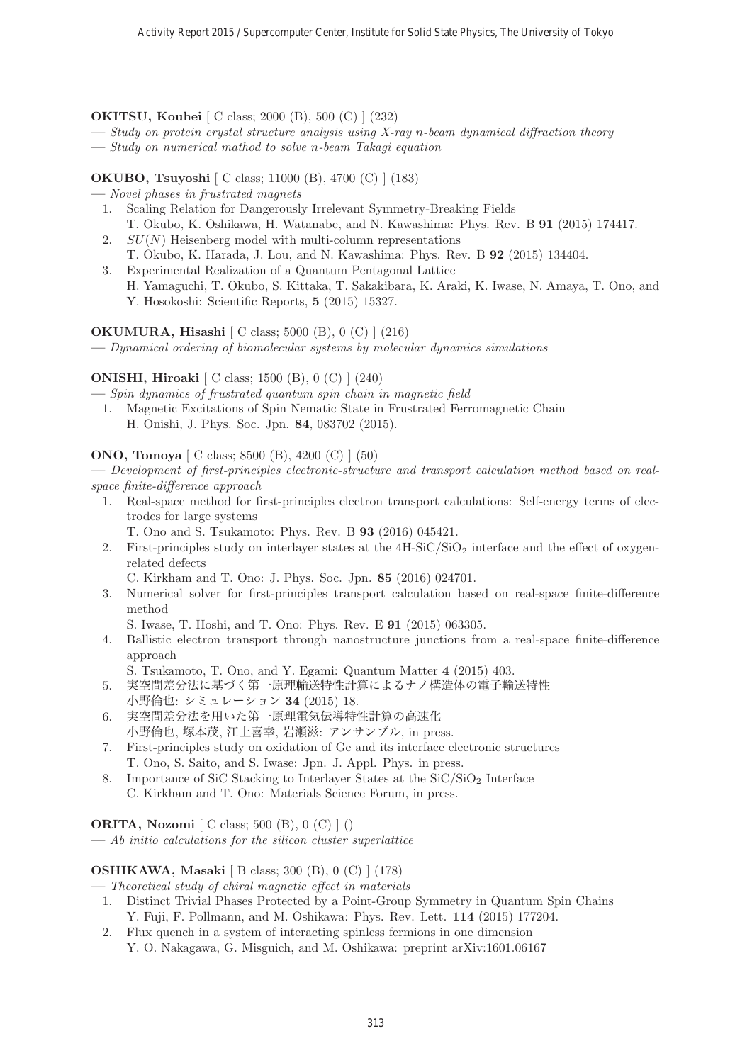**OKITSU, Kouhei** [ C class; 2000 (B), 500 (C) ] (232)

— *Study on protein crystal structure analysis using X-ray n-beam dynamical diffraction theory*

— *Study on numerical mathod to solve n-beam Takagi equation*

**OKUBO, Tsuyoshi** [ C class; 11000 (B), 4700 (C) ] (183)

— *Novel phases in frustrated magnets*

1. Scaling Relation for Dangerously Irrelevant Symmetry-Breaking Fields
   T. Okubo, K. Oshikawa, H. Watanabe, and N. Kawashima: Phys. Rev. B **91** (2015) 174417.
2. $SU(N)$ Heisenberg model with multi-column representations
   T. Okubo, K. Harada, J. Lou, and N. Kawashima: Phys. Rev. B **92** (2015) 134404.
3. Experimental Realization of a Quantum Pentagonal Lattice
   H. Yamaguchi, T. Okubo, S. Kittaka, T. Sakakibara, K. Araki, K. Iwase, N. Amaya, T. Ono, and Y. Hosokoshi: Scientific Reports, **5** (2015) 15327.

**OKUMURA, Hisashi** [ C class; 5000 (B), 0 (C) ] (216)

— *Dynamical ordering of biomolecular systems by molecular dynamics simulations*

**ONISHI, Hiroaki** [ C class; 1500 (B), 0 (C) ] (240)

— *Spin dynamics of frustrated quantum spin chain in magnetic field*

1. Magnetic Excitations of Spin Nematic State in Frustrated Ferromagnetic Chain
   H. Onishi, J. Phys. Soc. Jpn. **84**, 083702 (2015).

**ONO, Tomoya** [ C class; 8500 (B), 4200 (C) ] (50)

— *Development of first-principles electronic-structure and transport calculation method based on real-space finite-difference approach*

1. Real-space method for first-principles electron transport calculations: Self-energy terms of electrodes for large systems
   T. Ono and S. Tsukamoto: Phys. Rev. B **93** (2016) 045421.
2. First-principles study on interlayer states at the 4H-SiC/$SiO_2$ interface and the effect of oxygen-related defects
   C. Kirkham and T. Ono: J. Phys. Soc. Jpn. **85** (2016) 024701.
3. Numerical solver for first-principles transport calculation based on real-space finite-difference method
   S. Iwase, T. Hoshi, and T. Ono: Phys. Rev. E **91** (2015) 063305.
4. Ballistic electron transport through nanostructure junctions from a real-space finite-difference approach
   S. Tsukamoto, T. Ono, and Y. Egami: Quantum Matter **4** (2015) 403.
5. 実空間差分法に基づく第一原理輸送特性計算によるナノ構造体の電子輸送特性
   小野倫也: シミュレーション **34** (2015) 18.
6. 実空間差分法を用いた第一原理電気伝導特性計算の高速化
   小野倫也, 塚本茂, 江上喜幸, 岩瀬滋: アンサンブル, in press.
7. First-principles study on oxidation of Ge and its interface electronic structures
   T. Ono, S. Saito, and S. Iwase: Jpn. J. Appl. Phys. in press.
8. Importance of SiC Stacking to Interlayer States at the SiC/$SiO_2$ Interface
   C. Kirkham and T. Ono: Materials Science Forum, in press.

**ORITA, Nozomi** [ C class; 500 (B), 0 (C) ] ()

— *Ab initio calculations for the silicon cluster superlattice*

**OSHIKAWA, Masaki** [ B class; 300 (B), 0 (C) ] (178)

— *Theoretical study of chiral magnetic effect in materials*

1. Distinct Trivial Phases Protected by a Point-Group Symmetry in Quantum Spin Chains
   Y. Fuji, F. Pollmann, and M. Oshikawa: Phys. Rev. Lett. **114** (2015) 177204.
2. Flux quench in a system of interacting spinless fermions in one dimension
   Y. O. Nakagawa, G. Misguich, and M. Oshikawa: preprint arXiv:1601.06167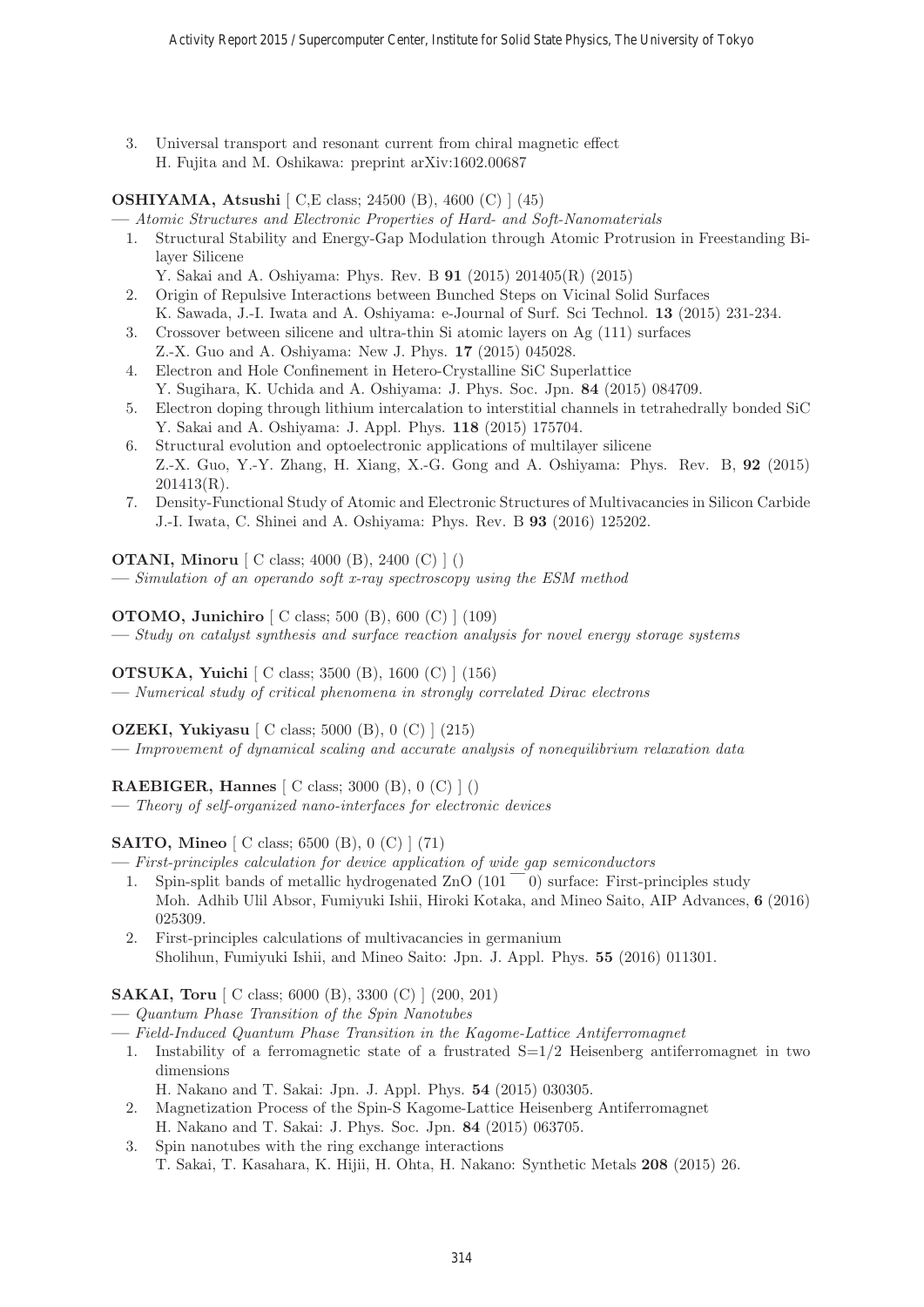3. Universal transport and resonant current from chiral magnetic effect
   H. Fujita and M. Oshikawa: preprint arXiv:1602.00687

**OSHIYAMA, Atsushi** [ C,E class; 24500 (B), 4600 (C) ] (45)

— *Atomic Structures and Electronic Properties of Hard- and Soft-Nanomaterials*

1. Structural Stability and Energy-Gap Modulation through Atomic Protrusion in Freestanding Bilayer Silicene
   Y. Sakai and A. Oshiyama: Phys. Rev. B **91** (2015) 201405(R) (2015)
2. Origin of Repulsive Interactions between Bunched Steps on Vicinal Solid Surfaces
   K. Sawada, J.-I. Iwata and A. Oshiyama: e-Journal of Surf. Sci Technol. **13** (2015) 231-234.
3. Crossover between silicene and ultra-thin Si atomic layers on Ag (111) surfaces
   Z.-X. Guo and A. Oshiyama: New J. Phys. **17** (2015) 045028.
4. Electron and Hole Confinement in Hetero-Crystalline SiC Superlattice
   Y. Sugihara, K. Uchida and A. Oshiyama: J. Phys. Soc. Jpn. **84** (2015) 084709.
5. Electron doping through lithium intercalation to interstitial channels in tetrahedrally bonded SiC
   Y. Sakai and A. Oshiyama: J. Appl. Phys. **118** (2015) 175704.
6. Structural evolution and optoelectronic applications of multilayer silicene
   Z.-X. Guo, Y.-Y. Zhang, H. Xiang, X.-G. Gong and A. Oshiyama: Phys. Rev. B, **92** (2015) 201413(R).
7. Density-Functional Study of Atomic and Electronic Structures of Multivacancies in Silicon Carbide
   J.-I. Iwata, C. Shinei and A. Oshiyama: Phys. Rev. B **93** (2016) 125202.

**OTANI, Minoru** [ C class; 4000 (B), 2400 (C) ] ()

— *Simulation of an operando soft x-ray spectroscopy using the ESM method*

**OTOMO, Junichiro** [ C class; 500 (B), 600 (C) ] (109)

— *Study on catalyst synthesis and surface reaction analysis for novel energy storage systems*

**OTSUKA, Yuichi** [ C class; 3500 (B), 1600 (C) ] (156)

— *Numerical study of critical phenomena in strongly correlated Dirac electrons*

**OZEKI, Yukiyasu** [ C class; 5000 (B), 0 (C) ] (215)

— *Improvement of dynamical scaling and accurate analysis of nonequilibrium relaxation data*

**RAEBIGER, Hannes** [ C class; 3000 (B), 0 (C) ] ()

— *Theory of self-organized nano-interfaces for electronic devices*

**SAITO, Mineo** [ C class; 6500 (B), 0 (C) ] (71)

— *First-principles calculation for device application of wide gap semiconductors*

1. Spin-split bands of metallic hydrogenated ZnO ($10\bar{1}0$) surface: First-principles study
   Moh. Adhib Ulil Absor, Fumiyuki Ishii, Hiroki Kotaka, and Mineo Saito, AIP Advances, **6** (2016) 025309.
2. First-principles calculations of multivacancies in germanium
   Sholihun, Fumiyuki Ishii, and Mineo Saito: Jpn. J. Appl. Phys. **55** (2016) 011301.

**SAKAI, Toru** [ C class; 6000 (B), 3300 (C) ] (200, 201)

— *Quantum Phase Transition of the Spin Nanotubes*

— *Field-Induced Quantum Phase Transition in the Kagome-Lattice Antiferromagnet*

1. Instability of a ferromagnetic state of a frustrated S=1/2 Heisenberg antiferromagnet in two dimensions
   H. Nakano and T. Sakai: Jpn. J. Appl. Phys. **54** (2015) 030305.
2. Magnetization Process of the Spin-S Kagome-Lattice Heisenberg Antiferromagnet
   H. Nakano and T. Sakai: J. Phys. Soc. Jpn. **84** (2015) 063705.
3. Spin nanotubes with the ring exchange interactions
   T. Sakai, T. Kasahara, K. Hijii, H. Ohta, H. Nakano: Synthetic Metals **208** (2015) 26.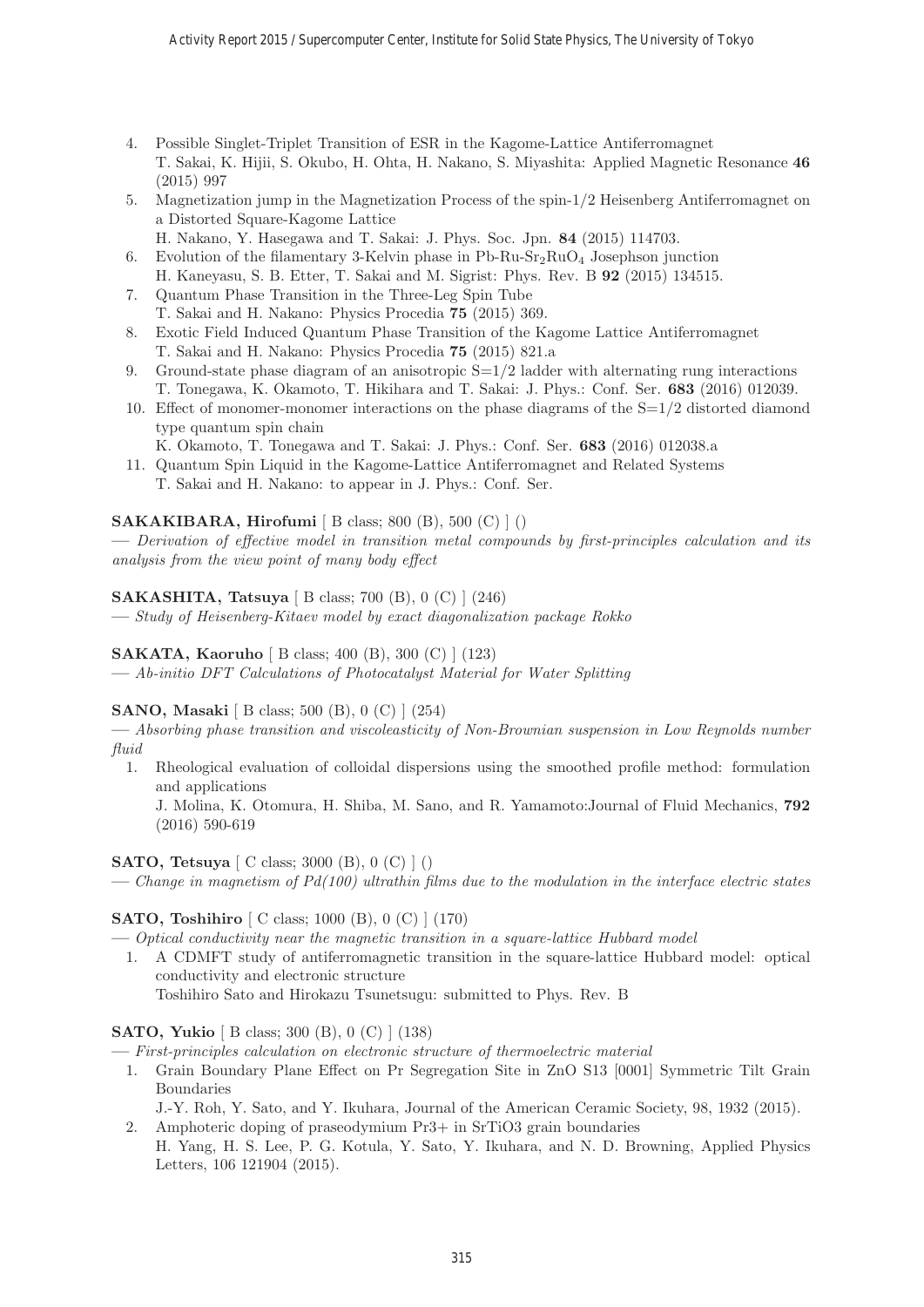4. Possible Singlet-Triplet Transition of ESR in the Kagome-Lattice Antiferromagnet
   T. Sakai, K. Hijii, S. Okubo, H. Ohta, H. Nakano, S. Miyashita: Applied Magnetic Resonance **46** (2015) 997
5. Magnetization jump in the Magnetization Process of the spin-1/2 Heisenberg Antiferromagnet on a Distorted Square-Kagome Lattice
   H. Nakano, Y. Hasegawa and T. Sakai: J. Phys. Soc. Jpn. **84** (2015) 114703.
6. Evolution of the filamentary 3-Kelvin phase in Pb-Ru-$Sr_2RuO_4$ Josephson junction
   H. Kaneyasu, S. B. Etter, T. Sakai and M. Sigrist: Phys. Rev. B **92** (2015) 134515.
7. Quantum Phase Transition in the Three-Leg Spin Tube
   T. Sakai and H. Nakano: Physics Procedia **75** (2015) 369.
8. Exotic Field Induced Quantum Phase Transition of the Kagome Lattice Antiferromagnet
   T. Sakai and H. Nakano: Physics Procedia **75** (2015) 821.a
9. Ground-state phase diagram of an anisotropic S=1/2 ladder with alternating rung interactions
   T. Tonegawa, K. Okamoto, T. Hikihara and T. Sakai: J. Phys.: Conf. Ser. **683** (2016) 012039.
10. Effect of monomer-monomer interactions on the phase diagrams of the S=1/2 distorted diamond type quantum spin chain
    K. Okamoto, T. Tonegawa and T. Sakai: J. Phys.: Conf. Ser. **683** (2016) 012038.a
11. Quantum Spin Liquid in the Kagome-Lattice Antiferromagnet and Related Systems
    T. Sakai and H. Nakano: to appear in J. Phys.: Conf. Ser.

**SAKAKIBARA, Hirofumi** [ B class; 800 (B), 500 (C) ] ()
— *Derivation of effective model in transition metal compounds by first-principles calculation and its analysis from the view point of many body effect*

**SAKASHITA, Tatsuya** [ B class; 700 (B), 0 (C) ] (246)
— *Study of Heisenberg-Kitaev model by exact diagonalization package Rokko*

**SAKATA, Kaoruho** [ B class; 400 (B), 300 (C) ] (123)
— *Ab-initio DFT Calculations of Photocatalyst Material for Water Splitting*

**SANO, Masaki** [ B class; 500 (B), 0 (C) ] (254)
— *Absorbing phase transition and viscoleasticity of Non-Brownian suspension in Low Reynolds number fluid*

1. Rheological evaluation of colloidal dispersions using the smoothed profile method: formulation and applications
   J. Molina, K. Otomura, H. Shiba, M. Sano, and R. Yamamoto:Journal of Fluid Mechanics, **792** (2016) 590-619

**SATO, Tetsuya** [ C class; 3000 (B), 0 (C) ] ()
— *Change in magnetism of Pd(100) ultrathin films due to the modulation in the interface electric states*

**SATO, Toshihiro** [ C class; 1000 (B), 0 (C) ] (170)
— *Optical conductivity near the magnetic transition in a square-lattice Hubbard model*

1. A CDMFT study of antiferromagnetic transition in the square-lattice Hubbard model: optical conductivity and electronic structure
   Toshihiro Sato and Hirokazu Tsunetsugu: submitted to Phys. Rev. B

**SATO, Yukio** [ B class; 300 (B), 0 (C) ] (138)
— *First-principles calculation on electronic structure of thermoelectric material*

1. Grain Boundary Plane Effect on Pr Segregation Site in ZnO S13 [0001] Symmetric Tilt Grain Boundaries
   J.-Y. Roh, Y. Sato, and Y. Ikuhara, Journal of the American Ceramic Society, 98, 1932 (2015).
2. Amphoteric doping of praseodymium Pr3+ in SrTiO3 grain boundaries
   H. Yang, H. S. Lee, P. G. Kotula, Y. Sato, Y. Ikuhara, and N. D. Browning, Applied Physics Letters, 106 121904 (2015).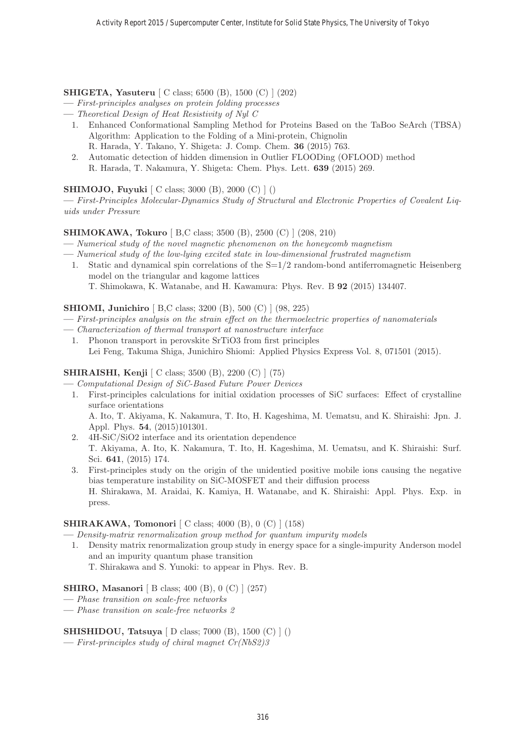**SHIGETA, Yasuteru** [ C class; 6500 (B), 1500 (C) ] (202)

— *First-principles analyses on protein folding processes*

— *Theoretical Design of Heat Resistivity of Nyl C*

1. Enhanced Conformational Sampling Method for Proteins Based on the TaBoo SeArch (TBSA) Algorithm: Application to the Folding of a Mini-protein, Chignolin
   R. Harada, Y. Takano, Y. Shigeta: J. Comp. Chem. **36** (2015) 763.
2. Automatic detection of hidden dimension in Outlier FLOODing (OFLOOD) method
   R. Harada, T. Nakamura, Y. Shigeta: Chem. Phys. Lett. **639** (2015) 269.

**SHIMOJO, Fuyuki** [ C class; 3000 (B), 2000 (C) ] ()

— *First-Principles Molecular-Dynamics Study of Structural and Electronic Properties of Covalent Liquids under Pressure*

**SHIMOKAWA, Tokuro** [ B,C class; 3500 (B), 2500 (C) ] (208, 210)

— *Numerical study of the novel magnetic phenomenon on the honeycomb magnetism*

— *Numerical study of the low-lying excited state in low-dimensional frustrated magnetism*

1. Static and dynamical spin correlations of the S=1/2 random-bond antiferromagnetic Heisenberg model on the triangular and kagome lattices
   T. Shimokawa, K. Watanabe, and H. Kawamura: Phys. Rev. B **92** (2015) 134407.

**SHIOMI, Junichiro** [ B,C class; 3200 (B), 500 (C) ] (98, 225)

— *First-principles analysis on the strain effect on the thermoelectric properties of nanomaterials*

— *Characterization of thermal transport at nanostructure interface*

1. Phonon transport in perovskite SrTiO3 from first principles
   Lei Feng, Takuma Shiga, Junichiro Shiomi: Applied Physics Express Vol. 8, 071501 (2015).

**SHIRAISHI, Kenji** [ C class; 3500 (B), 2200 (C) ] (75)

— *Computational Design of SiC-Based Future Power Devices*

1. First-principles calculations for initial oxidation processes of SiC surfaces: Effect of crystalline surface orientations
   A. Ito, T. Akiyama, K. Nakamura, T. Ito, H. Kageshima, M. Uematsu, and K. Shiraishi: Jpn. J. Appl. Phys. **54**, (2015)101301.
2. 4H-SiC/SiO2 interface and its orientation dependence
   T. Akiyama, A. Ito, K. Nakamura, T. Ito, H. Kageshima, M. Uematsu, and K. Shiraishi: Surf. Sci. **641**, (2015) 174.
3. First-principles study on the origin of the unidentied positive mobile ions causing the negative bias temperature instability on SiC-MOSFET and their diffusion process
   H. Shirakawa, M. Araidai, K. Kamiya, H. Watanabe, and K. Shiraishi: Appl. Phys. Exp. in press.

**SHIRAKAWA, Tomonori** [ C class; 4000 (B), 0 (C) ] (158)

— *Density-matrix renormalization group method for quantum impurity models*

1. Density matrix renormalization group study in energy space for a single-impurity Anderson model and an impurity quantum phase transition
   T. Shirakawa and S. Yunoki: to appear in Phys. Rev. B.

**SHIRO, Masanori** [ B class; 400 (B), 0 (C) ] (257)

— *Phase transition on scale-free networks*

— *Phase transition on scale-free networks 2*

**SHISHIDOU, Tatsuya** [ D class; 7000 (B), 1500 (C) ] ()

— *First-principles study of chiral magnet Cr(NbS2)3*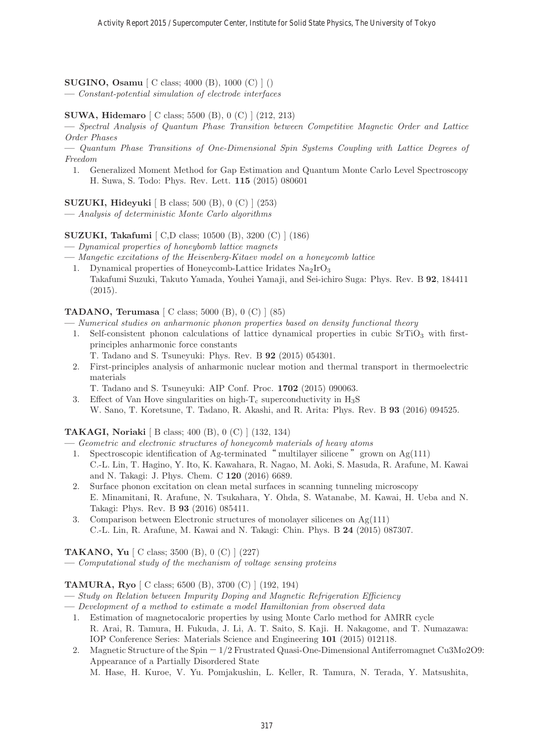**SUGINO, Osamu** [ C class; 4000 (B), 1000 (C) ] ()

— *Constant-potential simulation of electrode interfaces*

**SUWA, Hidemaro** [ C class; 5500 (B), 0 (C) ] (212, 213)

— *Spectral Analysis of Quantum Phase Transition between Competitive Magnetic Order and Lattice Order Phases*

— *Quantum Phase Transitions of One-Dimensional Spin Systems Coupling with Lattice Degrees of Freedom*

1. Generalized Moment Method for Gap Estimation and Quantum Monte Carlo Level Spectroscopy
   H. Suwa, S. Todo: Phys. Rev. Lett. **115** (2015) 080601

**SUZUKI, Hideyuki** [ B class; 500 (B), 0 (C) ] (253)

— *Analysis of deterministic Monte Carlo algorithms*

**SUZUKI, Takafumi** [ C,D class; 10500 (B), 3200 (C) ] (186)

— *Dynamical properties of honeybomb lattice magnets*

— *Mangetic excitations of the Heisenberg-Kitaev model on a honeycomb lattice*

1. Dynamical properties of Honeycomb-Lattice Iridates $Na_2IrO_3$
   Takafumi Suzuki, Takuto Yamada, Youhei Yamaji, and Sei-ichiro Suga: Phys. Rev. B **92**, 184411 (2015).

**TADANO, Terumasa** [ C class; 5000 (B), 0 (C) ] (85)

— *Numerical studies on anharmonic phonon properties based on density functional theory*

1. Self-consistent phonon calculations of lattice dynamical properties in cubic $SrTiO_3$ with first-principles anharmonic force constants
   T. Tadano and S. Tsuneyuki: Phys. Rev. B **92** (2015) 054301.
2. First-principles analysis of anharmonic nuclear motion and thermal transport in thermoelectric materials
   T. Tadano and S. Tsuneyuki: AIP Conf. Proc. **1702** (2015) 090063.
3. Effect of Van Hove singularities on high-$T_c$ superconductivity in $H_3S$
   W. Sano, T. Koretsune, T. Tadano, R. Akashi, and R. Arita: Phys. Rev. B **93** (2016) 094525.

**TAKAGI, Noriaki** [ B class; 400 (B), 0 (C) ] (132, 134)

— *Geometric and electronic structures of honeycomb materials of heavy atoms*

1. Spectroscopic identification of Ag-terminated "multilayer silicene" grown on Ag(111)
   C.-L. Lin, T. Hagino, Y. Ito, K. Kawahara, R. Nagao, M. Aoki, S. Masuda, R. Arafune, M. Kawai and N. Takagi: J. Phys. Chem. C **120** (2016) 6689.
2. Surface phonon excitation on clean metal surfaces in scanning tunneling microscopy
   E. Minamitani, R. Arafune, N. Tsukahara, Y. Ohda, S. Watanabe, M. Kawai, H. Ueba and N. Takagi: Phys. Rev. B **93** (2016) 085411.
3. Comparison between Electronic structures of monolayer silicenes on Ag(111)
   C.-L. Lin, R. Arafune, M. Kawai and N. Takagi: Chin. Phys. B **24** (2015) 087307.

**TAKANO, Yu** [ C class; 3500 (B), 0 (C) ] (227)

— *Computational study of the mechanism of voltage sensing proteins*

**TAMURA, Ryo** [ C class; 6500 (B), 3700 (C) ] (192, 194)

— *Study on Relation between Impurity Doping and Magnetic Refrigeration Efficiency*

— *Development of a method to estimate a model Hamiltonian from observed data*

1. Estimation of magnetocaloric properties by using Monte Carlo method for AMRR cycle
   R. Arai, R. Tamura, H. Fukuda, J. Li, A. T. Saito, S. Kaji. H. Nakagome, and T. Numazawa: IOP Conference Series: Materials Science and Engineering **101** (2015) 012118.
2. Magnetic Structure of the Spin − 1/2 Frustrated Quasi-One-Dimensional Antiferromagnet Cu3Mo2O9: Appearance of a Partially Disordered State
   M. Hase, H. Kuroe, V. Yu. Pomjakushin, L. Keller, R. Tamura, N. Terada, Y. Matsushita,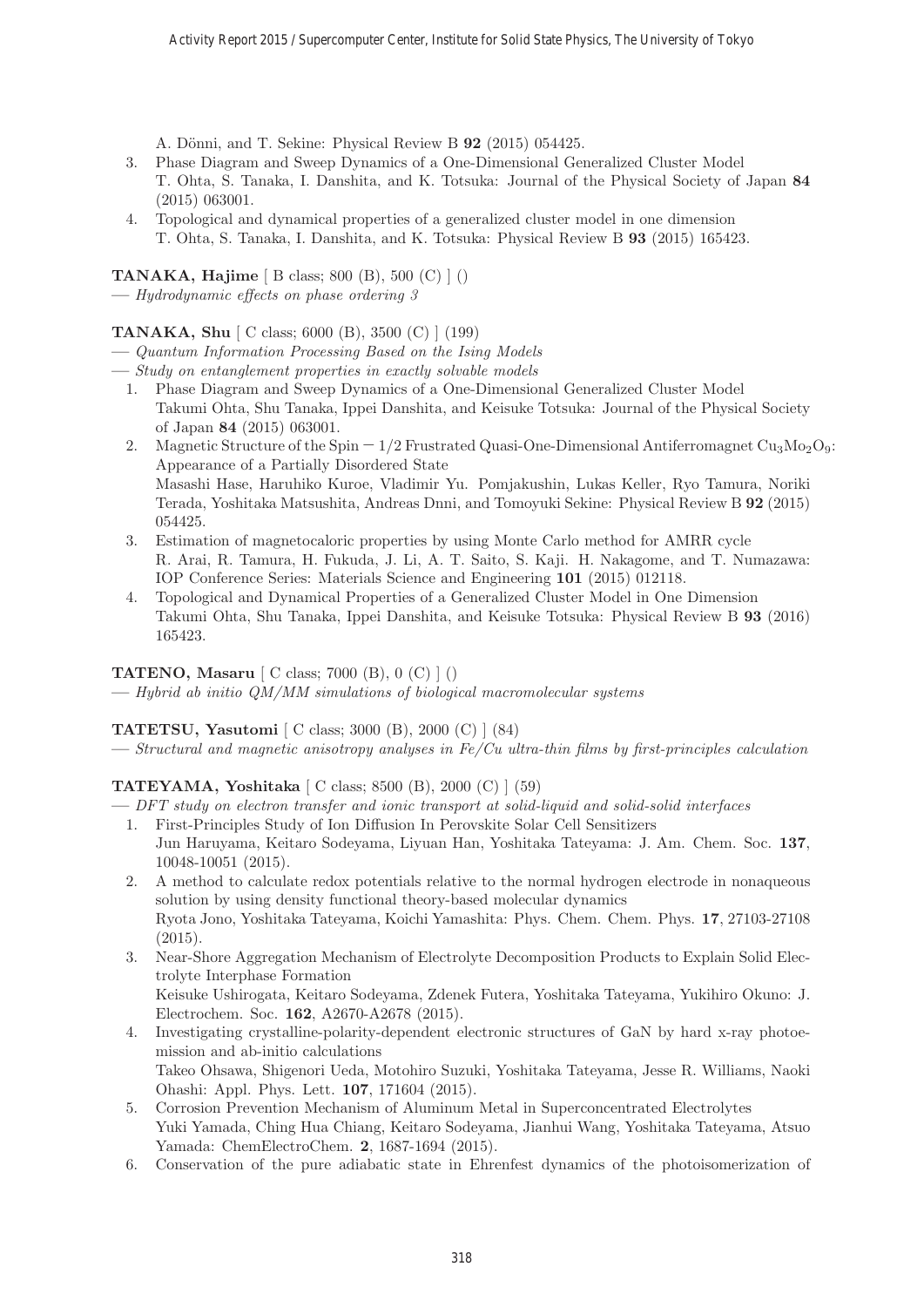A. Dönni, and T. Sekine: Physical Review B **92** (2015) 054425.

3. Phase Diagram and Sweep Dynamics of a One-Dimensional Generalized Cluster Model
T. Ohta, S. Tanaka, I. Danshita, and K. Totsuka: Journal of the Physical Society of Japan **84** (2015) 063001.
4. Topological and dynamical properties of a generalized cluster model in one dimension
T. Ohta, S. Tanaka, I. Danshita, and K. Totsuka: Physical Review B **93** (2015) 165423.

**TANAKA, Hajime** [ B class; 800 (B), 500 (C) ] ()

— *Hydrodynamic effects on phase ordering 3*

**TANAKA, Shu** [ C class; 6000 (B), 3500 (C) ] (199)

— *Quantum Information Processing Based on the Ising Models*

— *Study on entanglement properties in exactly solvable models*

1. Phase Diagram and Sweep Dynamics of a One-Dimensional Generalized Cluster Model
Takumi Ohta, Shu Tanaka, Ippei Danshita, and Keisuke Totsuka: Journal of the Physical Society of Japan **84** (2015) 063001.
2. Magnetic Structure of the Spin $-$ 1/2 Frustrated Quasi-One-Dimensional Antiferromagnet $Cu_3Mo_2O_9$: Appearance of a Partially Disordered State
Masashi Hase, Haruhiko Kuroe, Vladimir Yu. Pomjakushin, Lukas Keller, Ryo Tamura, Noriki Terada, Yoshitaka Matsushita, Andreas Dnni, and Tomoyuki Sekine: Physical Review B **92** (2015) 054425.
3. Estimation of magnetocaloric properties by using Monte Carlo method for AMRR cycle
R. Arai, R. Tamura, H. Fukuda, J. Li, A. T. Saito, S. Kaji. H. Nakagome, and T. Numazawa: IOP Conference Series: Materials Science and Engineering **101** (2015) 012118.
4. Topological and Dynamical Properties of a Generalized Cluster Model in One Dimension
Takumi Ohta, Shu Tanaka, Ippei Danshita, and Keisuke Totsuka: Physical Review B **93** (2016) 165423.

**TATENO, Masaru** [ C class; 7000 (B), 0 (C) ] ()

— *Hybrid ab initio QM/MM simulations of biological macromolecular systems*

**TATETSU, Yasutomi** [ C class; 3000 (B), 2000 (C) ] (84)

— *Structural and magnetic anisotropy analyses in Fe/Cu ultra-thin films by first-principles calculation*

**TATEYAMA, Yoshitaka** [ C class; 8500 (B), 2000 (C) ] (59)

— *DFT study on electron transfer and ionic transport at solid-liquid and solid-solid interfaces*

1. First-Principles Study of Ion Diffusion In Perovskite Solar Cell Sensitizers
Jun Haruyama, Keitaro Sodeyama, Liyuan Han, Yoshitaka Tateyama: J. Am. Chem. Soc. **137**, 10048-10051 (2015).
2. A method to calculate redox potentials relative to the normal hydrogen electrode in nonaqueous solution by using density functional theory-based molecular dynamics
Ryota Jono, Yoshitaka Tateyama, Koichi Yamashita: Phys. Chem. Chem. Phys. **17**, 27103-27108 (2015).
3. Near-Shore Aggregation Mechanism of Electrolyte Decomposition Products to Explain Solid Electrolyte Interphase Formation
Keisuke Ushirogata, Keitaro Sodeyama, Zdenek Futera, Yoshitaka Tateyama, Yukihiro Okuno: J. Electrochem. Soc. **162**, A2670-A2678 (2015).
4. Investigating crystalline-polarity-dependent electronic structures of GaN by hard x-ray photoemission and ab-initio calculations
Takeo Ohsawa, Shigenori Ueda, Motohiro Suzuki, Yoshitaka Tateyama, Jesse R. Williams, Naoki Ohashi: Appl. Phys. Lett. **107**, 171604 (2015).
5. Corrosion Prevention Mechanism of Aluminum Metal in Superconcentrated Electrolytes
Yuki Yamada, Ching Hua Chiang, Keitaro Sodeyama, Jianhui Wang, Yoshitaka Tateyama, Atsuo Yamada: ChemElectroChem. **2**, 1687-1694 (2015).
6. Conservation of the pure adiabatic state in Ehrenfest dynamics of the photoisomerization of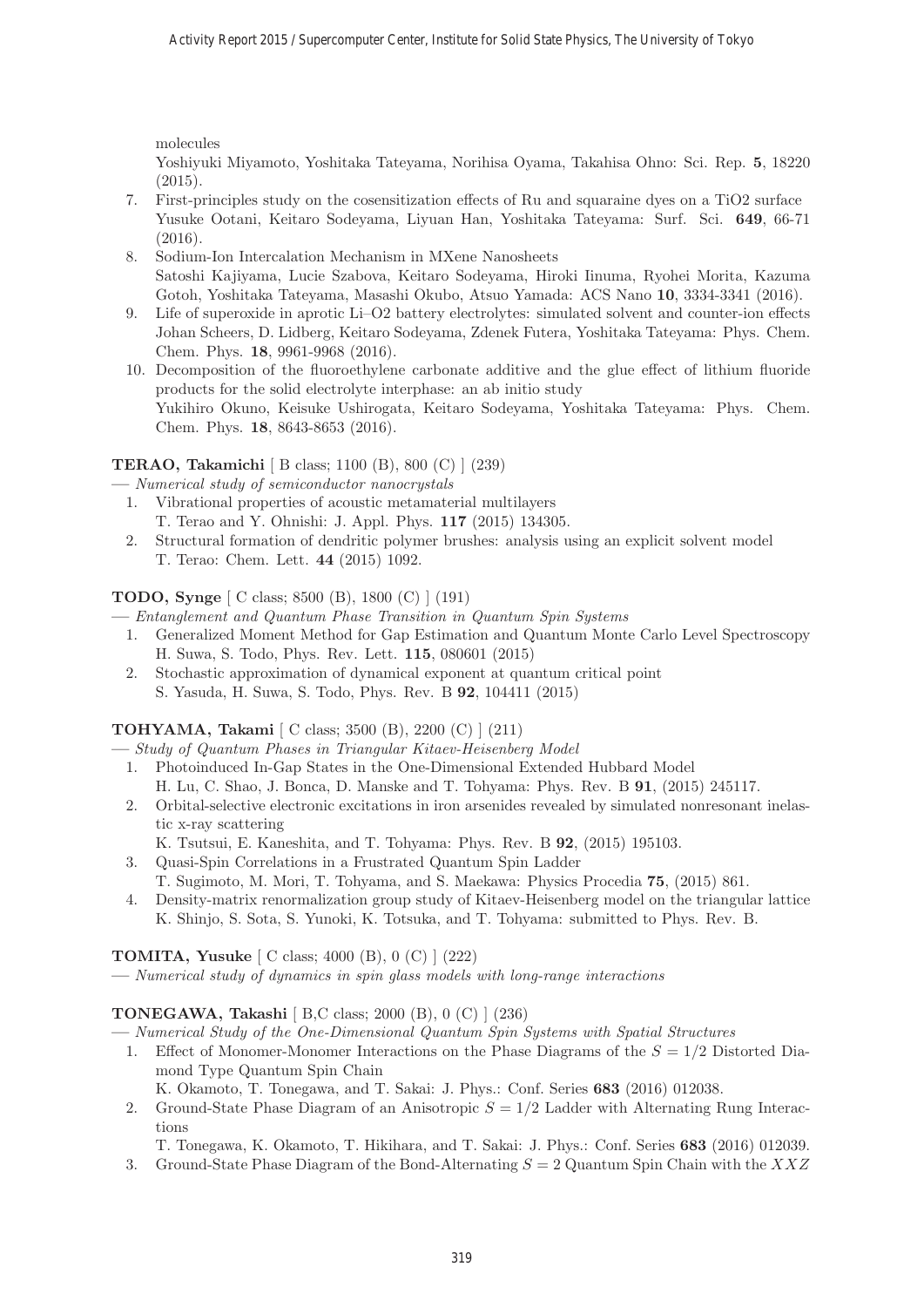molecules
Yoshiyuki Miyamoto, Yoshitaka Tateyama, Norihisa Oyama, Takahisa Ohno: Sci. Rep. **5**, 18220 (2015).

7. First-principles study on the cosensitization effects of Ru and squaraine dyes on a TiO2 surface
Yusuke Ootani, Keitaro Sodeyama, Liyuan Han, Yoshitaka Tateyama: Surf. Sci. **649**, 66-71 (2016).
8. Sodium-Ion Intercalation Mechanism in MXene Nanosheets
Satoshi Kajiyama, Lucie Szabova, Keitaro Sodeyama, Hiroki Iinuma, Ryohei Morita, Kazuma Gotoh, Yoshitaka Tateyama, Masashi Okubo, Atsuo Yamada: ACS Nano **10**, 3334-3341 (2016).
9. Life of superoxide in aprotic Li–O2 battery electrolytes: simulated solvent and counter-ion effects
Johan Scheers, D. Lidberg, Keitaro Sodeyama, Zdenek Futera, Yoshitaka Tateyama: Phys. Chem. Chem. Phys. **18**, 9961-9968 (2016).
10. Decomposition of the fluoroethylene carbonate additive and the glue effect of lithium fluoride products for the solid electrolyte interphase: an ab initio study
Yukihiro Okuno, Keisuke Ushirogata, Keitaro Sodeyama, Yoshitaka Tateyama: Phys. Chem. Chem. Phys. **18**, 8643-8653 (2016).

**TERAO, Takamichi** [ B class; 1100 (B), 800 (C) ] (239)
— *Numerical study of semiconductor nanocrystals*

1. Vibrational properties of acoustic metamaterial multilayers
T. Terao and Y. Ohnishi: J. Appl. Phys. **117** (2015) 134305.
2. Structural formation of dendritic polymer brushes: analysis using an explicit solvent model
T. Terao: Chem. Lett. **44** (2015) 1092.

**TODO, Synge** [ C class; 8500 (B), 1800 (C) ] (191)
— *Entanglement and Quantum Phase Transition in Quantum Spin Systems*

1. Generalized Moment Method for Gap Estimation and Quantum Monte Carlo Level Spectroscopy
H. Suwa, S. Todo, Phys. Rev. Lett. **115**, 080601 (2015)
2. Stochastic approximation of dynamical exponent at quantum critical point
S. Yasuda, H. Suwa, S. Todo, Phys. Rev. B **92**, 104411 (2015)

**TOHYAMA, Takami** [ C class; 3500 (B), 2200 (C) ] (211)
— *Study of Quantum Phases in Triangular Kitaev-Heisenberg Model*

1. Photoinduced In-Gap States in the One-Dimensional Extended Hubbard Model
H. Lu, C. Shao, J. Bonca, D. Manske and T. Tohyama: Phys. Rev. B **91**, (2015) 245117.
2. Orbital-selective electronic excitations in iron arsenides revealed by simulated nonresonant inelastic x-ray scattering
K. Tsutsui, E. Kaneshita, and T. Tohyama: Phys. Rev. B **92**, (2015) 195103.
3. Quasi-Spin Correlations in a Frustrated Quantum Spin Ladder
T. Sugimoto, M. Mori, T. Tohyama, and S. Maekawa: Physics Procedia **75**, (2015) 861.
4. Density-matrix renormalization group study of Kitaev-Heisenberg model on the triangular lattice
K. Shinjo, S. Sota, S. Yunoki, K. Totsuka, and T. Tohyama: submitted to Phys. Rev. B.

**TOMITA, Yusuke** [ C class; 4000 (B), 0 (C) ] (222)
— *Numerical study of dynamics in spin glass models with long-range interactions*

**TONEGAWA, Takashi** [ B,C class; 2000 (B), 0 (C) ] (236)
— *Numerical Study of the One-Dimensional Quantum Spin Systems with Spatial Structures*

1. Effect of Monomer-Monomer Interactions on the Phase Diagrams of the $S = 1/2$ Distorted Diamond Type Quantum Spin Chain
K. Okamoto, T. Tonegawa, and T. Sakai: J. Phys.: Conf. Series **683** (2016) 012038.
2. Ground-State Phase Diagram of an Anisotropic $S = 1/2$ Ladder with Alternating Rung Interactions
T. Tonegawa, K. Okamoto, T. Hikihara, and T. Sakai: J. Phys.: Conf. Series **683** (2016) 012039.
3. Ground-State Phase Diagram of the Bond-Alternating $S = 2$ Quantum Spin Chain with the $XXZ$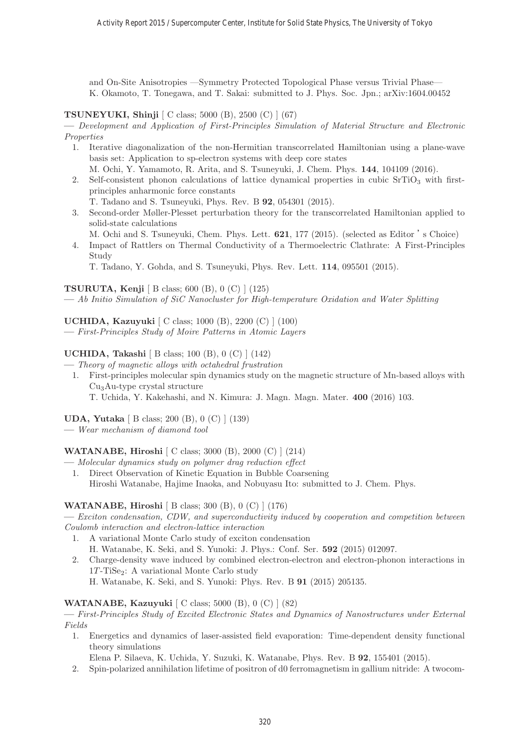and On-Site Anisotropies —Symmetry Protected Topological Phase versus Trivial Phase—
K. Okamoto, T. Tonegawa, and T. Sakai: submitted to J. Phys. Soc. Jpn.; arXiv:1604.00452

**TSUNEYUKI, Shinji** [ C class; 5000 (B), 2500 (C) ] (67)
— *Development and Application of First-Principles Simulation of Material Structure and Electronic Properties*

1. Iterative diagonalization of the non-Hermitian transcorrelated Hamiltonian using a plane-wave basis set: Application to sp-electron systems with deep core states
   M. Ochi, Y. Yamamoto, R. Arita, and S. Tsuneyuki, J. Chem. Phys. **144**, 104109 (2016).
2. Self-consistent phonon calculations of lattice dynamical properties in cubic $SrTiO_3$ with first-principles anharmonic force constants
   T. Tadano and S. Tsuneyuki, Phys. Rev. B **92**, 054301 (2015).
3. Second-order Møller-Plesset perturbation theory for the transcorrelated Hamiltonian applied to solid-state calculations
   M. Ochi and S. Tsuneyuki, Chem. Phys. Lett. **621**, 177 (2015). (selected as Editor's Choice)
4. Impact of Rattlers on Thermal Conductivity of a Thermoelectric Clathrate: A First-Principles Study
   T. Tadano, Y. Gohda, and S. Tsuneyuki, Phys. Rev. Lett. **114**, 095501 (2015).

**TSURUTA, Kenji** [ B class; 600 (B), 0 (C) ] (125)
— *Ab Initio Simulation of SiC Nanocluster for High-temperature Oxidation and Water Splitting*

**UCHIDA, Kazuyuki** [ C class; 1000 (B), 2200 (C) ] (100)
— *First-Principles Study of Moire Patterns in Atomic Layers*

**UCHIDA, Takashi** [ B class; 100 (B), 0 (C) ] (142)
— *Theory of magnetic alloys with octahedral frustration*

1. First-principles molecular spin dynamics study on the magnetic structure of Mn-based alloys with $Cu_3Au$-type crystal structure
   T. Uchida, Y. Kakehashi, and N. Kimura: J. Magn. Magn. Mater. **400** (2016) 103.

**UDA, Yutaka** [ B class; 200 (B), 0 (C) ] (139)
— *Wear mechanism of diamond tool*

**WATANABE, Hiroshi** [ C class; 3000 (B), 2000 (C) ] (214)
— *Molecular dynamics study on polymer drag reduction effect*

1. Direct Observation of Kinetic Equation in Bubble Coarsening
   Hiroshi Watanabe, Hajime Inaoka, and Nobuyasu Ito: submitted to J. Chem. Phys.

**WATANABE, Hiroshi** [ B class; 300 (B), 0 (C) ] (176)
— *Exciton condensation, CDW, and superconductivity induced by cooperation and competition between Coulomb interaction and electron-lattice interaction*

1. A variational Monte Carlo study of exciton condensation
   H. Watanabe, K. Seki, and S. Yunoki: J. Phys.: Conf. Ser. **592** (2015) 012097.
2. Charge-density wave induced by combined electron-electron and electron-phonon interactions in $1T$-$TiSe_2$: A variational Monte Carlo study
   H. Watanabe, K. Seki, and S. Yunoki: Phys. Rev. B **91** (2015) 205135.

**WATANABE, Kazuyuki** [ C class; 5000 (B), 0 (C) ] (82)
— *First-Principles Study of Excited Electronic States and Dynamics of Nanostructures under External Fields*

1. Energetics and dynamics of laser-assisted field evaporation: Time-dependent density functional theory simulations
   Elena P. Silaeva, K. Uchida, Y. Suzuki, K. Watanabe, Phys. Rev. B **92**, 155401 (2015).
2. Spin-polarized annihilation lifetime of positron of d0 ferromagnetism in gallium nitride: A twocom-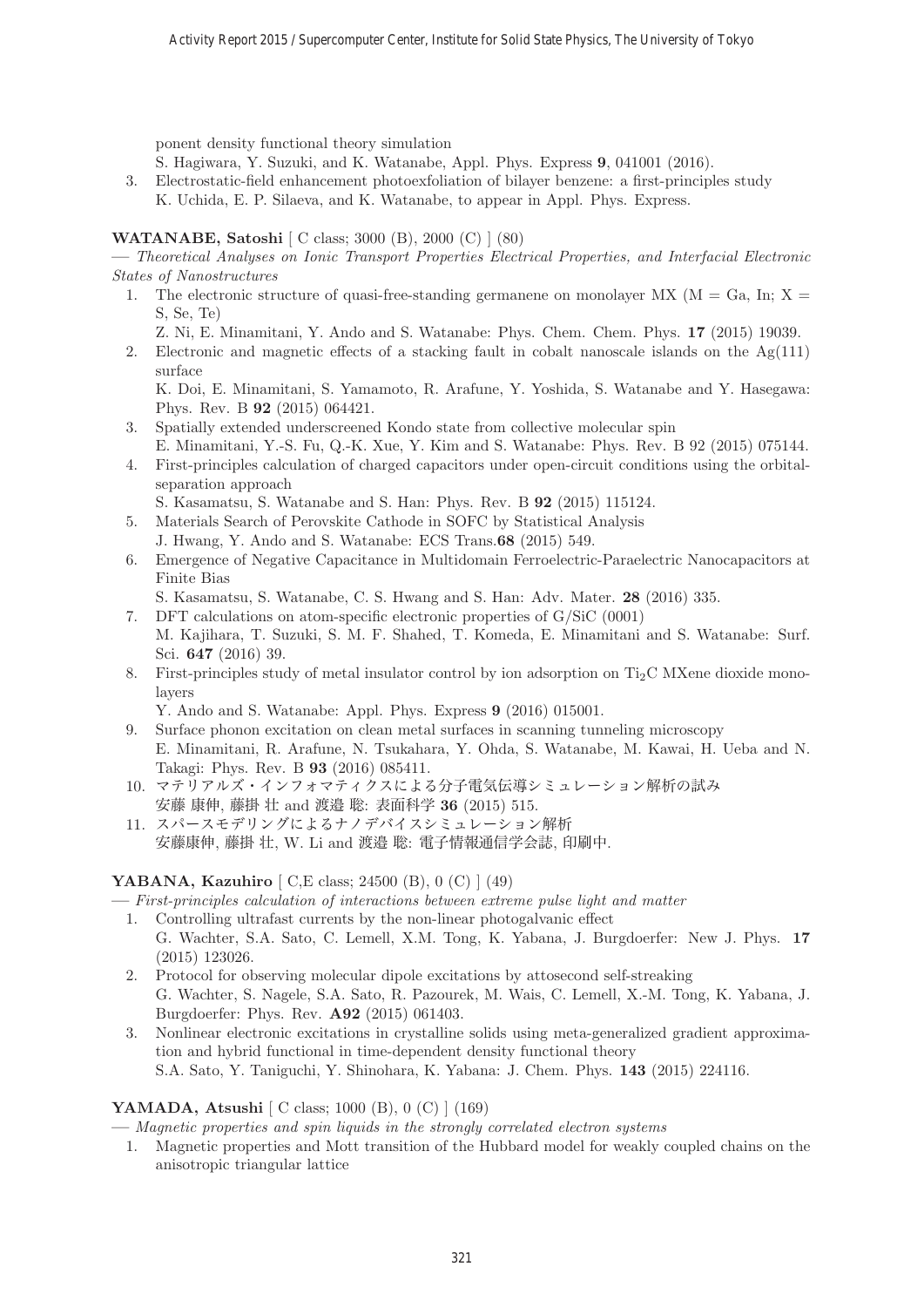ponent density functional theory simulation
S. Hagiwara, Y. Suzuki, and K. Watanabe, Appl. Phys. Express **9**, 041001 (2016).

3. Electrostatic-field enhancement photoexfoliation of bilayer benzene: a first-principles study
K. Uchida, E. P. Silaeva, and K. Watanabe, to appear in Appl. Phys. Express.

**WATANABE, Satoshi** [ C class; 3000 (B), 2000 (C) ] (80)

— *Theoretical Analyses on Ionic Transport Properties Electrical Properties, and Interfacial Electronic States of Nanostructures*

1. The electronic structure of quasi-free-standing germanene on monolayer MX (M = Ga, In; X = S, Se, Te)
Z. Ni, E. Minamitani, Y. Ando and S. Watanabe: Phys. Chem. Chem. Phys. **17** (2015) 19039.
2. Electronic and magnetic effects of a stacking fault in cobalt nanoscale islands on the Ag(111) surface
K. Doi, E. Minamitani, S. Yamamoto, R. Arafune, Y. Yoshida, S. Watanabe and Y. Hasegawa: Phys. Rev. B **92** (2015) 064421.
3. Spatially extended underscreened Kondo state from collective molecular spin
E. Minamitani, Y.-S. Fu, Q.-K. Xue, Y. Kim and S. Watanabe: Phys. Rev. B 92 (2015) 075144.
4. First-principles calculation of charged capacitors under open-circuit conditions using the orbital-separation approach
S. Kasamatsu, S. Watanabe and S. Han: Phys. Rev. B **92** (2015) 115124.
5. Materials Search of Perovskite Cathode in SOFC by Statistical Analysis
J. Hwang, Y. Ando and S. Watanabe: ECS Trans.**68** (2015) 549.
6. Emergence of Negative Capacitance in Multidomain Ferroelectric-Paraelectric Nanocapacitors at Finite Bias
S. Kasamatsu, S. Watanabe, C. S. Hwang and S. Han: Adv. Mater. **28** (2016) 335.
7. DFT calculations on atom-specific electronic properties of G/SiC (0001)
M. Kajihara, T. Suzuki, S. M. F. Shahed, T. Komeda, E. Minamitani and S. Watanabe: Surf. Sci. **647** (2016) 39.
8. First-principles study of metal insulator control by ion adsorption on $Ti_2C$ MXene dioxide monolayers
Y. Ando and S. Watanabe: Appl. Phys. Express **9** (2016) 015001.
9. Surface phonon excitation on clean metal surfaces in scanning tunneling microscopy
E. Minamitani, R. Arafune, N. Tsukahara, Y. Ohda, S. Watanabe, M. Kawai, H. Ueba and N. Takagi: Phys. Rev. B **93** (2016) 085411.
10. マテリアルズ・インフォマティクスによる分子電気伝導シミュレーション解析の試み
安藤 康伸, 藤掛 壮 and 渡邉 聡: 表面科学 **36** (2015) 515.
11. スパースモデリングによるナノデバイスシミュレーション解析
安藤康伸, 藤掛 壮, W. Li and 渡邉 聡: 電子情報通信学会誌, 印刷中.

**YABANA, Kazuhiro** [ C,E class; 24500 (B), 0 (C) ] (49)

— *First-principles calculation of interactions between extreme pulse light and matter*

1. Controlling ultrafast currents by the non-linear photogalvanic effect
G. Wachter, S.A. Sato, C. Lemell, X.M. Tong, K. Yabana, J. Burgdoerfer: New J. Phys. **17** (2015) 123026.
2. Protocol for observing molecular dipole excitations by attosecond self-streaking
G. Wachter, S. Nagele, S.A. Sato, R. Pazourek, M. Wais, C. Lemell, X.-M. Tong, K. Yabana, J. Burgdoerfer: Phys. Rev. **A92** (2015) 061403.
3. Nonlinear electronic excitations in crystalline solids using meta-generalized gradient approximation and hybrid functional in time-dependent density functional theory
S.A. Sato, Y. Taniguchi, Y. Shinohara, K. Yabana: J. Chem. Phys. **143** (2015) 224116.

**YAMADA, Atsushi** [ C class; 1000 (B), 0 (C) ] (169)

— *Magnetic properties and spin liquids in the strongly correlated electron systems*

1. Magnetic properties and Mott transition of the Hubbard model for weakly coupled chains on the anisotropic triangular lattice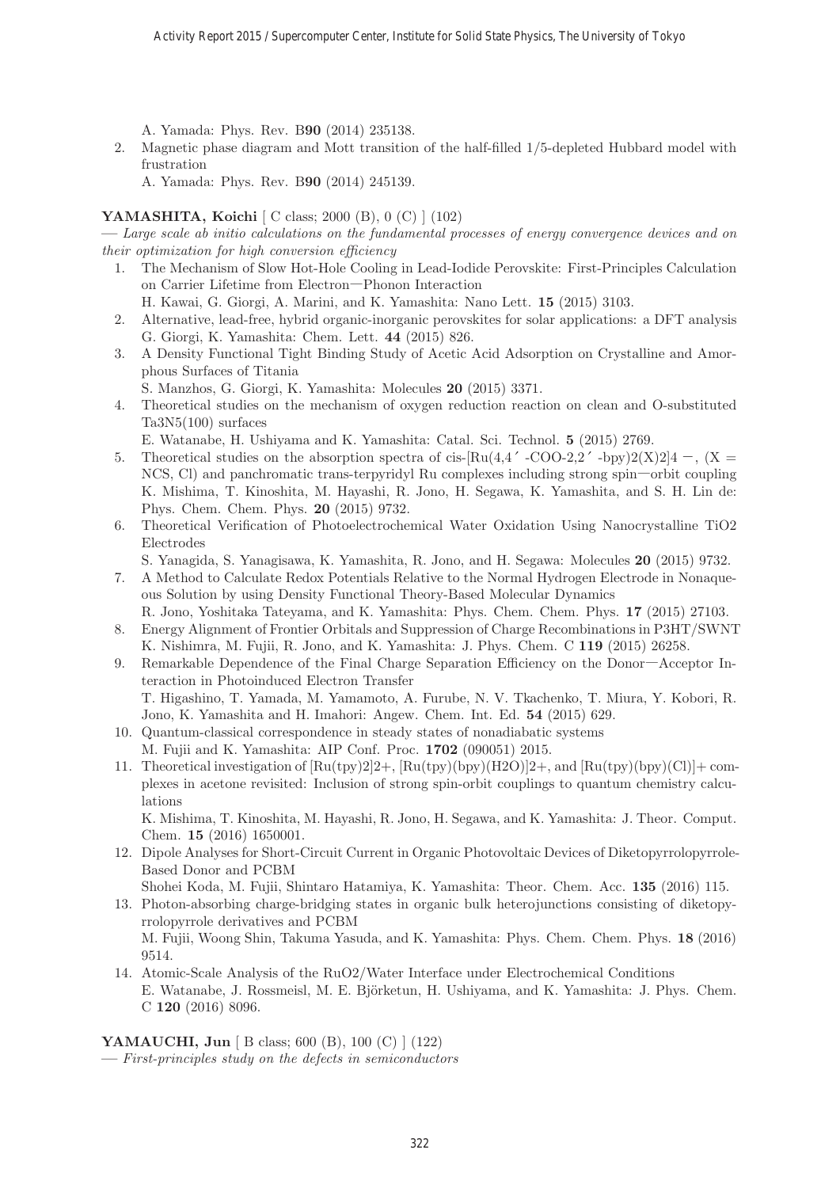A. Yamada: Phys. Rev. B**90** (2014) 235138.

2. Magnetic phase diagram and Mott transition of the half-filled 1/5-depleted Hubbard model with frustration
   A. Yamada: Phys. Rev. B**90** (2014) 245139.

**YAMASHITA, Koichi** [ C class; 2000 (B), 0 (C) ] (102)

— *Large scale ab initio calculations on the fundamental processes of energy convergence devices and on their optimization for high conversion efficiency*

1. The Mechanism of Slow Hot-Hole Cooling in Lead-Iodide Perovskite: First-Principles Calculation on Carrier Lifetime from Electron—Phonon Interaction
   H. Kawai, G. Giorgi, A. Marini, and K. Yamashita: Nano Lett. **15** (2015) 3103.
2. Alternative, lead-free, hybrid organic-inorganic perovskites for solar applications: a DFT analysis
   G. Giorgi, K. Yamashita: Chem. Lett. **44** (2015) 826.
3. A Density Functional Tight Binding Study of Acetic Acid Adsorption on Crystalline and Amorphous Surfaces of Titania
   S. Manzhos, G. Giorgi, K. Yamashita: Molecules **20** (2015) 3371.
4. Theoretical studies on the mechanism of oxygen reduction reaction on clean and O-substituted Ta3N5(100) surfaces
   E. Watanabe, H. Ushiyama and K. Yamashita: Catal. Sci. Technol. **5** (2015) 2769.
5. Theoretical studies on the absorption spectra of cis-[Ru(4,4′ -COO-2,2′ -bpy)2(X)2]4 −, (X = NCS, Cl) and panchromatic trans-terpyridyl Ru complexes including strong spin—orbit coupling
   K. Mishima, T. Kinoshita, M. Hayashi, R. Jono, H. Segawa, K. Yamashita, and S. H. Lin de: Phys. Chem. Chem. Phys. **20** (2015) 9732.
6. Theoretical Verification of Photoelectrochemical Water Oxidation Using Nanocrystalline TiO2 Electrodes
   S. Yanagida, S. Yanagisawa, K. Yamashita, R. Jono, and H. Segawa: Molecules **20** (2015) 9732.
7. A Method to Calculate Redox Potentials Relative to the Normal Hydrogen Electrode in Nonaqueous Solution by using Density Functional Theory-Based Molecular Dynamics
   R. Jono, Yoshitaka Tateyama, and K. Yamashita: Phys. Chem. Chem. Phys. **17** (2015) 27103.
8. Energy Alignment of Frontier Orbitals and Suppression of Charge Recombinations in P3HT/SWNT
   K. Nishimra, M. Fujii, R. Jono, and K. Yamashita: J. Phys. Chem. C **119** (2015) 26258.
9. Remarkable Dependence of the Final Charge Separation Efficiency on the Donor—Acceptor Interaction in Photoinduced Electron Transfer
   T. Higashino, T. Yamada, M. Yamamoto, A. Furube, N. V. Tkachenko, T. Miura, Y. Kobori, R. Jono, K. Yamashita and H. Imahori: Angew. Chem. Int. Ed. **54** (2015) 629.
10. Quantum-classical correspondence in steady states of nonadiabatic systems
    M. Fujii and K. Yamashita: AIP Conf. Proc. **1702** (090051) 2015.
11. Theoretical investigation of [Ru(tpy)2]2+, [Ru(tpy)(bpy)(H2O)]2+, and [Ru(tpy)(bpy)(Cl)]+ complexes in acetone revisited: Inclusion of strong spin-orbit couplings to quantum chemistry calculations
    K. Mishima, T. Kinoshita, M. Hayashi, R. Jono, H. Segawa, and K. Yamashita: J. Theor. Comput. Chem. **15** (2016) 1650001.
12. Dipole Analyses for Short-Circuit Current in Organic Photovoltaic Devices of Diketopyrrolopyrrole-Based Donor and PCBM
    Shohei Koda, M. Fujii, Shintaro Hatamiya, K. Yamashita: Theor. Chem. Acc. **135** (2016) 115.
13. Photon-absorbing charge-bridging states in organic bulk heterojunctions consisting of diketopyrrolopyrrole derivatives and PCBM
    M. Fujii, Woong Shin, Takuma Yasuda, and K. Yamashita: Phys. Chem. Chem. Phys. **18** (2016) 9514.
14. Atomic-Scale Analysis of the RuO2/Water Interface under Electrochemical Conditions
    E. Watanabe, J. Rossmeisl, M. E. Björketun, H. Ushiyama, and K. Yamashita: J. Phys. Chem. C **120** (2016) 8096.

**YAMAUCHI, Jun** [ B class; 600 (B), 100 (C) ] (122)

— *First-principles study on the defects in semiconductors*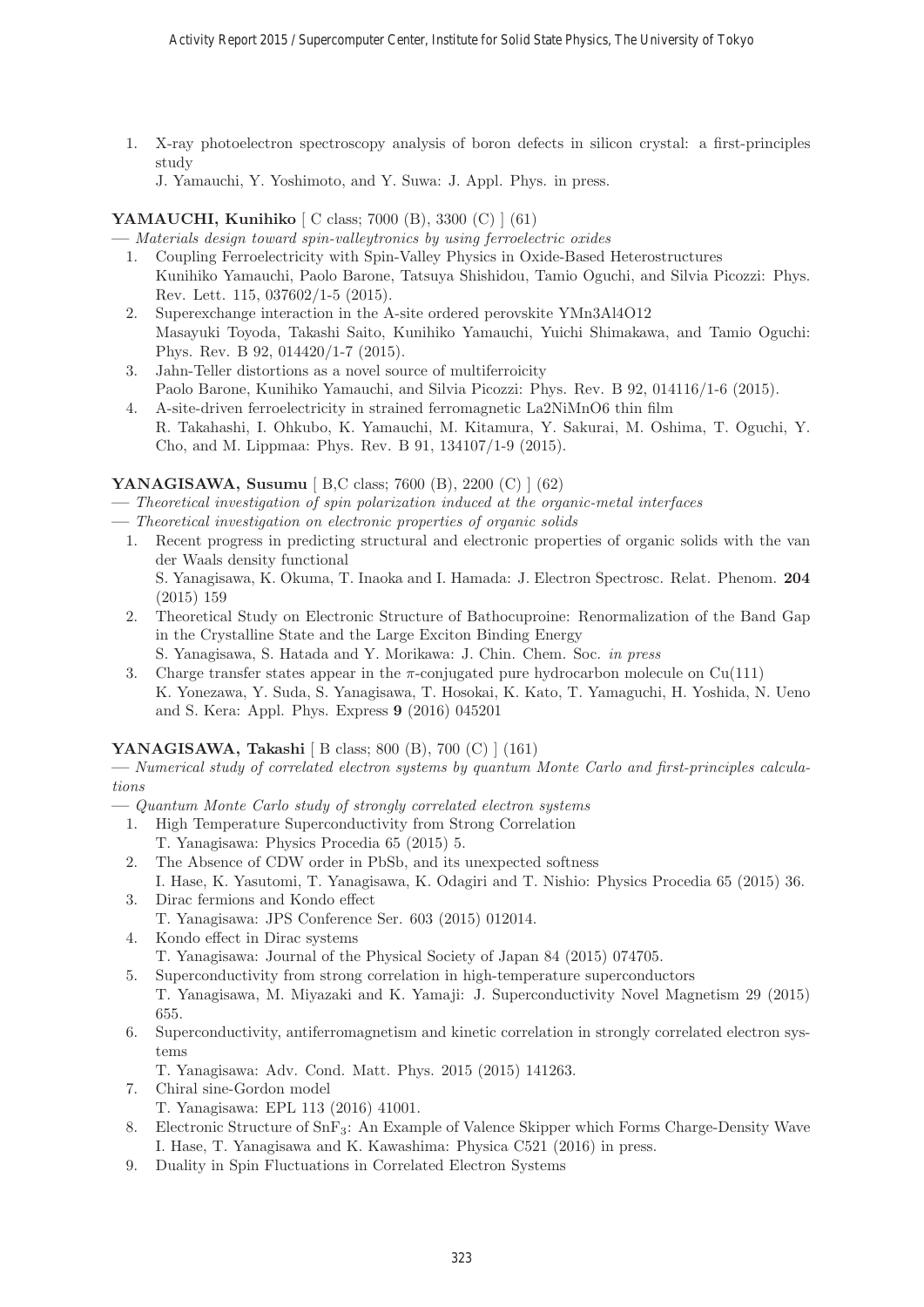1. X-ray photoelectron spectroscopy analysis of boron defects in silicon crystal: a first-principles study
   J. Yamauchi, Y. Yoshimoto, and Y. Suwa: J. Appl. Phys. in press.

**YAMAUCHI, Kunihiko** [ C class; 7000 (B), 3300 (C) ] (61)

— *Materials design toward spin-valleytronics by using ferroelectric oxides*

1. Coupling Ferroelectricity with Spin-Valley Physics in Oxide-Based Heterostructures
   Kunihiko Yamauchi, Paolo Barone, Tatsuya Shishidou, Tamio Oguchi, and Silvia Picozzi: Phys. Rev. Lett. 115, 037602/1-5 (2015).
2. Superexchange interaction in the A-site ordered perovskite YMn3Al4O12
   Masayuki Toyoda, Takashi Saito, Kunihiko Yamauchi, Yuichi Shimakawa, and Tamio Oguchi: Phys. Rev. B 92, 014420/1-7 (2015).
3. Jahn-Teller distortions as a novel source of multiferroicity
   Paolo Barone, Kunihiko Yamauchi, and Silvia Picozzi: Phys. Rev. B 92, 014116/1-6 (2015).
4. A-site-driven ferroelectricity in strained ferromagnetic La2NiMnO6 thin film
   R. Takahashi, I. Ohkubo, K. Yamauchi, M. Kitamura, Y. Sakurai, M. Oshima, T. Oguchi, Y. Cho, and M. Lippmaa: Phys. Rev. B 91, 134107/1-9 (2015).

**YANAGISAWA, Susumu** [ B,C class; 7600 (B), 2200 (C) ] (62)

— *Theoretical investigation of spin polarization induced at the organic-metal interfaces*

— *Theoretical investigation on electronic properties of organic solids*

1. Recent progress in predicting structural and electronic properties of organic solids with the van der Waals density functional
   S. Yanagisawa, K. Okuma, T. Inaoka and I. Hamada: J. Electron Spectrosc. Relat. Phenom. **204** (2015) 159
2. Theoretical Study on Electronic Structure of Bathocuproine: Renormalization of the Band Gap in the Crystalline State and the Large Exciton Binding Energy
   S. Yanagisawa, S. Hatada and Y. Morikawa: J. Chin. Chem. Soc. *in press*
3. Charge transfer states appear in the $\pi$-conjugated pure hydrocarbon molecule on Cu(111)
   K. Yonezawa, Y. Suda, S. Yanagisawa, T. Hosokai, K. Kato, T. Yamaguchi, H. Yoshida, N. Ueno and S. Kera: Appl. Phys. Express **9** (2016) 045201

**YANAGISAWA, Takashi** [ B class; 800 (B), 700 (C) ] (161)

— *Numerical study of correlated electron systems by quantum Monte Carlo and first-principles calculations*

— *Quantum Monte Carlo study of strongly correlated electron systems*

1. High Temperature Superconductivity from Strong Correlation
   T. Yanagisawa: Physics Procedia 65 (2015) 5.
2. The Absence of CDW order in PbSb, and its unexpected softness
   I. Hase, K. Yasutomi, T. Yanagisawa, K. Odagiri and T. Nishio: Physics Procedia 65 (2015) 36.
3. Dirac fermions and Kondo effect
   T. Yanagisawa: JPS Conference Ser. 603 (2015) 012014.
4. Kondo effect in Dirac systems
   T. Yanagisawa: Journal of the Physical Society of Japan 84 (2015) 074705.
5. Superconductivity from strong correlation in high-temperature superconductors
   T. Yanagisawa, M. Miyazaki and K. Yamaji: J. Superconductivity Novel Magnetism 29 (2015) 655.
6. Superconductivity, antiferromagnetism and kinetic correlation in strongly correlated electron systems
   T. Yanagisawa: Adv. Cond. Matt. Phys. 2015 (2015) 141263.
7. Chiral sine-Gordon model
   T. Yanagisawa: EPL 113 (2016) 41001.
8. Electronic Structure of $SnF_3$: An Example of Valence Skipper which Forms Charge-Density Wave
   I. Hase, T. Yanagisawa and K. Kawashima: Physica C521 (2016) in press.
9. Duality in Spin Fluctuations in Correlated Electron Systems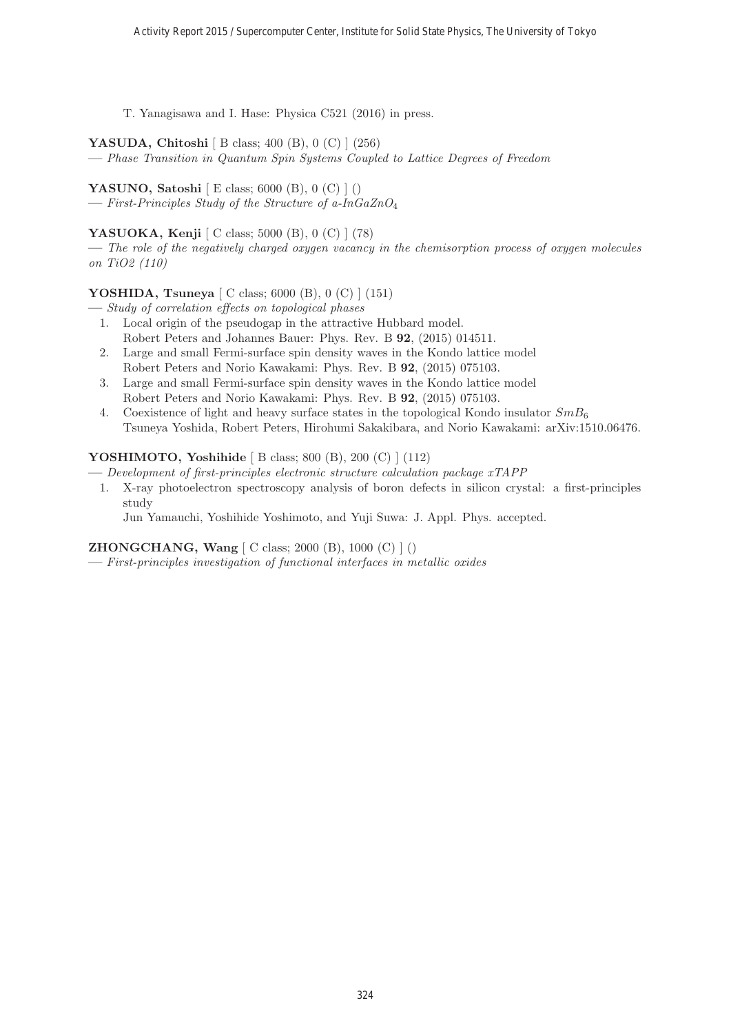T. Yanagisawa and I. Hase: Physica C521 (2016) in press.

**YASUDA, Chitoshi** [ B class; 400 (B), 0 (C) ] (256)
— *Phase Transition in Quantum Spin Systems Coupled to Lattice Degrees of Freedom*

**YASUNO, Satoshi** [ E class; 6000 (B), 0 (C) ] ()
— *First-Principles Study of the Structure of a-$InGaZnO_4$*

**YASUOKA, Kenji** [ C class; 5000 (B), 0 (C) ] (78)
— *The role of the negatively charged oxygen vacancy in the chemisorption process of oxygen molecules on TiO2 (110)*

**YOSHIDA, Tsuneya** [ C class; 6000 (B), 0 (C) ] (151)
— *Study of correlation effects on topological phases*

1. Local origin of the pseudogap in the attractive Hubbard model.
   Robert Peters and Johannes Bauer: Phys. Rev. B **92**, (2015) 014511.
2. Large and small Fermi-surface spin density waves in the Kondo lattice model
   Robert Peters and Norio Kawakami: Phys. Rev. B **92**, (2015) 075103.
3. Large and small Fermi-surface spin density waves in the Kondo lattice model
   Robert Peters and Norio Kawakami: Phys. Rev. B **92**, (2015) 075103.
4. Coexistence of light and heavy surface states in the topological Kondo insulator $SmB_6$
   Tsuneya Yoshida, Robert Peters, Hirohumi Sakakibara, and Norio Kawakami: arXiv:1510.06476.

**YOSHIMOTO, Yoshihide** [ B class; 800 (B), 200 (C) ] (112)
— *Development of first-principles electronic structure calculation package xTAPP*

1. X-ray photoelectron spectroscopy analysis of boron defects in silicon crystal: a first-principles study
   Jun Yamauchi, Yoshihide Yoshimoto, and Yuji Suwa: J. Appl. Phys. accepted.

**ZHONGCHANG, Wang** [ C class; 2000 (B), 1000 (C) ] ()
— *First-principles investigation of functional interfaces in metallic oxides*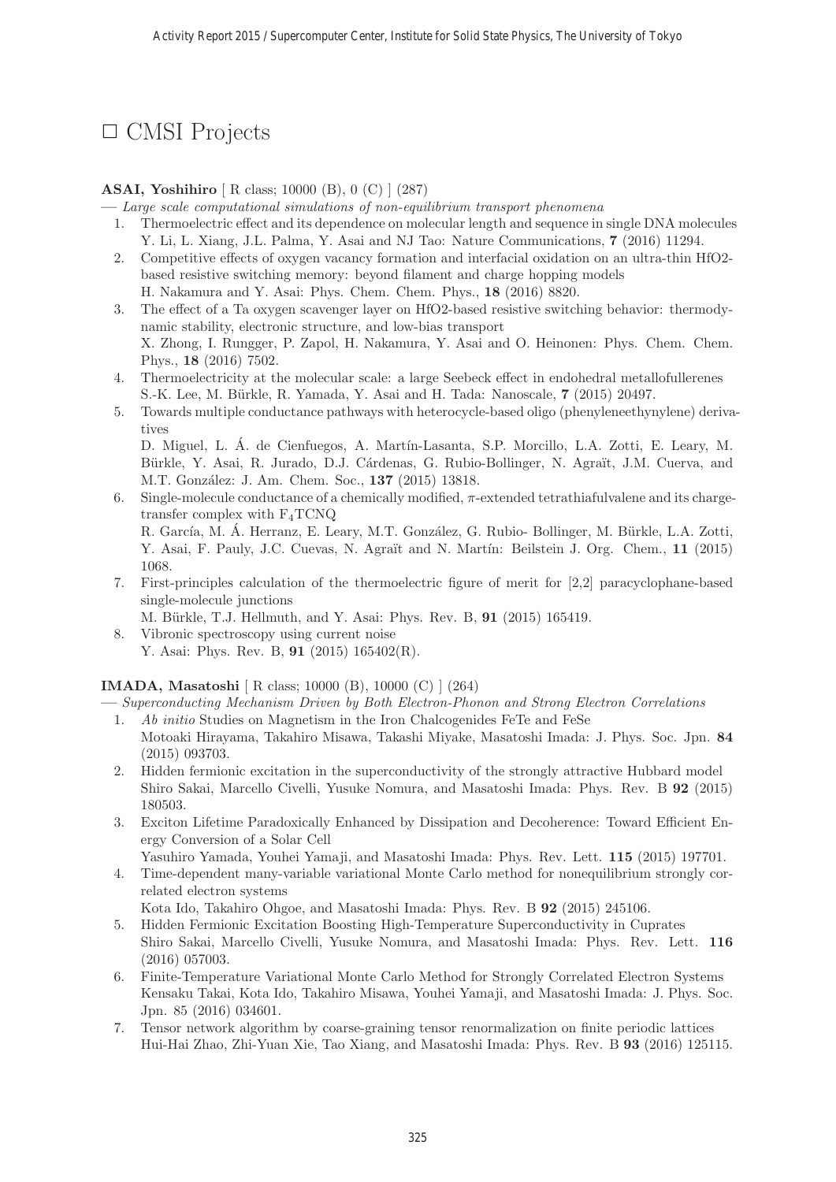# □ CMSI Projects

**ASAI, Yoshihiro** [ R class; 10000 (B), 0 (C) ] (287)

— *Large scale computational simulations of non-equilibrium transport phenomena*

1. Thermoelectric effect and its dependence on molecular length and sequence in single DNA molecules
   Y. Li, L. Xiang, J.L. Palma, Y. Asai and NJ Tao: Nature Communications, **7** (2016) 11294.
2. Competitive effects of oxygen vacancy formation and interfacial oxidation on an ultra-thin HfO2-based resistive switching memory: beyond filament and charge hopping models
   H. Nakamura and Y. Asai: Phys. Chem. Chem. Phys., **18** (2016) 8820.
3. The effect of a Ta oxygen scavenger layer on HfO2-based resistive switching behavior: thermodynamic stability, electronic structure, and low-bias transport
   X. Zhong, I. Rungger, P. Zapol, H. Nakamura, Y. Asai and O. Heinonen: Phys. Chem. Chem. Phys., **18** (2016) 7502.
4. Thermoelectricity at the molecular scale: a large Seebeck effect in endohedral metallofullerenes
   S.-K. Lee, M. Bürkle, R. Yamada, Y. Asai and H. Tada: Nanoscale, **7** (2015) 20497.
5. Towards multiple conductance pathways with heterocycle-based oligo (phenyleneethynylene) derivatives
   D. Miguel, L. Á. de Cienfuegos, A. Martín-Lasanta, S.P. Morcillo, L.A. Zotti, E. Leary, M. Bürkle, Y. Asai, R. Jurado, D.J. Cárdenas, G. Rubio-Bollinger, N. Agraït, J.M. Cuerva, and M.T. González: J. Am. Chem. Soc., **137** (2015) 13818.
6. Single-molecule conductance of a chemically modified, $\pi$-extended tetrathiafulvalene and its charge-transfer complex with $F_4$TCNQ
   R. García, M. Á. Herranz, E. Leary, M.T. González, G. Rubio- Bollinger, M. Bürkle, L.A. Zotti, Y. Asai, F. Pauly, J.C. Cuevas, N. Agraït and N. Martín: Beilstein J. Org. Chem., **11** (2015) 1068.
7. First-principles calculation of the thermoelectric figure of merit for [2,2] paracyclophane-based single-molecule junctions
   M. Bürkle, T.J. Hellmuth, and Y. Asai: Phys. Rev. B, **91** (2015) 165419.
8. Vibronic spectroscopy using current noise
   Y. Asai: Phys. Rev. B, **91** (2015) 165402(R).

**IMADA, Masatoshi** [ R class; 10000 (B), 10000 (C) ] (264)

— *Superconducting Mechanism Driven by Both Electron-Phonon and Strong Electron Correlations*

1. *Ab initio* Studies on Magnetism in the Iron Chalcogenides FeTe and FeSe
   Motoaki Hirayama, Takahiro Misawa, Takashi Miyake, Masatoshi Imada: J. Phys. Soc. Jpn. **84** (2015) 093703.
2. Hidden fermionic excitation in the superconductivity of the strongly attractive Hubbard model
   Shiro Sakai, Marcello Civelli, Yusuke Nomura, and Masatoshi Imada: Phys. Rev. B **92** (2015) 180503.
3. Exciton Lifetime Paradoxically Enhanced by Dissipation and Decoherence: Toward Efficient Energy Conversion of a Solar Cell
   Yasuhiro Yamada, Youhei Yamaji, and Masatoshi Imada: Phys. Rev. Lett. **115** (2015) 197701.
4. Time-dependent many-variable variational Monte Carlo method for nonequilibrium strongly correlated electron systems
   Kota Ido, Takahiro Ohgoe, and Masatoshi Imada: Phys. Rev. B **92** (2015) 245106.
5. Hidden Fermionic Excitation Boosting High-Temperature Superconductivity in Cuprates
   Shiro Sakai, Marcello Civelli, Yusuke Nomura, and Masatoshi Imada: Phys. Rev. Lett. **116** (2016) 057003.
6. Finite-Temperature Variational Monte Carlo Method for Strongly Correlated Electron Systems
   Kensaku Takai, Kota Ido, Takahiro Misawa, Youhei Yamaji, and Masatoshi Imada: J. Phys. Soc. Jpn. 85 (2016) 034601.
7. Tensor network algorithm by coarse-graining tensor renormalization on finite periodic lattices
   Hui-Hai Zhao, Zhi-Yuan Xie, Tao Xiang, and Masatoshi Imada: Phys. Rev. B **93** (2016) 125115.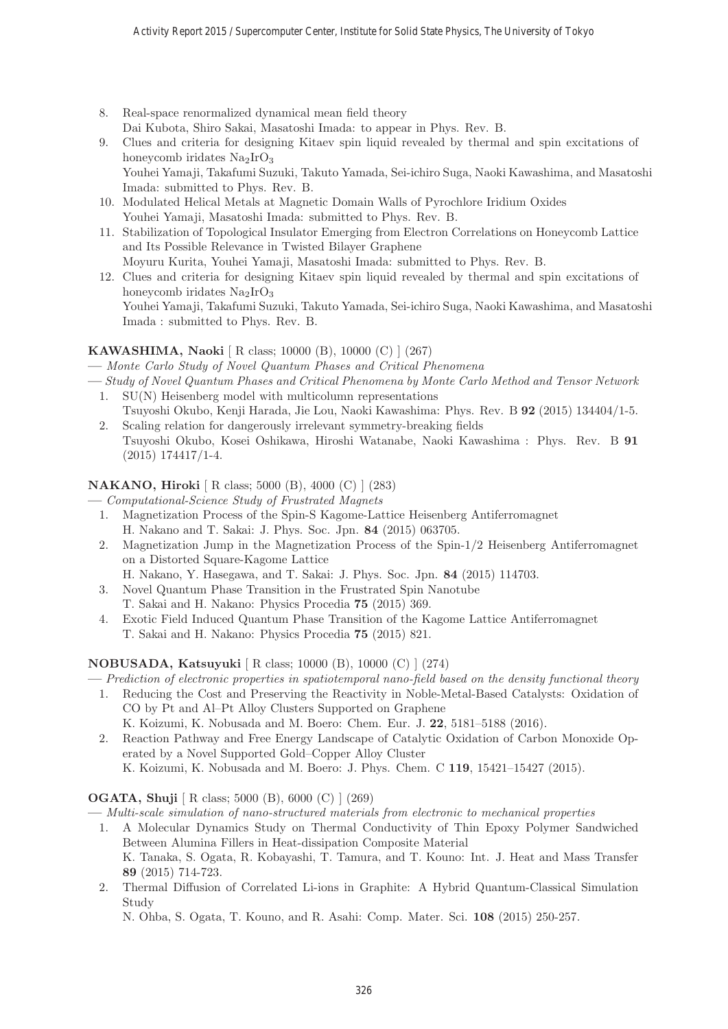8. Real-space renormalized dynamical mean field theory
   Dai Kubota, Shiro Sakai, Masatoshi Imada: to appear in Phys. Rev. B.
9. Clues and criteria for designing Kitaev spin liquid revealed by thermal and spin excitations of honeycomb iridates $Na_2IrO_3$
   Youhei Yamaji, Takafumi Suzuki, Takuto Yamada, Sei-ichiro Suga, Naoki Kawashima, and Masatoshi Imada: submitted to Phys. Rev. B.
10. Modulated Helical Metals at Magnetic Domain Walls of Pyrochlore Iridium Oxides
    Youhei Yamaji, Masatoshi Imada: submitted to Phys. Rev. B.
11. Stabilization of Topological Insulator Emerging from Electron Correlations on Honeycomb Lattice and Its Possible Relevance in Twisted Bilayer Graphene
    Moyuru Kurita, Youhei Yamaji, Masatoshi Imada: submitted to Phys. Rev. B.
12. Clues and criteria for designing Kitaev spin liquid revealed by thermal and spin excitations of honeycomb iridates $Na_2IrO_3$
    Youhei Yamaji, Takafumi Suzuki, Takuto Yamada, Sei-ichiro Suga, Naoki Kawashima, and Masatoshi Imada : submitted to Phys. Rev. B.

**KAWASHIMA, Naoki** [ R class; 10000 (B), 10000 (C) ] (267)

— *Monte Carlo Study of Novel Quantum Phases and Critical Phenomena*

— *Study of Novel Quantum Phases and Critical Phenomena by Monte Carlo Method and Tensor Network*

1. SU(N) Heisenberg model with multicolumn representations
   Tsuyoshi Okubo, Kenji Harada, Jie Lou, Naoki Kawashima: Phys. Rev. B **92** (2015) 134404/1-5.
2. Scaling relation for dangerously irrelevant symmetry-breaking fields
   Tsuyoshi Okubo, Kosei Oshikawa, Hiroshi Watanabe, Naoki Kawashima : Phys. Rev. B **91** (2015) 174417/1-4.

**NAKANO, Hiroki** [ R class; 5000 (B), 4000 (C) ] (283)

— *Computational-Science Study of Frustrated Magnets*

1. Magnetization Process of the Spin-S Kagome-Lattice Heisenberg Antiferromagnet
   H. Nakano and T. Sakai: J. Phys. Soc. Jpn. **84** (2015) 063705.
2. Magnetization Jump in the Magnetization Process of the Spin-1/2 Heisenberg Antiferromagnet on a Distorted Square-Kagome Lattice
   H. Nakano, Y. Hasegawa, and T. Sakai: J. Phys. Soc. Jpn. **84** (2015) 114703.
3. Novel Quantum Phase Transition in the Frustrated Spin Nanotube
   T. Sakai and H. Nakano: Physics Procedia **75** (2015) 369.
4. Exotic Field Induced Quantum Phase Transition of the Kagome Lattice Antiferromagnet
   T. Sakai and H. Nakano: Physics Procedia **75** (2015) 821.

**NOBUSADA, Katsuyuki** [ R class; 10000 (B), 10000 (C) ] (274)

— *Prediction of electronic properties in spatiotemporal nano-field based on the density functional theory*

1. Reducing the Cost and Preserving the Reactivity in Noble-Metal-Based Catalysts: Oxidation of CO by Pt and Al–Pt Alloy Clusters Supported on Graphene
   K. Koizumi, K. Nobusada and M. Boero: Chem. Eur. J. **22**, 5181–5188 (2016).
2. Reaction Pathway and Free Energy Landscape of Catalytic Oxidation of Carbon Monoxide Operated by a Novel Supported Gold–Copper Alloy Cluster
   K. Koizumi, K. Nobusada and M. Boero: J. Phys. Chem. C **119**, 15421–15427 (2015).

**OGATA, Shuji** [ R class; 5000 (B), 6000 (C) ] (269)

— *Multi-scale simulation of nano-structured materials from electronic to mechanical properties*

1. A Molecular Dynamics Study on Thermal Conductivity of Thin Epoxy Polymer Sandwiched Between Alumina Fillers in Heat-dissipation Composite Material
   K. Tanaka, S. Ogata, R. Kobayashi, T. Tamura, and T. Kouno: Int. J. Heat and Mass Transfer **89** (2015) 714-723.
2. Thermal Diffusion of Correlated Li-ions in Graphite: A Hybrid Quantum-Classical Simulation Study
   N. Ohba, S. Ogata, T. Kouno, and R. Asahi: Comp. Mater. Sci. **108** (2015) 250-257.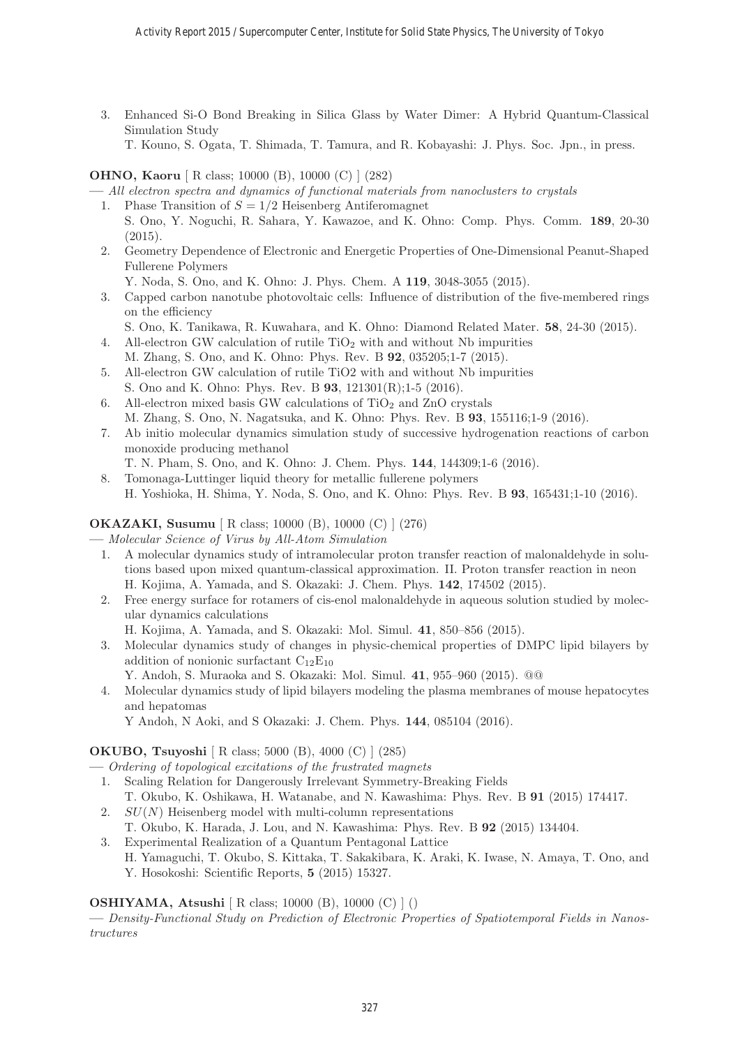3. Enhanced Si-O Bond Breaking in Silica Glass by Water Dimer: A Hybrid Quantum-Classical Simulation Study
   T. Kouno, S. Ogata, T. Shimada, T. Tamura, and R. Kobayashi: J. Phys. Soc. Jpn., in press.

**OHNO, Kaoru** [ R class; 10000 (B), 10000 (C) ] (282)

— *All electron spectra and dynamics of functional materials from nanoclusters to crystals*

1. Phase Transition of $S = 1/2$ Heisenberg Antiferomagnet
   S. Ono, Y. Noguchi, R. Sahara, Y. Kawazoe, and K. Ohno: Comp. Phys. Comm. **189**, 20-30 (2015).
2. Geometry Dependence of Electronic and Energetic Properties of One-Dimensional Peanut-Shaped Fullerene Polymers
   Y. Noda, S. Ono, and K. Ohno: J. Phys. Chem. A **119**, 3048-3055 (2015).
3. Capped carbon nanotube photovoltaic cells: Influence of distribution of the five-membered rings on the efficiency
   S. Ono, K. Tanikawa, R. Kuwahara, and K. Ohno: Diamond Related Mater. **58**, 24-30 (2015).
4. All-electron GW calculation of rutile $TiO_2$ with and without Nb impurities
   M. Zhang, S. Ono, and K. Ohno: Phys. Rev. B **92**, 035205;1-7 (2015).
5. All-electron GW calculation of rutile TiO2 with and without Nb impurities
   S. Ono and K. Ohno: Phys. Rev. B **93**, 121301(R);1-5 (2016).
6. All-electron mixed basis GW calculations of $TiO_2$ and ZnO crystals
   M. Zhang, S. Ono, N. Nagatsuka, and K. Ohno: Phys. Rev. B **93**, 155116;1-9 (2016).
7. Ab initio molecular dynamics simulation study of successive hydrogenation reactions of carbon monoxide producing methanol
   T. N. Pham, S. Ono, and K. Ohno: J. Chem. Phys. **144**, 144309;1-6 (2016).
8. Tomonaga-Luttinger liquid theory for metallic fullerene polymers
   H. Yoshioka, H. Shima, Y. Noda, S. Ono, and K. Ohno: Phys. Rev. B **93**, 165431;1-10 (2016).

**OKAZAKI, Susumu** [ R class; 10000 (B), 10000 (C) ] (276)

— *Molecular Science of Virus by All-Atom Simulation*

1. A molecular dynamics study of intramolecular proton transfer reaction of malonaldehyde in solutions based upon mixed quantum-classical approximation. II. Proton transfer reaction in neon
   H. Kojima, A. Yamada, and S. Okazaki: J. Chem. Phys. **142**, 174502 (2015).
2. Free energy surface for rotamers of cis-enol malonaldehyde in aqueous solution studied by molecular dynamics calculations
   H. Kojima, A. Yamada, and S. Okazaki: Mol. Simul. **41**, 850–856 (2015).
3. Molecular dynamics study of changes in physic-chemical properties of DMPC lipid bilayers by addition of nonionic surfactant $C_{12}E_{10}$
   Y. Andoh, S. Muraoka and S. Okazaki: Mol. Simul. **41**, 955–960 (2015). @@
4. Molecular dynamics study of lipid bilayers modeling the plasma membranes of mouse hepatocytes and hepatomas
   Y Andoh, N Aoki, and S Okazaki: J. Chem. Phys. **144**, 085104 (2016).

**OKUBO, Tsuyoshi** [ R class; 5000 (B), 4000 (C) ] (285)

— *Ordering of topological excitations of the frustrated magnets*

1. Scaling Relation for Dangerously Irrelevant Symmetry-Breaking Fields
   T. Okubo, K. Oshikawa, H. Watanabe, and N. Kawashima: Phys. Rev. B **91** (2015) 174417.
2. $SU(N)$ Heisenberg model with multi-column representations
   T. Okubo, K. Harada, J. Lou, and N. Kawashima: Phys. Rev. B **92** (2015) 134404.
3. Experimental Realization of a Quantum Pentagonal Lattice
   H. Yamaguchi, T. Okubo, S. Kittaka, T. Sakakibara, K. Araki, K. Iwase, N. Amaya, T. Ono, and Y. Hosokoshi: Scientific Reports, **5** (2015) 15327.

**OSHIYAMA, Atsushi** [ R class; 10000 (B), 10000 (C) ] ()

— *Density-Functional Study on Prediction of Electronic Properties of Spatiotemporal Fields in Nanostructures*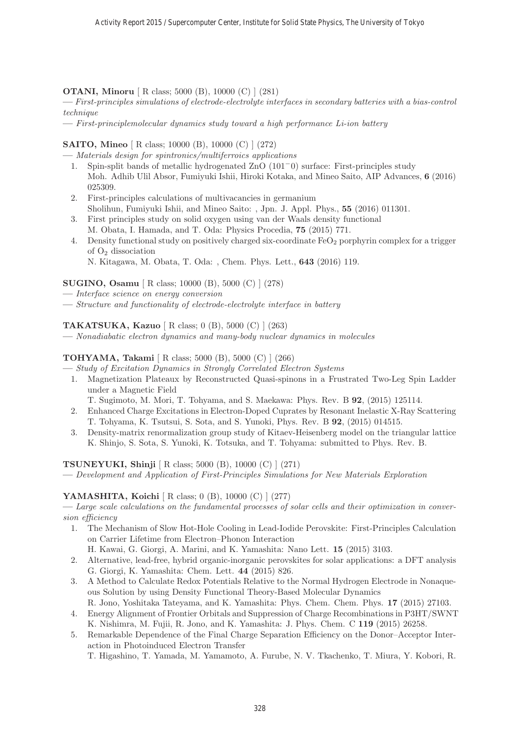**OTANI, Minoru** [ R class; 5000 (B), 10000 (C) ] (281)

— *First-principles simulations of electrode-electrolyte interfaces in secondary batteries with a bias-control technique*

— *First-principlemolecular dynamics study toward a high performance Li-ion battery*

**SAITO, Mineo** [ R class; 10000 (B), 10000 (C) ] (272)

— *Materials design for spintronics/multiferroics applications*

1. Spin-split bands of metallic hydrogenated ZnO $(10\bar{1}0)$ surface: First-principles study
   Moh. Adhib Ulil Absor, Fumiyuki Ishii, Hiroki Kotaka, and Mineo Saito, AIP Advances, **6** (2016) 025309.
2. First-principles calculations of multivacancies in germanium
   Sholihun, Fumiyuki Ishii, and Mineo Saito: , Jpn. J. Appl. Phys., **55** (2016) 011301.
3. First principles study on solid oxygen using van der Waals density functional
   M. Obata, I. Hamada, and T. Oda: Physics Procedia, **75** (2015) 771.
4. Density functional study on positively charged six-coordinate $FeO_2$ porphyrin complex for a trigger of $O_2$ dissociation
   N. Kitagawa, M. Obata, T. Oda: , Chem. Phys. Lett., **643** (2016) 119.

**SUGINO, Osamu** [ R class; 10000 (B), 5000 (C) ] (278)

— *Interface science on energy conversion*

— *Structure and functionality of electrode-electrolyte interface in battery*

**TAKATSUKA, Kazuo** [ R class; 0 (B), 5000 (C) ] (263)

— *Nonadiabatic electron dynamics and many-body nuclear dynamics in molecules*

**TOHYAMA, Takami** [ R class; 5000 (B), 5000 (C) ] (266)

— *Study of Excitation Dynamics in Strongly Correlated Electron Systems*

1. Magnetization Plateaux by Reconstructed Quasi-spinons in a Frustrated Two-Leg Spin Ladder under a Magnetic Field
   T. Sugimoto, M. Mori, T. Tohyama, and S. Maekawa: Phys. Rev. B **92**, (2015) 125114.
2. Enhanced Charge Excitations in Electron-Doped Cuprates by Resonant Inelastic X-Ray Scattering
   T. Tohyama, K. Tsutsui, S. Sota, and S. Yunoki, Phys. Rev. B **92**, (2015) 014515.
3. Density-matrix renormalization group study of Kitaev-Heisenberg model on the triangular lattice
   K. Shinjo, S. Sota, S. Yunoki, K. Totsuka, and T. Tohyama: submitted to Phys. Rev. B.

**TSUNEYUKI, Shinji** [ R class; 5000 (B), 10000 (C) ] (271)

— *Development and Application of First-Principles Simulations for New Materials Exploration*

**YAMASHITA, Koichi** [ R class; 0 (B), 10000 (C) ] (277)

— *Large scale calculations on the fundamental processes of solar cells and their optimization in conversion efficiency*

1. The Mechanism of Slow Hot-Hole Cooling in Lead-Iodide Perovskite: First-Principles Calculation on Carrier Lifetime from Electron–Phonon Interaction
   H. Kawai, G. Giorgi, A. Marini, and K. Yamashita: Nano Lett. **15** (2015) 3103.
2. Alternative, lead-free, hybrid organic-inorganic perovskites for solar applications: a DFT analysis
   G. Giorgi, K. Yamashita: Chem. Lett. **44** (2015) 826.
3. A Method to Calculate Redox Potentials Relative to the Normal Hydrogen Electrode in Nonaqueous Solution by using Density Functional Theory-Based Molecular Dynamics
   R. Jono, Yoshitaka Tateyama, and K. Yamashita: Phys. Chem. Chem. Phys. **17** (2015) 27103.
4. Energy Alignment of Frontier Orbitals and Suppression of Charge Recombinations in P3HT/SWNT
   K. Nishimra, M. Fujii, R. Jono, and K. Yamashita: J. Phys. Chem. C **119** (2015) 26258.
5. Remarkable Dependence of the Final Charge Separation Efficiency on the Donor–Acceptor Interaction in Photoinduced Electron Transfer
   T. Higashino, T. Yamada, M. Yamamoto, A. Furube, N. V. Tkachenko, T. Miura, Y. Kobori, R.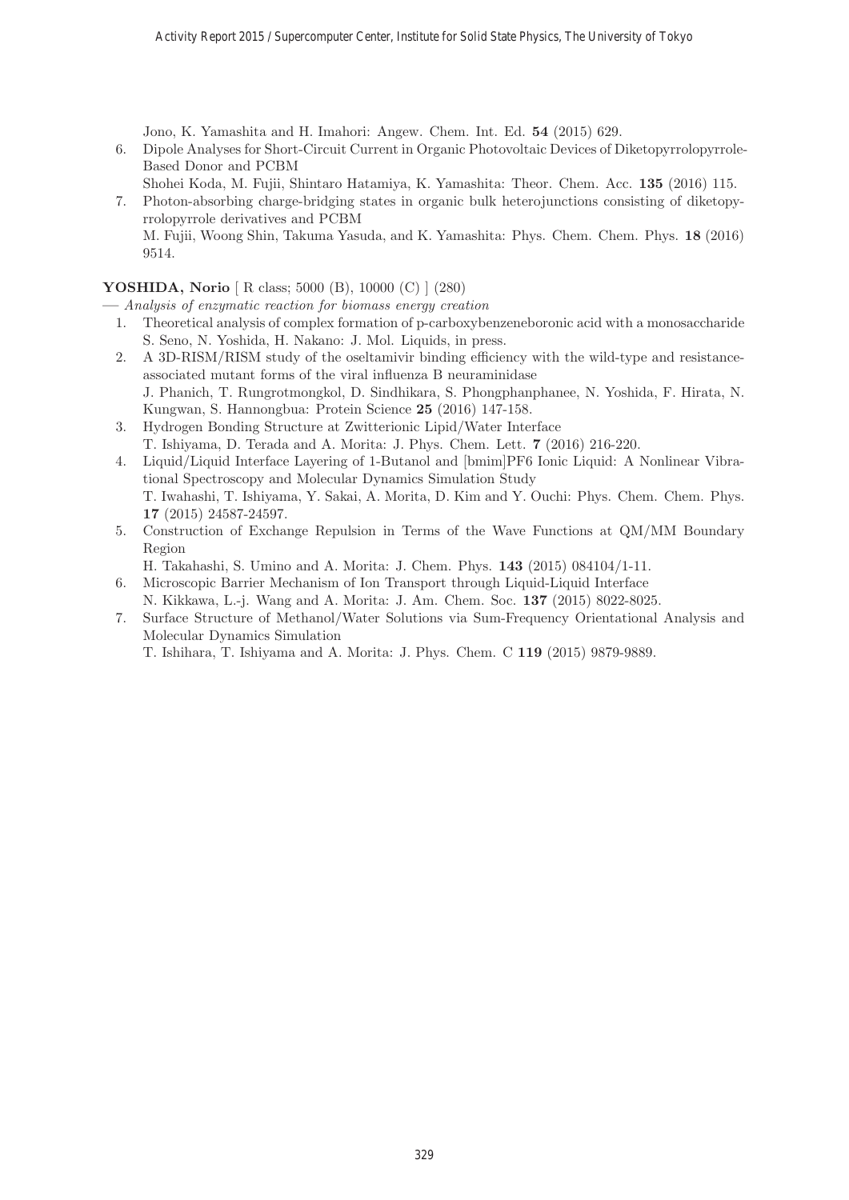Jono, K. Yamashita and H. Imahori: Angew. Chem. Int. Ed. **54** (2015) 629.

6. Dipole Analyses for Short-Circuit Current in Organic Photovoltaic Devices of Diketopyrrolopyrrole-Based Donor and PCBM
   Shohei Koda, M. Fujii, Shintaro Hatamiya, K. Yamashita: Theor. Chem. Acc. **135** (2016) 115.
7. Photon-absorbing charge-bridging states in organic bulk heterojunctions consisting of diketopyrrolopyrrole derivatives and PCBM
   M. Fujii, Woong Shin, Takuma Yasuda, and K. Yamashita: Phys. Chem. Chem. Phys. **18** (2016) 9514.

**YOSHIDA, Norio** [ R class; 5000 (B), 10000 (C) ] (280)

— *Analysis of enzymatic reaction for biomass energy creation*

1. Theoretical analysis of complex formation of p-carboxybenzeneboronic acid with a monosaccharide
   S. Seno, N. Yoshida, H. Nakano: J. Mol. Liquids, in press.
2. A 3D-RISM/RISM study of the oseltamivir binding efficiency with the wild-type and resistance-associated mutant forms of the viral influenza B neuraminidase
   J. Phanich, T. Rungrotmongkol, D. Sindhikara, S. Phongphanphanee, N. Yoshida, F. Hirata, N. Kungwan, S. Hannongbua: Protein Science **25** (2016) 147-158.
3. Hydrogen Bonding Structure at Zwitterionic Lipid/Water Interface
   T. Ishiyama, D. Terada and A. Morita: J. Phys. Chem. Lett. **7** (2016) 216-220.
4. Liquid/Liquid Interface Layering of 1-Butanol and [bmim]PF6 Ionic Liquid: A Nonlinear Vibrational Spectroscopy and Molecular Dynamics Simulation Study
   T. Iwahashi, T. Ishiyama, Y. Sakai, A. Morita, D. Kim and Y. Ouchi: Phys. Chem. Chem. Phys. **17** (2015) 24587-24597.
5. Construction of Exchange Repulsion in Terms of the Wave Functions at QM/MM Boundary Region
   H. Takahashi, S. Umino and A. Morita: J. Chem. Phys. **143** (2015) 084104/1-11.
6. Microscopic Barrier Mechanism of Ion Transport through Liquid-Liquid Interface
   N. Kikkawa, L.-j. Wang and A. Morita: J. Am. Chem. Soc. **137** (2015) 8022-8025.
7. Surface Structure of Methanol/Water Solutions via Sum-Frequency Orientational Analysis and Molecular Dynamics Simulation
   T. Ishihara, T. Ishiyama and A. Morita: J. Phys. Chem. C **119** (2015) 9879-9889.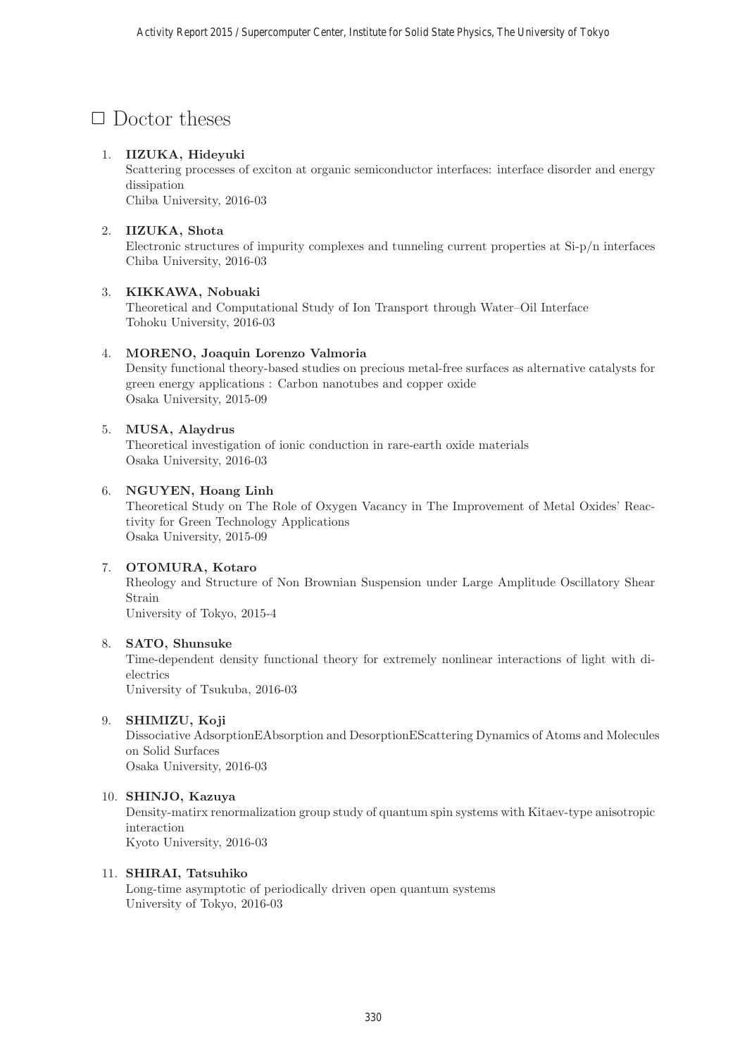# □ Doctor theses

1. **IIZUKA, Hideyuki**
   Scattering processes of exciton at organic semiconductor interfaces: interface disorder and energy dissipation
   Chiba University, 2016-03

2. **IIZUKA, Shota**
   Electronic structures of impurity complexes and tunneling current properties at Si-p/n interfaces
   Chiba University, 2016-03

3. **KIKKAWA, Nobuaki**
   Theoretical and Computational Study of Ion Transport through Water–Oil Interface
   Tohoku University, 2016-03

4. **MORENO, Joaquin Lorenzo Valmoria**
   Density functional theory-based studies on precious metal-free surfaces as alternative catalysts for green energy applications : Carbon nanotubes and copper oxide
   Osaka University, 2015-09

5. **MUSA, Alaydrus**
   Theoretical investigation of ionic conduction in rare-earth oxide materials
   Osaka University, 2016-03

6. **NGUYEN, Hoang Linh**
   Theoretical Study on The Role of Oxygen Vacancy in The Improvement of Metal Oxides' Reactivity for Green Technology Applications
   Osaka University, 2015-09

7. **OTOMURA, Kotaro**
   Rheology and Structure of Non Brownian Suspension under Large Amplitude Oscillatory Shear Strain
   University of Tokyo, 2015-4

8. **SATO, Shunsuke**
   Time-dependent density functional theory for extremely nonlinear interactions of light with dielectrics
   University of Tsukuba, 2016-03

9. **SHIMIZU, Koji**
   Dissociative AdsorptionEAbsorption and DesorptionEScattering Dynamics of Atoms and Molecules on Solid Surfaces
   Osaka University, 2016-03

10. **SHINJO, Kazuya**
    Density-matirx renormalization group study of quantum spin systems with Kitaev-type anisotropic interaction
    Kyoto University, 2016-03

11. **SHIRAI, Tatsuhiko**
    Long-time asymptotic of periodically driven open quantum systems
    University of Tokyo, 2016-03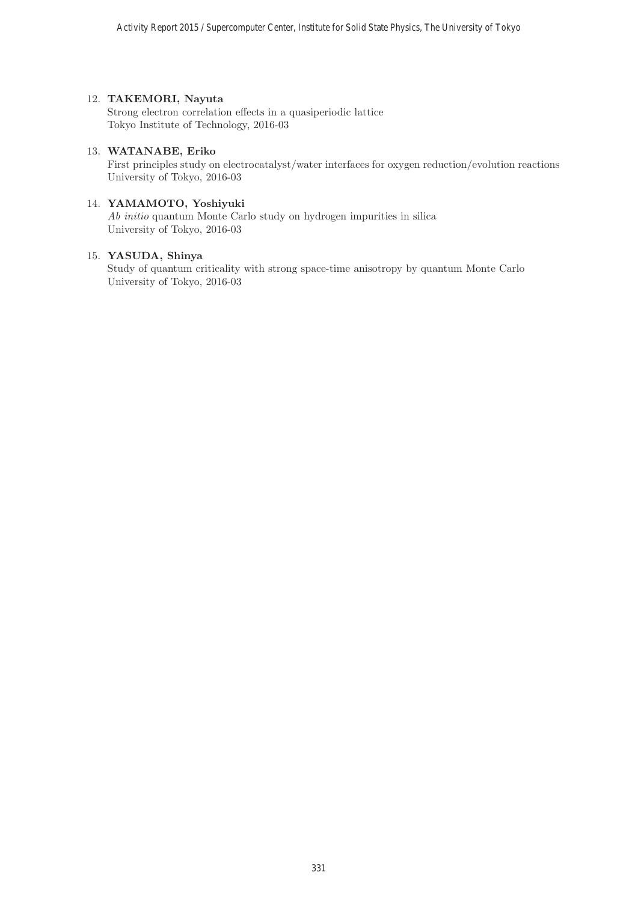12. **TAKEMORI, Nayuta**
    Strong electron correlation effects in a quasiperiodic lattice
    Tokyo Institute of Technology, 2016-03

13. **WATANABE, Eriko**
    First principles study on electrocatalyst/water interfaces for oxygen reduction/evolution reactions
    University of Tokyo, 2016-03

14. **YAMAMOTO, Yoshiyuki**
    *Ab initio* quantum Monte Carlo study on hydrogen impurities in silica
    University of Tokyo, 2016-03

15. **YASUDA, Shinya**
    Study of quantum criticality with strong space-time anisotropy by quantum Monte Carlo
    University of Tokyo, 2016-03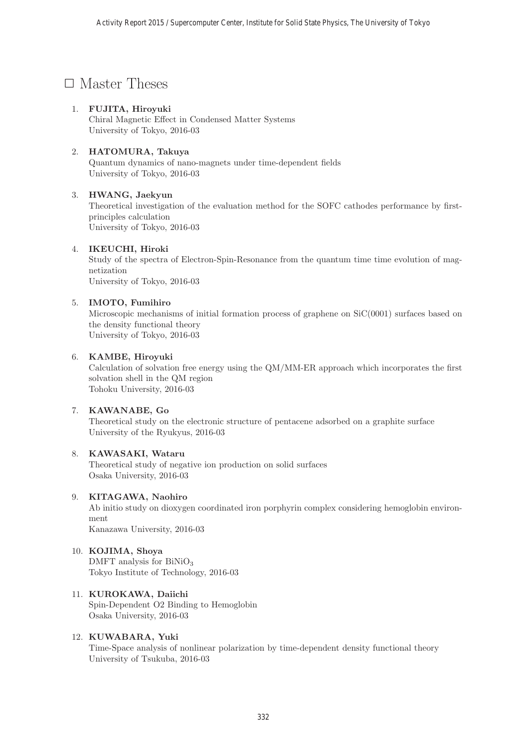# □ Master Theses

1. **FUJITA, Hiroyuki**
   Chiral Magnetic Effect in Condensed Matter Systems
   University of Tokyo, 2016-03

2. **HATOMURA, Takuya**
   Quantum dynamics of nano-magnets under time-dependent fields
   University of Tokyo, 2016-03

3. **HWANG, Jaekyun**
   Theoretical investigation of the evaluation method for the SOFC cathodes performance by first-principles calculation
   University of Tokyo, 2016-03

4. **IKEUCHI, Hiroki**
   Study of the spectra of Electron-Spin-Resonance from the quantum time time evolution of magnetization
   University of Tokyo, 2016-03

5. **IMOTO, Fumihiro**
   Microscopic mechanisms of initial formation process of graphene on SiC(0001) surfaces based on the density functional theory
   University of Tokyo, 2016-03

6. **KAMBE, Hiroyuki**
   Calculation of solvation free energy using the QM/MM-ER approach which incorporates the first solvation shell in the QM region
   Tohoku University, 2016-03

7. **KAWANABE, Go**
   Theoretical study on the electronic structure of pentacene adsorbed on a graphite surface
   University of the Ryukyus, 2016-03

8. **KAWASAKI, Wataru**
   Theoretical study of negative ion production on solid surfaces
   Osaka University, 2016-03

9. **KITAGAWA, Naohiro**
   Ab initio study on dioxygen coordinated iron porphyrin complex considering hemoglobin environment
   Kanazawa University, 2016-03

10. **KOJIMA, Shoya**
    DMFT analysis for $BiNiO_3$
    Tokyo Institute of Technology, 2016-03

11. **KUROKAWA, Daiichi**
    Spin-Dependent O2 Binding to Hemoglobin
    Osaka University, 2016-03

12. **KUWABARA, Yuki**
    Time-Space analysis of nonlinear polarization by time-dependent density functional theory
    University of Tsukuba, 2016-03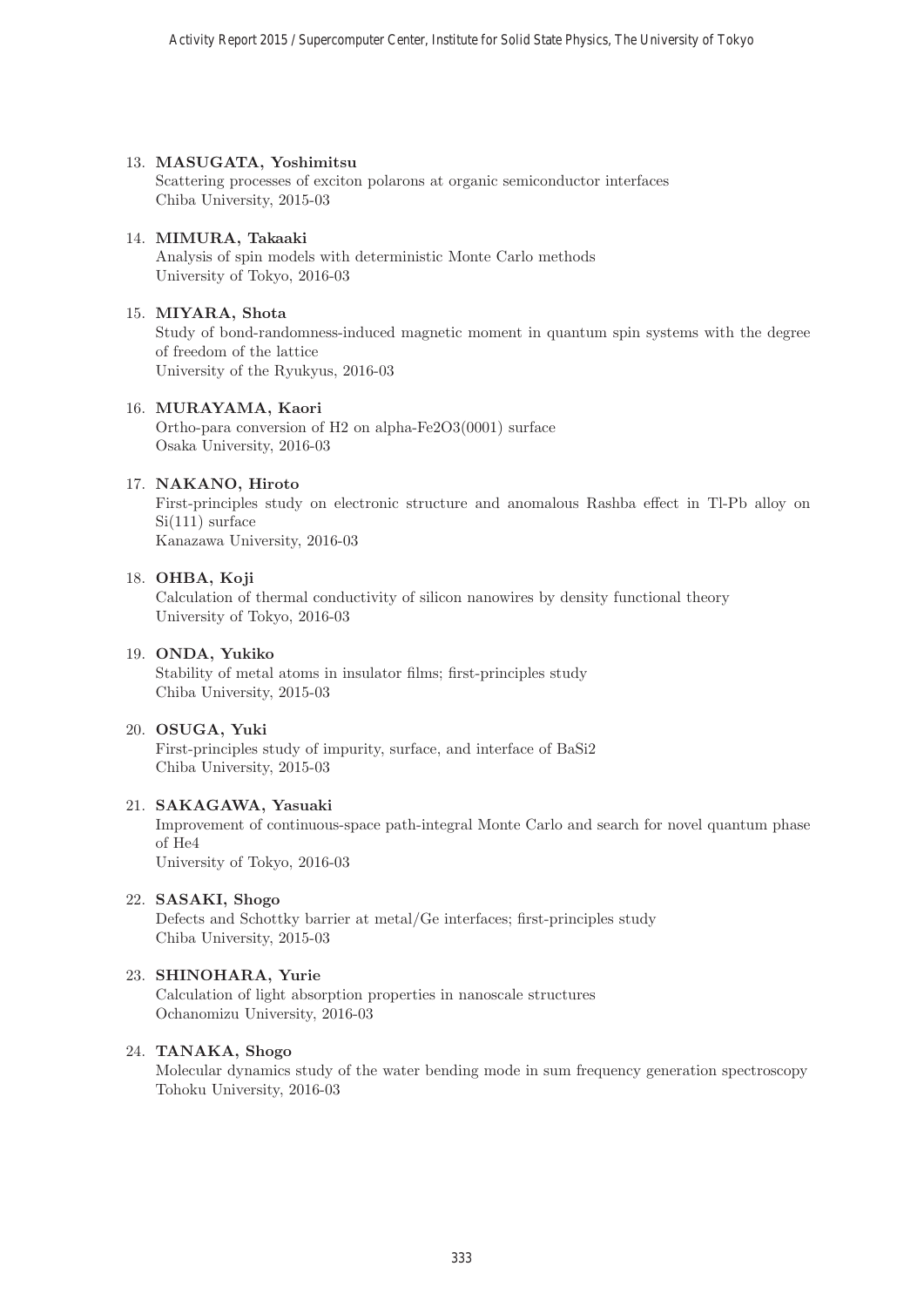13. **MASUGATA, Yoshimitsu**
    Scattering processes of exciton polarons at organic semiconductor interfaces
    Chiba University, 2015-03

14. **MIMURA, Takaaki**
    Analysis of spin models with deterministic Monte Carlo methods
    University of Tokyo, 2016-03

15. **MIYARA, Shota**
    Study of bond-randomness-induced magnetic moment in quantum spin systems with the degree of freedom of the lattice
    University of the Ryukyus, 2016-03

16. **MURAYAMA, Kaori**
    Ortho-para conversion of H2 on alpha-Fe2O3(0001) surface
    Osaka University, 2016-03

17. **NAKANO, Hiroto**
    First-principles study on electronic structure and anomalous Rashba effect in Tl-Pb alloy on Si(111) surface
    Kanazawa University, 2016-03

18. **OHBA, Koji**
    Calculation of thermal conductivity of silicon nanowires by density functional theory
    University of Tokyo, 2016-03

19. **ONDA, Yukiko**
    Stability of metal atoms in insulator films; first-principles study
    Chiba University, 2015-03

20. **OSUGA, Yuki**
    First-principles study of impurity, surface, and interface of BaSi2
    Chiba University, 2015-03

21. **SAKAGAWA, Yasuaki**
    Improvement of continuous-space path-integral Monte Carlo and search for novel quantum phase of He4
    University of Tokyo, 2016-03

22. **SASAKI, Shogo**
    Defects and Schottky barrier at metal/Ge interfaces; first-principles study
    Chiba University, 2015-03

23. **SHINOHARA, Yurie**
    Calculation of light absorption properties in nanoscale structures
    Ochanomizu University, 2016-03

24. **TANAKA, Shogo**
    Molecular dynamics study of the water bending mode in sum frequency generation spectroscopy
    Tohoku University, 2016-03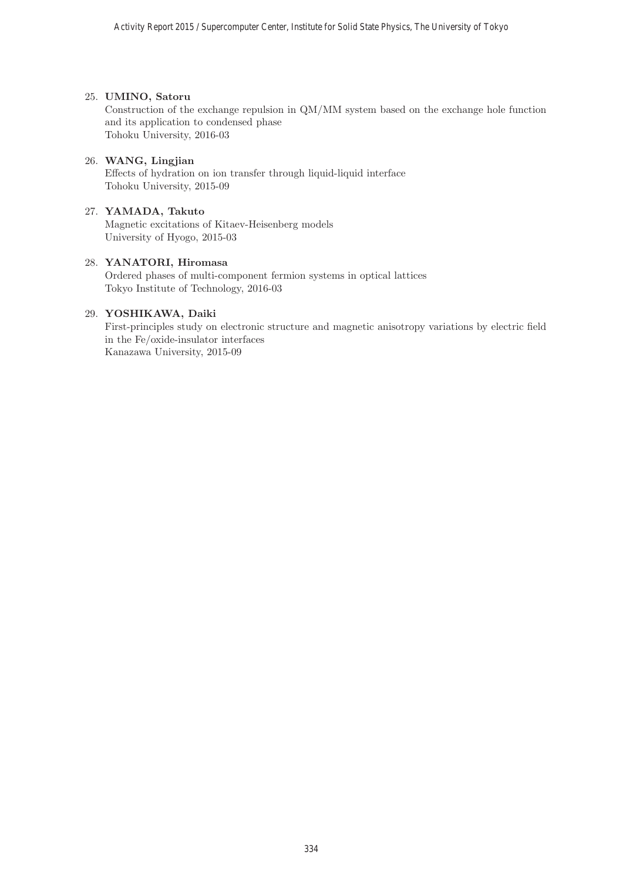25. **UMINO, Satoru**
    Construction of the exchange repulsion in QM/MM system based on the exchange hole function and its application to condensed phase
    Tohoku University, 2016-03

26. **WANG, Lingjian**
    Effects of hydration on ion transfer through liquid-liquid interface
    Tohoku University, 2015-09

27. **YAMADA, Takuto**
    Magnetic excitations of Kitaev-Heisenberg models
    University of Hyogo, 2015-03

28. **YANATORI, Hiromasa**
    Ordered phases of multi-component fermion systems in optical lattices
    Tokyo Institute of Technology, 2016-03

29. **YOSHIKAWA, Daiki**
    First-principles study on electronic structure and magnetic anisotropy variations by electric field in the Fe/oxide-insulator interfaces
    Kanazawa University, 2015-09